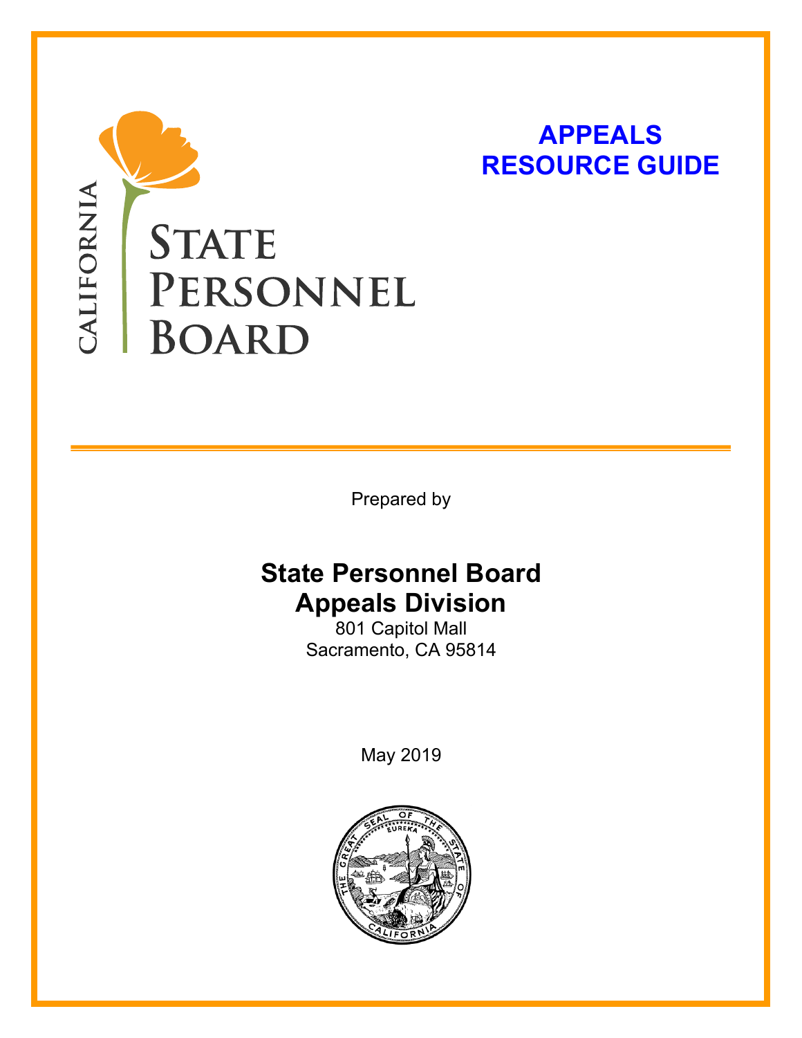CALIFORNIA

STATE PERSONNEL BOARD

# APPEALS RESOURCE GUIDE

Prepared by

**State Personnel Board**
**Appeals Division**

801 Capitol Mall
Sacramento, CA 95814

May 2019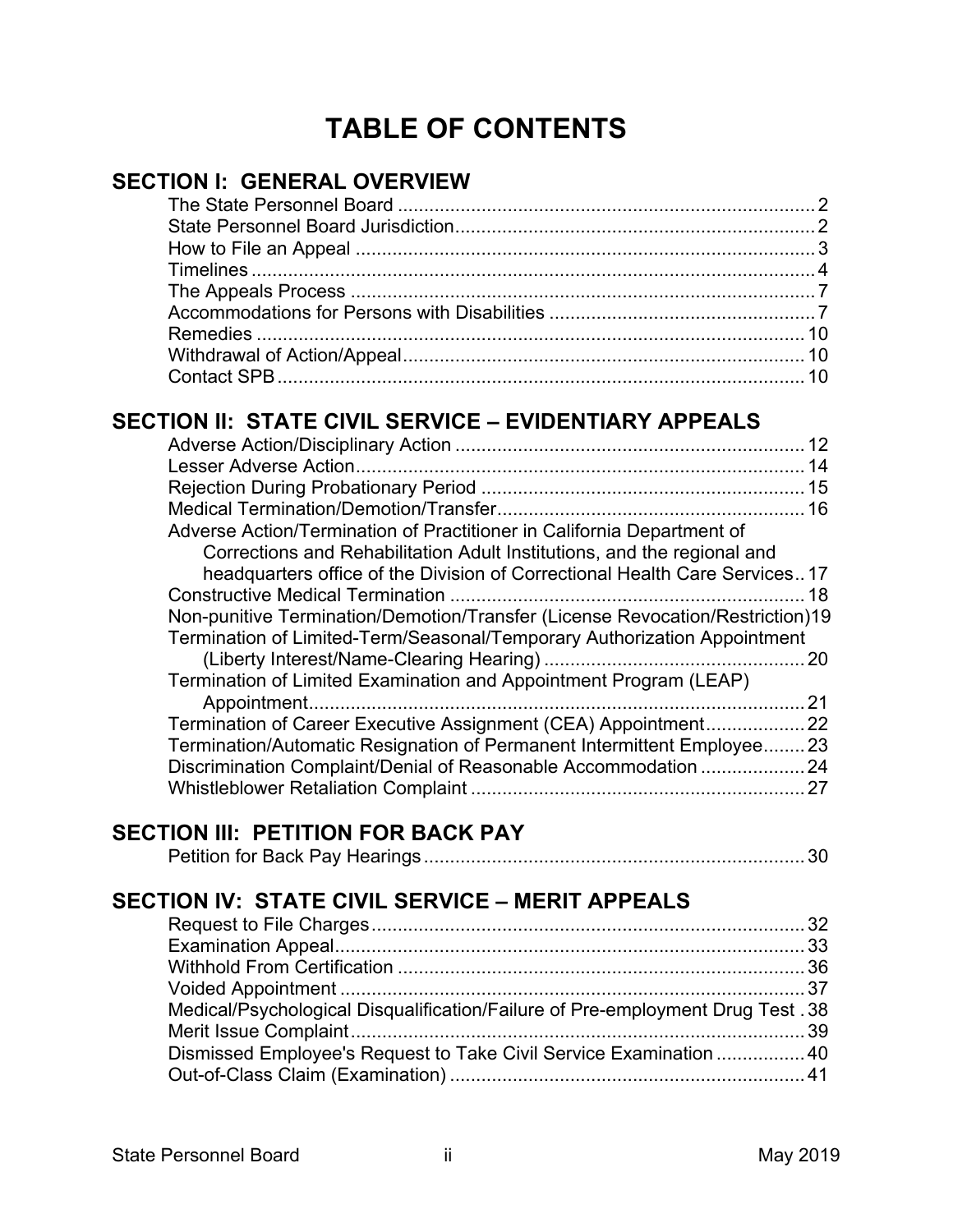# TABLE OF CONTENTS

## SECTION I: GENERAL OVERVIEW

- The State Personnel Board ... 2
- State Personnel Board Jurisdiction ... 2
- How to File an Appeal ... 3
- Timelines ... 4
- The Appeals Process ... 7
- Accommodations for Persons with Disabilities ... 7
- Remedies ... 10
- Withdrawal of Action/Appeal ... 10
- Contact SPB ... 10

## SECTION II: STATE CIVIL SERVICE – EVIDENTIARY APPEALS

- Adverse Action/Disciplinary Action ... 12
- Lesser Adverse Action ... 14
- Rejection During Probationary Period ... 15
- Medical Termination/Demotion/Transfer ... 16
- Adverse Action/Termination of Practitioner in California Department of Corrections and Rehabilitation Adult Institutions, and the regional and headquarters office of the Division of Correctional Health Care Services ... 17
- Constructive Medical Termination ... 18
- Non-punitive Termination/Demotion/Transfer (License Revocation/Restriction) ... 19
- Termination of Limited-Term/Seasonal/Temporary Authorization Appointment (Liberty Interest/Name-Clearing Hearing) ... 20
- Termination of Limited Examination and Appointment Program (LEAP) Appointment ... 21
- Termination of Career Executive Assignment (CEA) Appointment ... 22
- Termination/Automatic Resignation of Permanent Intermittent Employee ... 23
- Discrimination Complaint/Denial of Reasonable Accommodation ... 24
- Whistleblower Retaliation Complaint ... 27

## SECTION III: PETITION FOR BACK PAY

- Petition for Back Pay Hearings ... 30

## SECTION IV: STATE CIVIL SERVICE – MERIT APPEALS

- Request to File Charges ... 32
- Examination Appeal ... 33
- Withhold From Certification ... 36
- Voided Appointment ... 37
- Medical/Psychological Disqualification/Failure of Pre-employment Drug Test ... 38
- Merit Issue Complaint ... 39
- Dismissed Employee's Request to Take Civil Service Examination ... 40
- Out-of-Class Claim (Examination) ... 41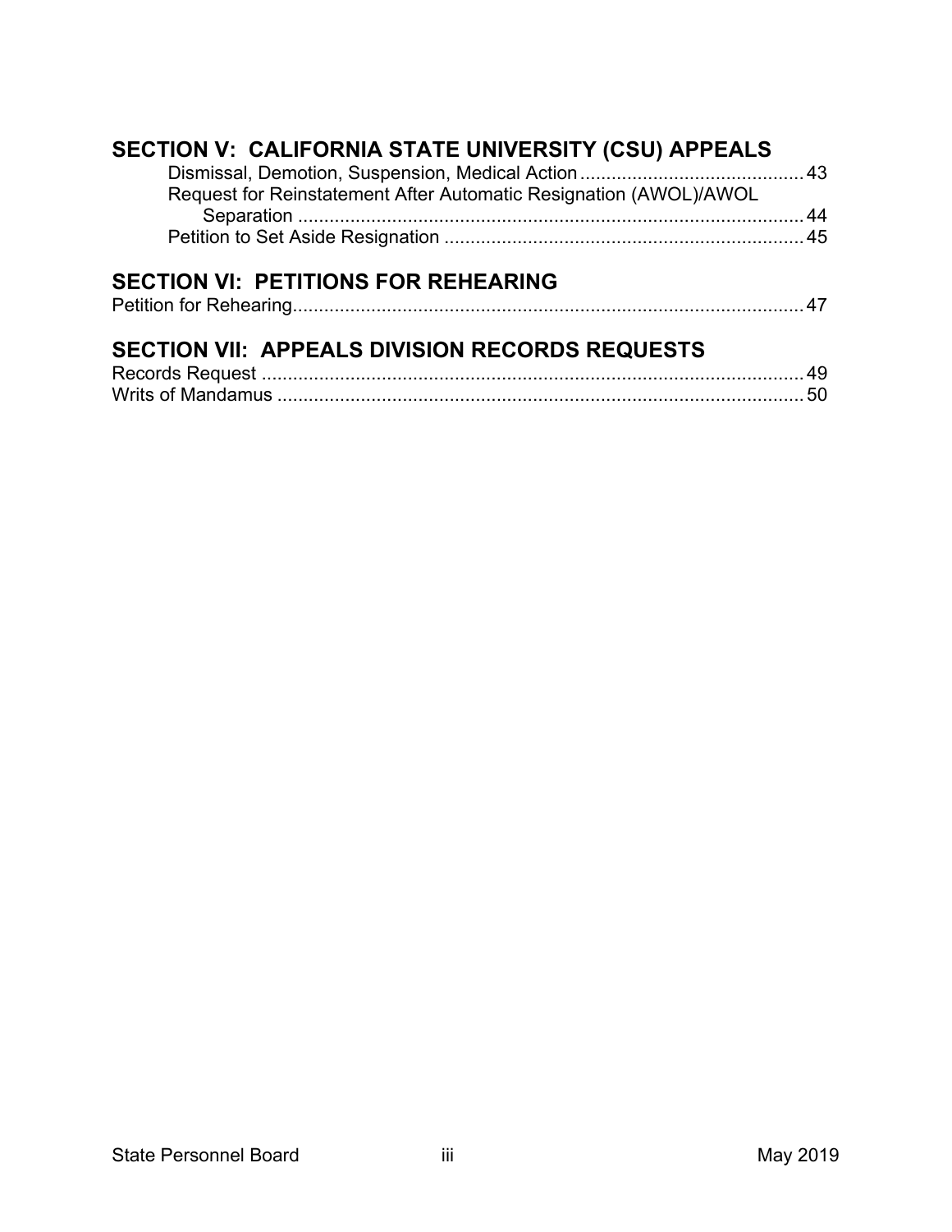## SECTION V: CALIFORNIA STATE UNIVERSITY (CSU) APPEALS

Dismissal, Demotion, Suspension, Medical Action .......................................... 43
Request for Reinstatement After Automatic Resignation (AWOL)/AWOL Separation ................................................................................................ 44
Petition to Set Aside Resignation .................................................................... 45

## SECTION VI: PETITIONS FOR REHEARING

Petition for Rehearing.................................................................................................. 47

## SECTION VII: APPEALS DIVISION RECORDS REQUESTS

Records Request ........................................................................................................ 49
Writs of Mandamus .................................................................................................... 50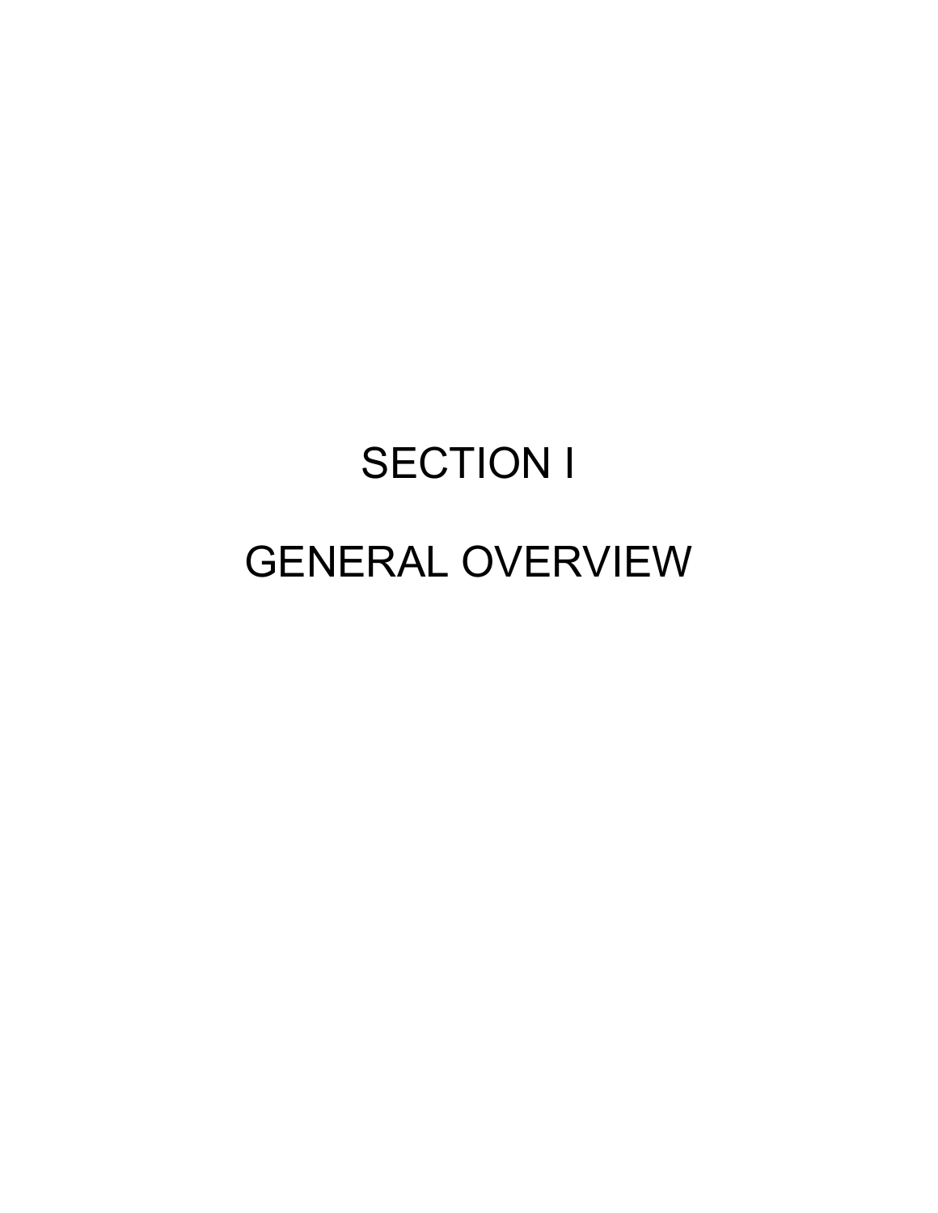# SECTION I

# GENERAL OVERVIEW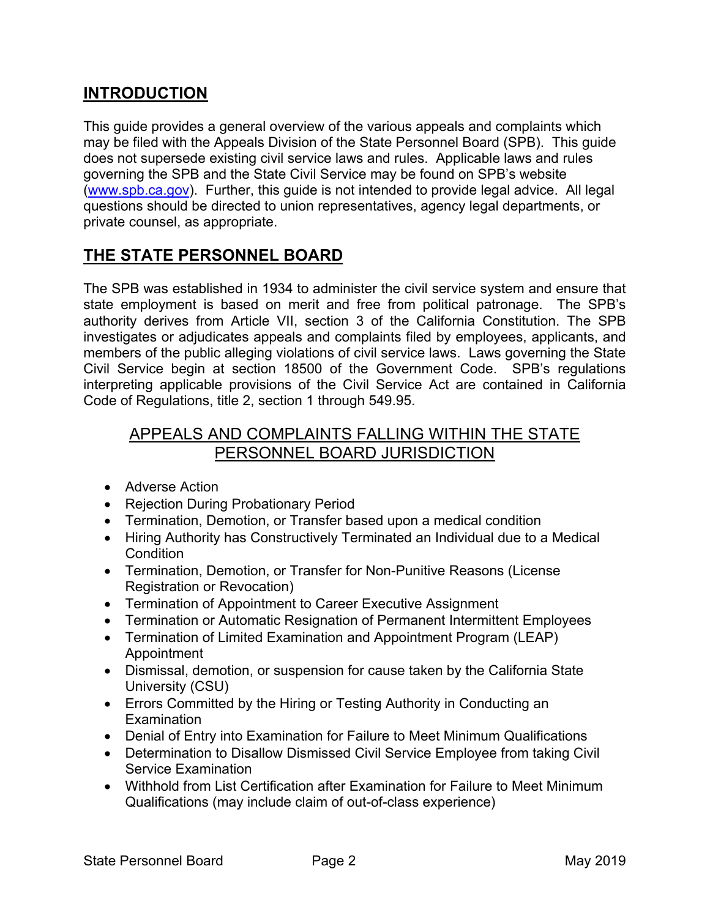## INTRODUCTION

This guide provides a general overview of the various appeals and complaints which may be filed with the Appeals Division of the State Personnel Board (SPB). This guide does not supersede existing civil service laws and rules. Applicable laws and rules governing the SPB and the State Civil Service may be found on SPB's website ([www.spb.ca.gov](http://www.spb.ca.gov)). Further, this guide is not intended to provide legal advice. All legal questions should be directed to union representatives, agency legal departments, or private counsel, as appropriate.

## THE STATE PERSONNEL BOARD

The SPB was established in 1934 to administer the civil service system and ensure that state employment is based on merit and free from political patronage. The SPB's authority derives from Article VII, section 3 of the California Constitution. The SPB investigates or adjudicates appeals and complaints filed by employees, applicants, and members of the public alleging violations of civil service laws. Laws governing the State Civil Service begin at section 18500 of the Government Code. SPB's regulations interpreting applicable provisions of the Civil Service Act are contained in California Code of Regulations, title 2, section 1 through 549.95.

### APPEALS AND COMPLAINTS FALLING WITHIN THE STATE PERSONNEL BOARD JURISDICTION

- Adverse Action
- Rejection During Probationary Period
- Termination, Demotion, or Transfer based upon a medical condition
- Hiring Authority has Constructively Terminated an Individual due to a Medical Condition
- Termination, Demotion, or Transfer for Non-Punitive Reasons (License Registration or Revocation)
- Termination of Appointment to Career Executive Assignment
- Termination or Automatic Resignation of Permanent Intermittent Employees
- Termination of Limited Examination and Appointment Program (LEAP) Appointment
- Dismissal, demotion, or suspension for cause taken by the California State University (CSU)
- Errors Committed by the Hiring or Testing Authority in Conducting an Examination
- Denial of Entry into Examination for Failure to Meet Minimum Qualifications
- Determination to Disallow Dismissed Civil Service Employee from taking Civil Service Examination
- Withhold from List Certification after Examination for Failure to Meet Minimum Qualifications (may include claim of out-of-class experience)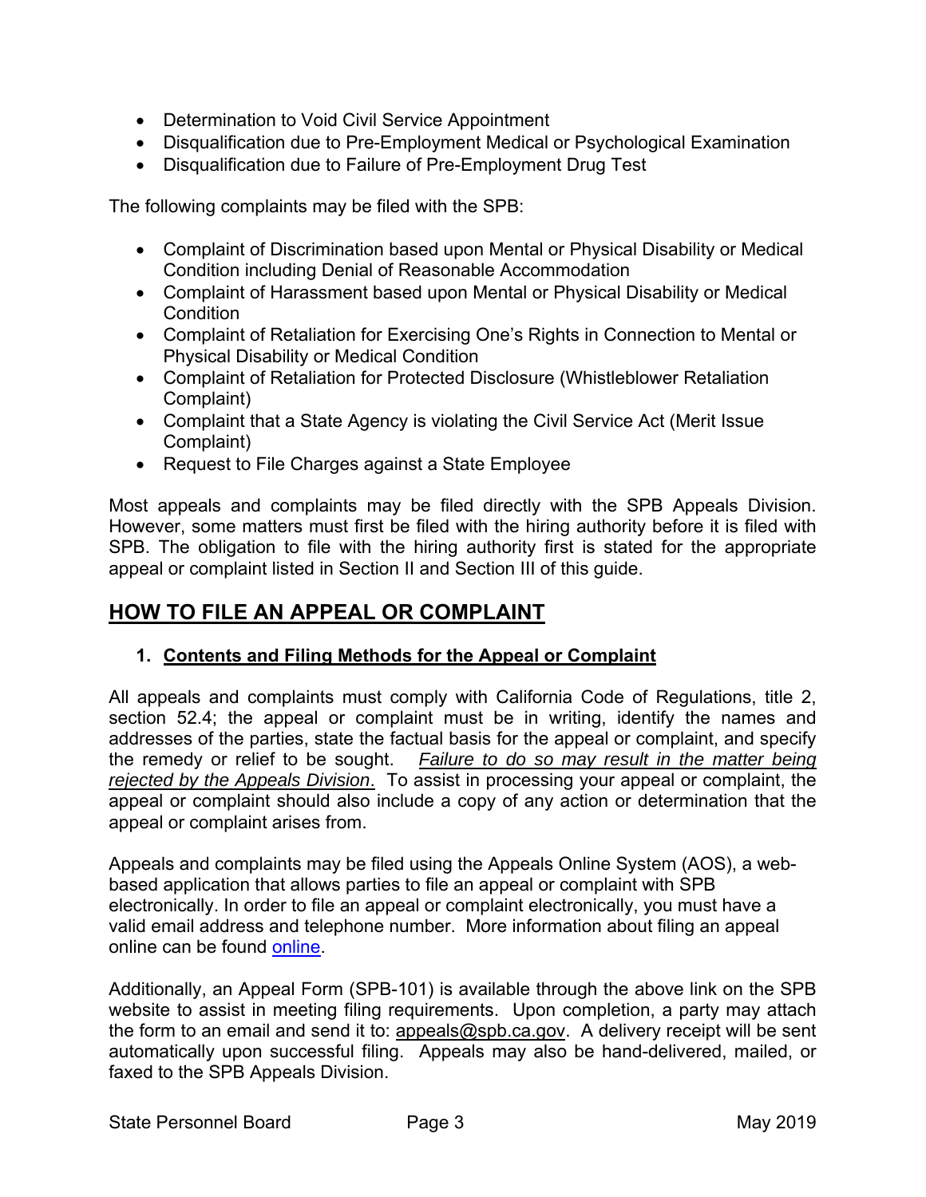- Determination to Void Civil Service Appointment
- Disqualification due to Pre-Employment Medical or Psychological Examination
- Disqualification due to Failure of Pre-Employment Drug Test

The following complaints may be filed with the SPB:

- Complaint of Discrimination based upon Mental or Physical Disability or Medical Condition including Denial of Reasonable Accommodation
- Complaint of Harassment based upon Mental or Physical Disability or Medical Condition
- Complaint of Retaliation for Exercising One's Rights in Connection to Mental or Physical Disability or Medical Condition
- Complaint of Retaliation for Protected Disclosure (Whistleblower Retaliation Complaint)
- Complaint that a State Agency is violating the Civil Service Act (Merit Issue Complaint)
- Request to File Charges against a State Employee

Most appeals and complaints may be filed directly with the SPB Appeals Division. However, some matters must first be filed with the hiring authority before it is filed with SPB. The obligation to file with the hiring authority first is stated for the appropriate appeal or complaint listed in Section II and Section III of this guide.

## HOW TO FILE AN APPEAL OR COMPLAINT

### 1. Contents and Filing Methods for the Appeal or Complaint

All appeals and complaints must comply with California Code of Regulations, title 2, section 52.4; the appeal or complaint must be in writing, identify the names and addresses of the parties, state the factual basis for the appeal or complaint, and specify the remedy or relief to be sought. *Failure to do so may result in the matter being rejected by the Appeals Division*. To assist in processing your appeal or complaint, the appeal or complaint should also include a copy of any action or determination that the appeal or complaint arises from.

Appeals and complaints may be filed using the Appeals Online System (AOS), a web-based application that allows parties to file an appeal or complaint with SPB electronically. In order to file an appeal or complaint electronically, you must have a valid email address and telephone number. More information about filing an appeal online can be found online.

Additionally, an Appeal Form (SPB-101) is available through the above link on the SPB website to assist in meeting filing requirements. Upon completion, a party may attach the form to an email and send it to: appeals@spb.ca.gov. A delivery receipt will be sent automatically upon successful filing. Appeals may also be hand-delivered, mailed, or faxed to the SPB Appeals Division.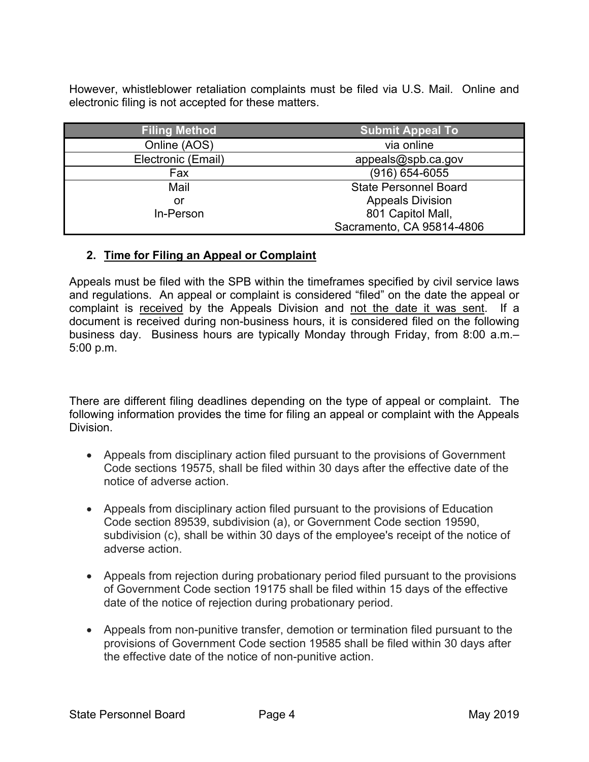However, whistleblower retaliation complaints must be filed via U.S. Mail. Online and electronic filing is not accepted for these matters.

| Filing Method | Submit Appeal To |
|---|---|
| Online (AOS) | via online |
| Electronic (Email) | appeals@spb.ca.gov |
| Fax | (916) 654-6055 |
| Mail<br>or<br>In-Person | State Personnel Board<br>Appeals Division<br>801 Capitol Mall,<br>Sacramento, CA 95814-4806 |

**2. Time for Filing an Appeal or Complaint**

Appeals must be filed with the SPB within the timeframes specified by civil service laws and regulations. An appeal or complaint is considered "filed" on the date the appeal or complaint is received by the Appeals Division and not the date it was sent. If a document is received during non-business hours, it is considered filed on the following business day. Business hours are typically Monday through Friday, from 8:00 a.m.–5:00 p.m.

There are different filing deadlines depending on the type of appeal or complaint. The following information provides the time for filing an appeal or complaint with the Appeals Division.

- Appeals from disciplinary action filed pursuant to the provisions of Government Code sections 19575, shall be filed within 30 days after the effective date of the notice of adverse action.

- Appeals from disciplinary action filed pursuant to the provisions of Education Code section 89539, subdivision (a), or Government Code section 19590, subdivision (c), shall be within 30 days of the employee's receipt of the notice of adverse action.

- Appeals from rejection during probationary period filed pursuant to the provisions of Government Code section 19175 shall be filed within 15 days of the effective date of the notice of rejection during probationary period.

- Appeals from non-punitive transfer, demotion or termination filed pursuant to the provisions of Government Code section 19585 shall be filed within 30 days after the effective date of the notice of non-punitive action.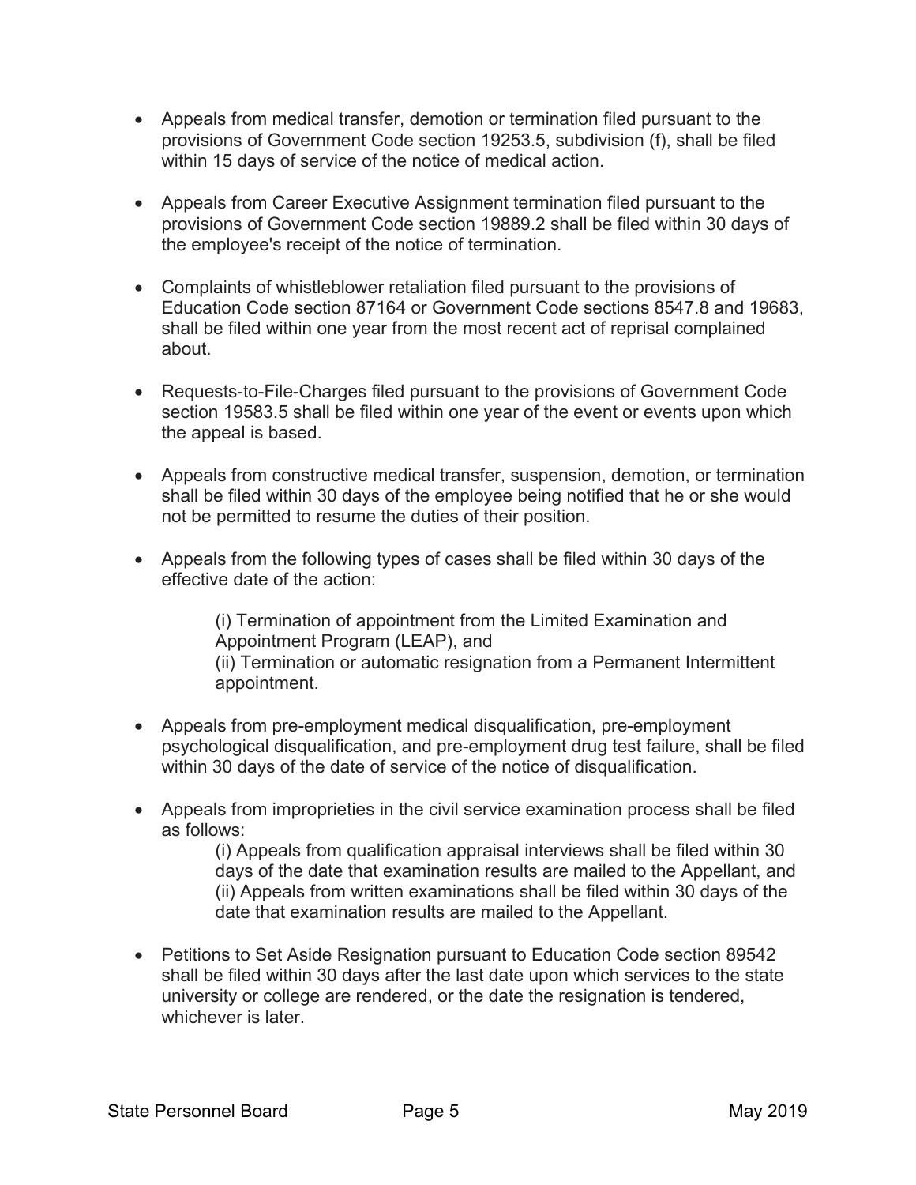- Appeals from medical transfer, demotion or termination filed pursuant to the provisions of Government Code section 19253.5, subdivision (f), shall be filed within 15 days of service of the notice of medical action.

- Appeals from Career Executive Assignment termination filed pursuant to the provisions of Government Code section 19889.2 shall be filed within 30 days of the employee's receipt of the notice of termination.

- Complaints of whistleblower retaliation filed pursuant to the provisions of Education Code section 87164 or Government Code sections 8547.8 and 19683, shall be filed within one year from the most recent act of reprisal complained about.

- Requests-to-File-Charges filed pursuant to the provisions of Government Code section 19583.5 shall be filed within one year of the event or events upon which the appeal is based.

- Appeals from constructive medical transfer, suspension, demotion, or termination shall be filed within 30 days of the employee being notified that he or she would not be permitted to resume the duties of their position.

- Appeals from the following types of cases shall be filed within 30 days of the effective date of the action:

  (i) Termination of appointment from the Limited Examination and Appointment Program (LEAP), and
  (ii) Termination or automatic resignation from a Permanent Intermittent appointment.

- Appeals from pre-employment medical disqualification, pre-employment psychological disqualification, and pre-employment drug test failure, shall be filed within 30 days of the date of service of the notice of disqualification.

- Appeals from improprieties in the civil service examination process shall be filed as follows:

  (i) Appeals from qualification appraisal interviews shall be filed within 30 days of the date that examination results are mailed to the Appellant, and
  (ii) Appeals from written examinations shall be filed within 30 days of the date that examination results are mailed to the Appellant.

- Petitions to Set Aside Resignation pursuant to Education Code section 89542 shall be filed within 30 days after the last date upon which services to the state university or college are rendered, or the date the resignation is tendered, whichever is later.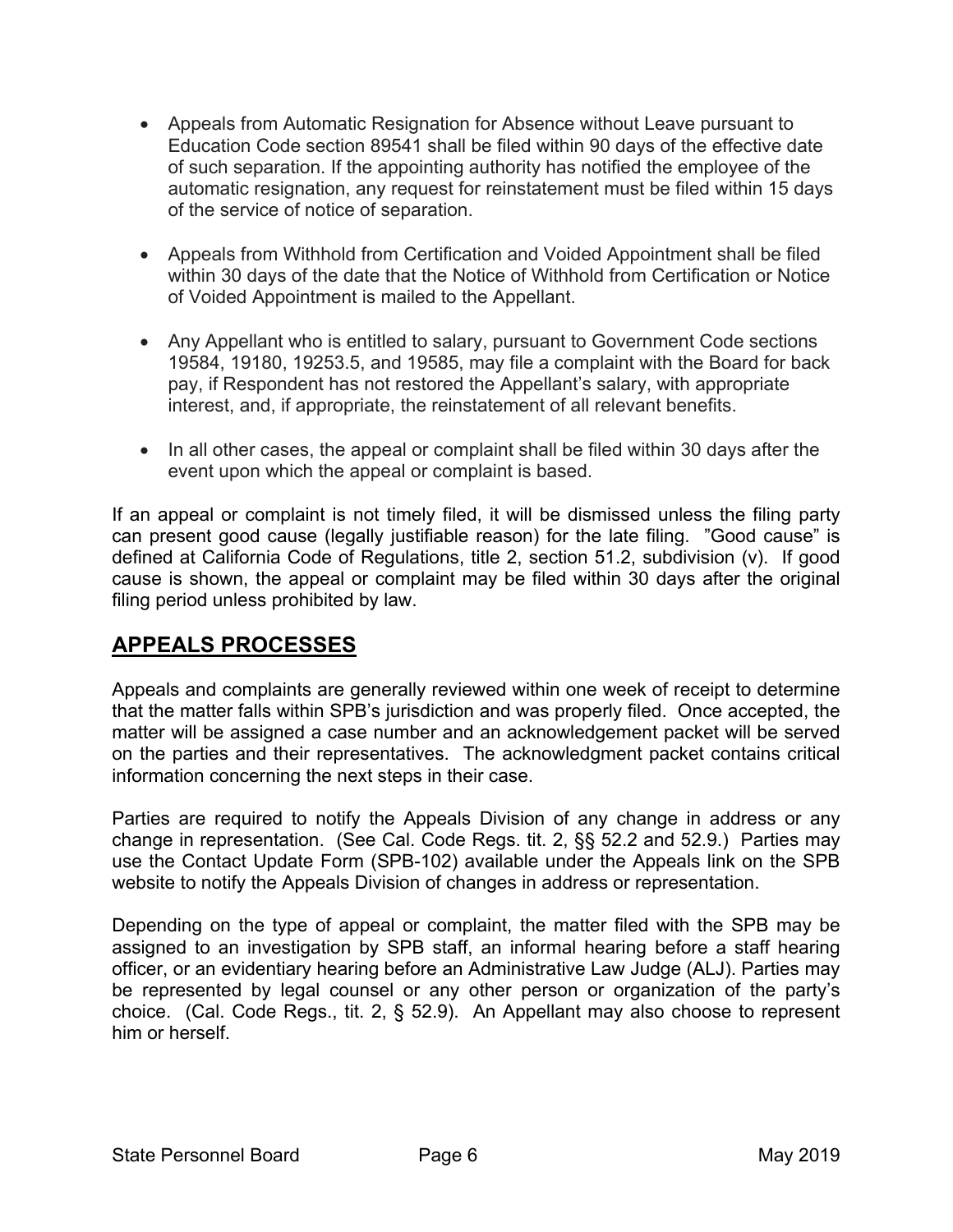- Appeals from Automatic Resignation for Absence without Leave pursuant to Education Code section 89541 shall be filed within 90 days of the effective date of such separation. If the appointing authority has notified the employee of the automatic resignation, any request for reinstatement must be filed within 15 days of the service of notice of separation.

- Appeals from Withhold from Certification and Voided Appointment shall be filed within 30 days of the date that the Notice of Withhold from Certification or Notice of Voided Appointment is mailed to the Appellant.

- Any Appellant who is entitled to salary, pursuant to Government Code sections 19584, 19180, 19253.5, and 19585, may file a complaint with the Board for back pay, if Respondent has not restored the Appellant's salary, with appropriate interest, and, if appropriate, the reinstatement of all relevant benefits.

- In all other cases, the appeal or complaint shall be filed within 30 days after the event upon which the appeal or complaint is based.

If an appeal or complaint is not timely filed, it will be dismissed unless the filing party can present good cause (legally justifiable reason) for the late filing. "Good cause" is defined at California Code of Regulations, title 2, section 51.2, subdivision (v). If good cause is shown, the appeal or complaint may be filed within 30 days after the original filing period unless prohibited by law.

## APPEALS PROCESSES

Appeals and complaints are generally reviewed within one week of receipt to determine that the matter falls within SPB's jurisdiction and was properly filed. Once accepted, the matter will be assigned a case number and an acknowledgement packet will be served on the parties and their representatives. The acknowledgment packet contains critical information concerning the next steps in their case.

Parties are required to notify the Appeals Division of any change in address or any change in representation. (See Cal. Code Regs. tit. 2, §§ 52.2 and 52.9.) Parties may use the Contact Update Form (SPB-102) available under the Appeals link on the SPB website to notify the Appeals Division of changes in address or representation.

Depending on the type of appeal or complaint, the matter filed with the SPB may be assigned to an investigation by SPB staff, an informal hearing before a staff hearing officer, or an evidentiary hearing before an Administrative Law Judge (ALJ). Parties may be represented by legal counsel or any other person or organization of the party's choice. (Cal. Code Regs., tit. 2, § 52.9). An Appellant may also choose to represent him or herself.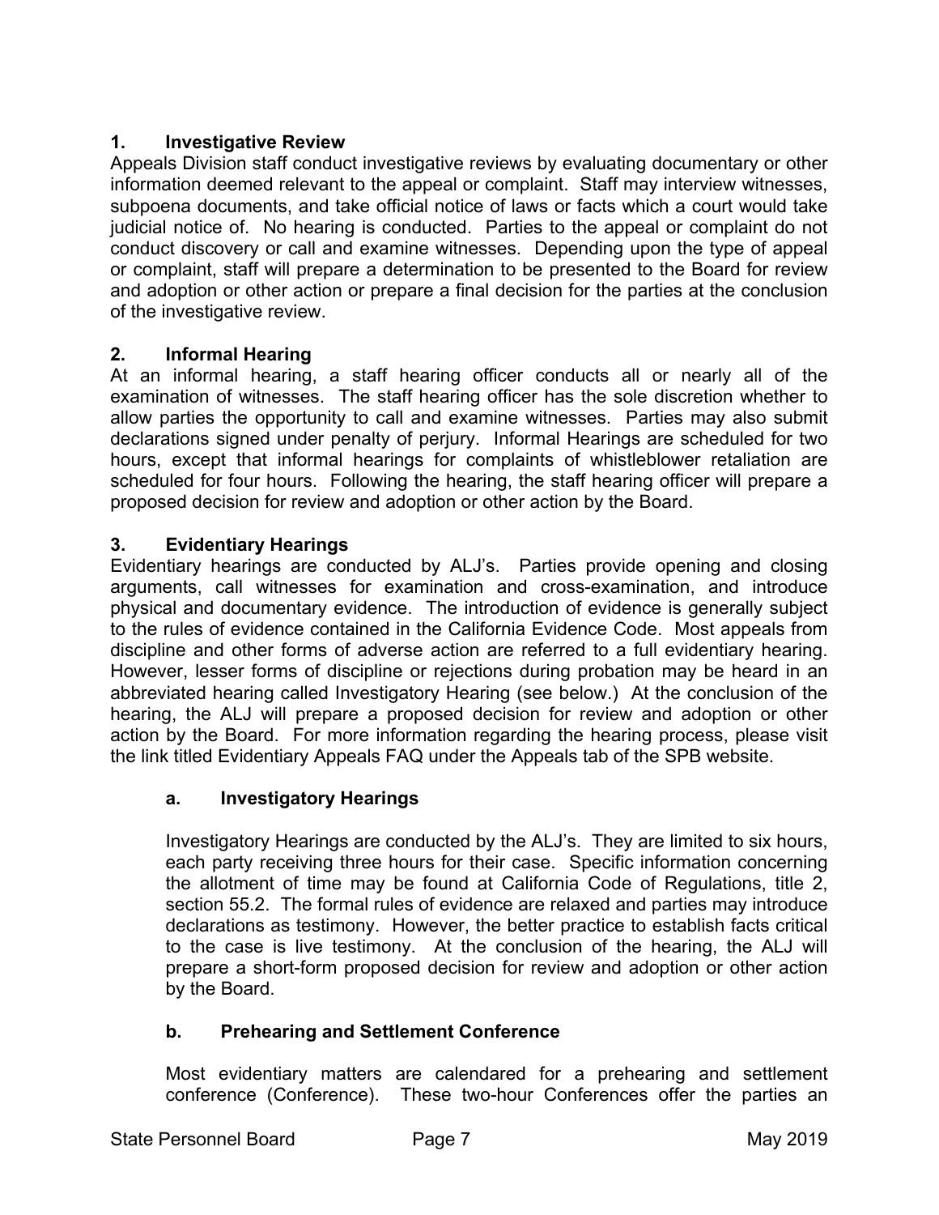### 1. Investigative Review

Appeals Division staff conduct investigative reviews by evaluating documentary or other information deemed relevant to the appeal or complaint. Staff may interview witnesses, subpoena documents, and take official notice of laws or facts which a court would take judicial notice of. No hearing is conducted. Parties to the appeal or complaint do not conduct discovery or call and examine witnesses. Depending upon the type of appeal or complaint, staff will prepare a determination to be presented to the Board for review and adoption or other action or prepare a final decision for the parties at the conclusion of the investigative review.

### 2. Informal Hearing

At an informal hearing, a staff hearing officer conducts all or nearly all of the examination of witnesses. The staff hearing officer has the sole discretion whether to allow parties the opportunity to call and examine witnesses. Parties may also submit declarations signed under penalty of perjury. Informal Hearings are scheduled for two hours, except that informal hearings for complaints of whistleblower retaliation are scheduled for four hours. Following the hearing, the staff hearing officer will prepare a proposed decision for review and adoption or other action by the Board.

### 3. Evidentiary Hearings

Evidentiary hearings are conducted by ALJ's. Parties provide opening and closing arguments, call witnesses for examination and cross-examination, and introduce physical and documentary evidence. The introduction of evidence is generally subject to the rules of evidence contained in the California Evidence Code. Most appeals from discipline and other forms of adverse action are referred to a full evidentiary hearing. However, lesser forms of discipline or rejections during probation may be heard in an abbreviated hearing called Investigatory Hearing (see below.) At the conclusion of the hearing, the ALJ will prepare a proposed decision for review and adoption or other action by the Board. For more information regarding the hearing process, please visit the link titled Evidentiary Appeals FAQ under the Appeals tab of the SPB website.

#### a. Investigatory Hearings

Investigatory Hearings are conducted by the ALJ's. They are limited to six hours, each party receiving three hours for their case. Specific information concerning the allotment of time may be found at California Code of Regulations, title 2, section 55.2. The formal rules of evidence are relaxed and parties may introduce declarations as testimony. However, the better practice to establish facts critical to the case is live testimony. At the conclusion of the hearing, the ALJ will prepare a short-form proposed decision for review and adoption or other action by the Board.

#### b. Prehearing and Settlement Conference

Most evidentiary matters are calendared for a prehearing and settlement conference (Conference). These two-hour Conferences offer the parties an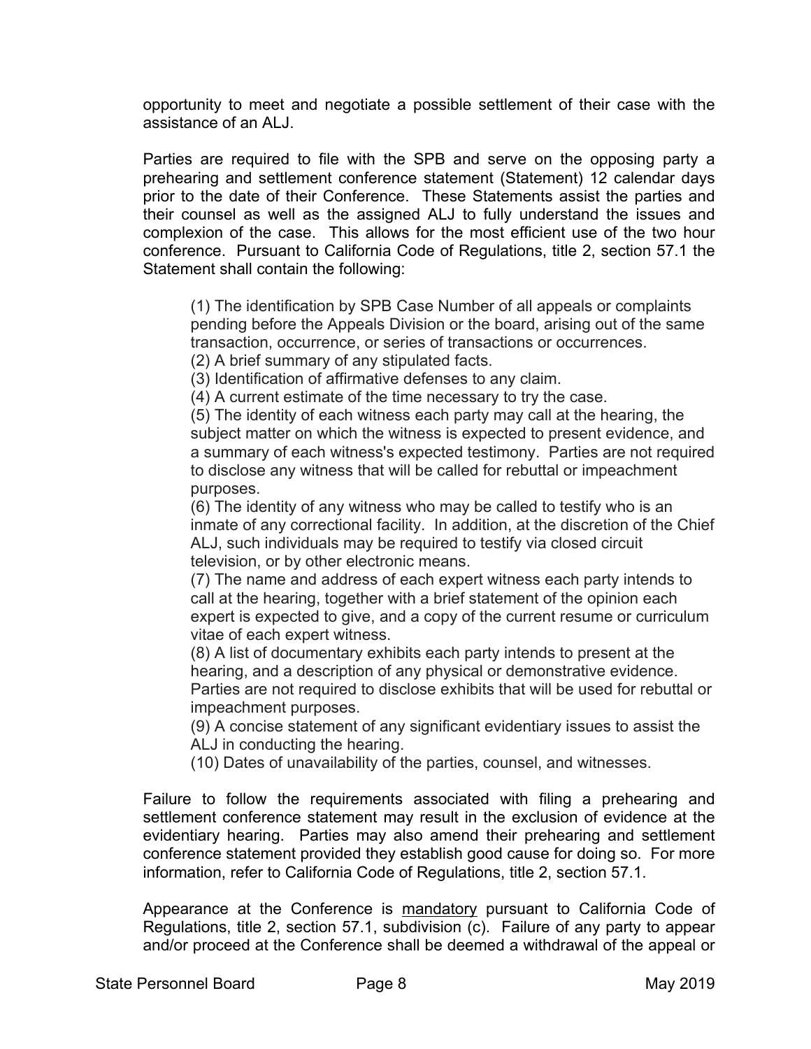opportunity to meet and negotiate a possible settlement of their case with the assistance of an ALJ.

Parties are required to file with the SPB and serve on the opposing party a prehearing and settlement conference statement (Statement) 12 calendar days prior to the date of their Conference. These Statements assist the parties and their counsel as well as the assigned ALJ to fully understand the issues and complexion of the case. This allows for the most efficient use of the two hour conference. Pursuant to California Code of Regulations, title 2, section 57.1 the Statement shall contain the following:

> (1) The identification by SPB Case Number of all appeals or complaints pending before the Appeals Division or the board, arising out of the same transaction, occurrence, or series of transactions or occurrences.
> (2) A brief summary of any stipulated facts.
> (3) Identification of affirmative defenses to any claim.
> (4) A current estimate of the time necessary to try the case.
> (5) The identity of each witness each party may call at the hearing, the subject matter on which the witness is expected to present evidence, and a summary of each witness's expected testimony. Parties are not required to disclose any witness that will be called for rebuttal or impeachment purposes.
> (6) The identity of any witness who may be called to testify who is an inmate of any correctional facility. In addition, at the discretion of the Chief ALJ, such individuals may be required to testify via closed circuit television, or by other electronic means.
> (7) The name and address of each expert witness each party intends to call at the hearing, together with a brief statement of the opinion each expert is expected to give, and a copy of the current resume or curriculum vitae of each expert witness.
> (8) A list of documentary exhibits each party intends to present at the hearing, and a description of any physical or demonstrative evidence. Parties are not required to disclose exhibits that will be used for rebuttal or impeachment purposes.
> (9) A concise statement of any significant evidentiary issues to assist the ALJ in conducting the hearing.
> (10) Dates of unavailability of the parties, counsel, and witnesses.

Failure to follow the requirements associated with filing a prehearing and settlement conference statement may result in the exclusion of evidence at the evidentiary hearing. Parties may also amend their prehearing and settlement conference statement provided they establish good cause for doing so. For more information, refer to California Code of Regulations, title 2, section 57.1.

Appearance at the Conference is <u>mandatory</u> pursuant to California Code of Regulations, title 2, section 57.1, subdivision (c). Failure of any party to appear and/or proceed at the Conference shall be deemed a withdrawal of the appeal or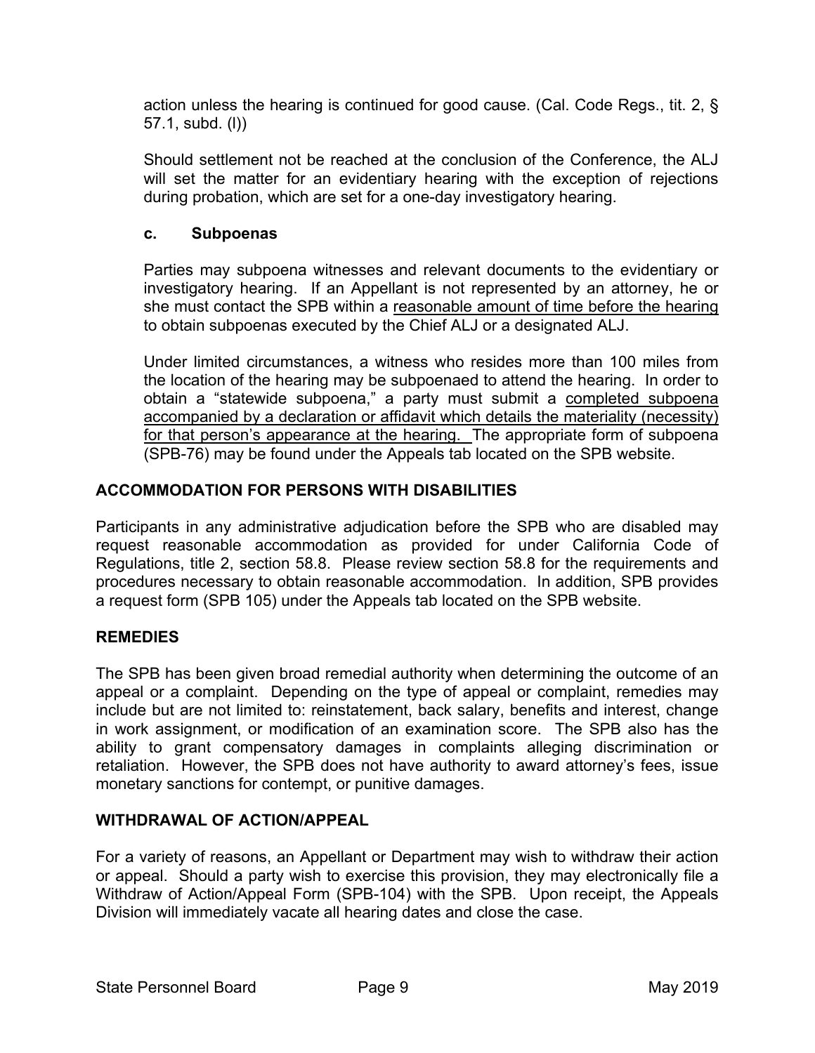action unless the hearing is continued for good cause. (Cal. Code Regs., tit. 2, § 57.1, subd. (l))

Should settlement not be reached at the conclusion of the Conference, the ALJ will set the matter for an evidentiary hearing with the exception of rejections during probation, which are set for a one-day investigatory hearing.

### c. Subpoenas

Parties may subpoena witnesses and relevant documents to the evidentiary or investigatory hearing. If an Appellant is not represented by an attorney, he or she must contact the SPB within a reasonable amount of time before the hearing to obtain subpoenas executed by the Chief ALJ or a designated ALJ.

Under limited circumstances, a witness who resides more than 100 miles from the location of the hearing may be subpoenaed to attend the hearing. In order to obtain a "statewide subpoena," a party must submit a completed subpoena accompanied by a declaration or affidavit which details the materiality (necessity) for that person's appearance at the hearing. The appropriate form of subpoena (SPB-76) may be found under the Appeals tab located on the SPB website.

## ACCOMMODATION FOR PERSONS WITH DISABILITIES

Participants in any administrative adjudication before the SPB who are disabled may request reasonable accommodation as provided for under California Code of Regulations, title 2, section 58.8. Please review section 58.8 for the requirements and procedures necessary to obtain reasonable accommodation. In addition, SPB provides a request form (SPB 105) under the Appeals tab located on the SPB website.

## REMEDIES

The SPB has been given broad remedial authority when determining the outcome of an appeal or a complaint. Depending on the type of appeal or complaint, remedies may include but are not limited to: reinstatement, back salary, benefits and interest, change in work assignment, or modification of an examination score. The SPB also has the ability to grant compensatory damages in complaints alleging discrimination or retaliation. However, the SPB does not have authority to award attorney's fees, issue monetary sanctions for contempt, or punitive damages.

## WITHDRAWAL OF ACTION/APPEAL

For a variety of reasons, an Appellant or Department may wish to withdraw their action or appeal. Should a party wish to exercise this provision, they may electronically file a Withdraw of Action/Appeal Form (SPB-104) with the SPB. Upon receipt, the Appeals Division will immediately vacate all hearing dates and close the case.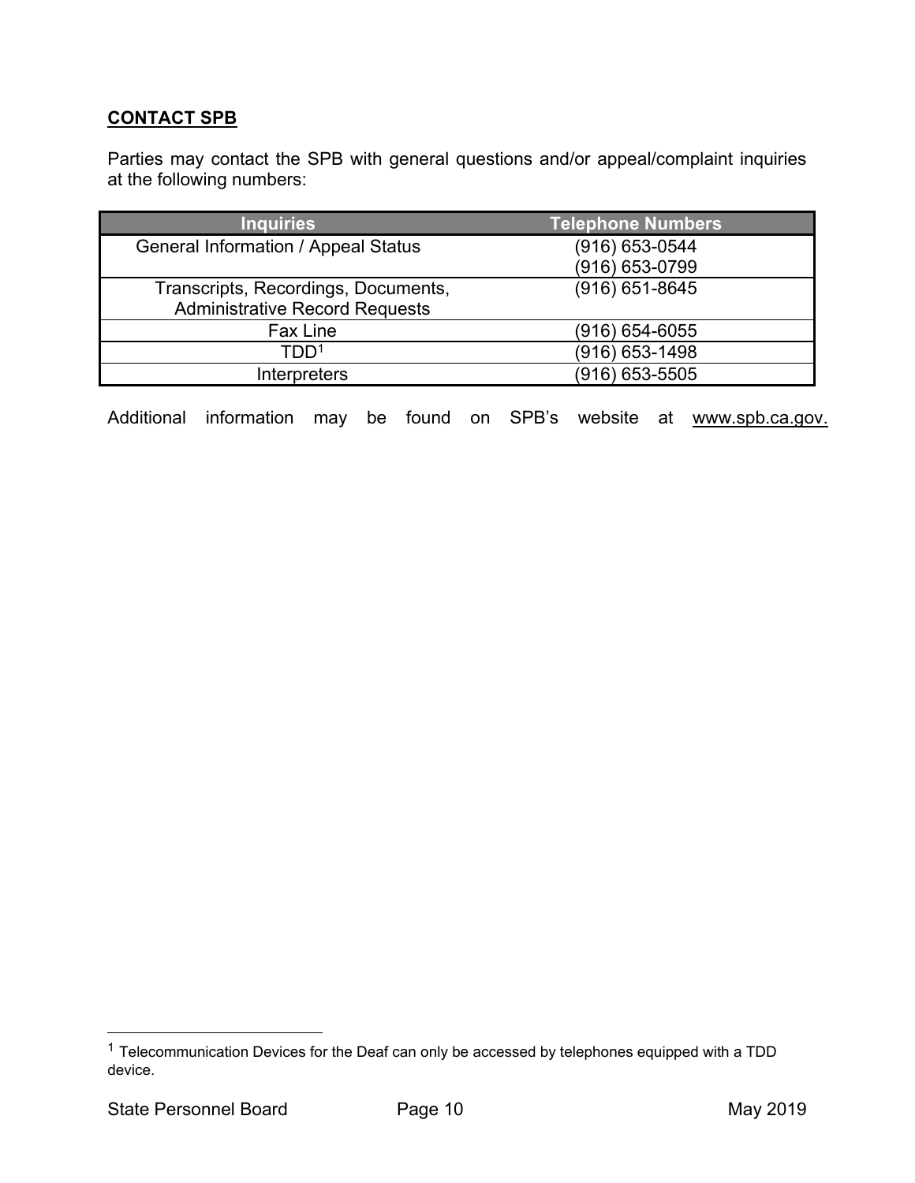## CONTACT SPB

Parties may contact the SPB with general questions and/or appeal/complaint inquiries at the following numbers:

| Inquiries | Telephone Numbers |
|---|---|
| General Information / Appeal Status | (916) 653-0544<br>(916) 653-0799 |
| Transcripts, Recordings, Documents, Administrative Record Requests | (916) 651-8645 |
| Fax Line | (916) 654-6055 |
| TDD[1] | (916) 653-1498 |
| Interpreters | (916) 653-5505 |

Additional information may be found on SPB's website at www.spb.ca.gov.

[1] Telecommunication Devices for the Deaf can only be accessed by telephones equipped with a TDD device.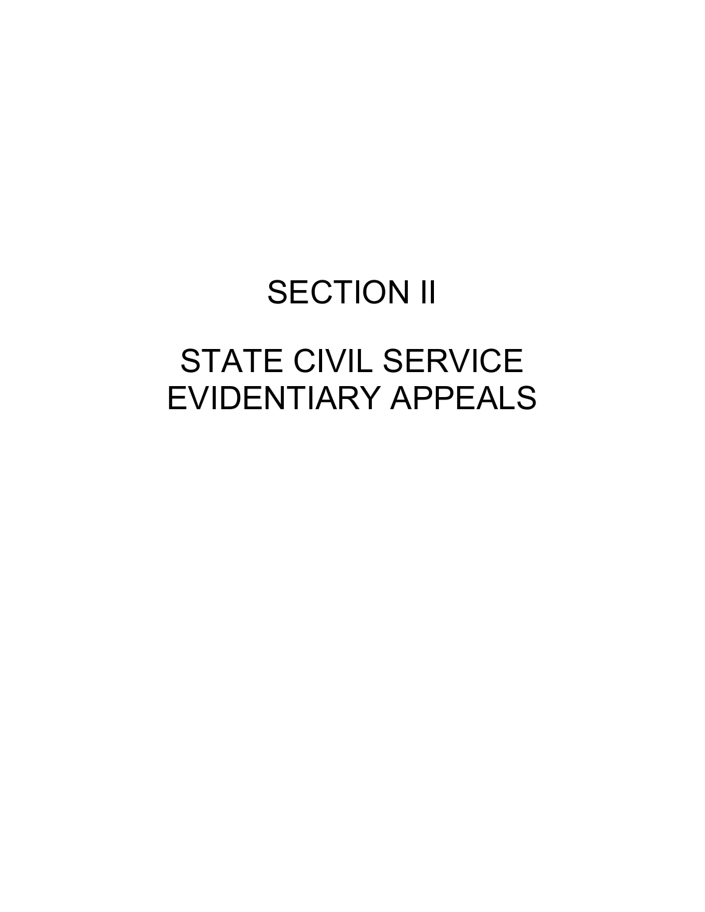# SECTION II

# STATE CIVIL SERVICE EVIDENTIARY APPEALS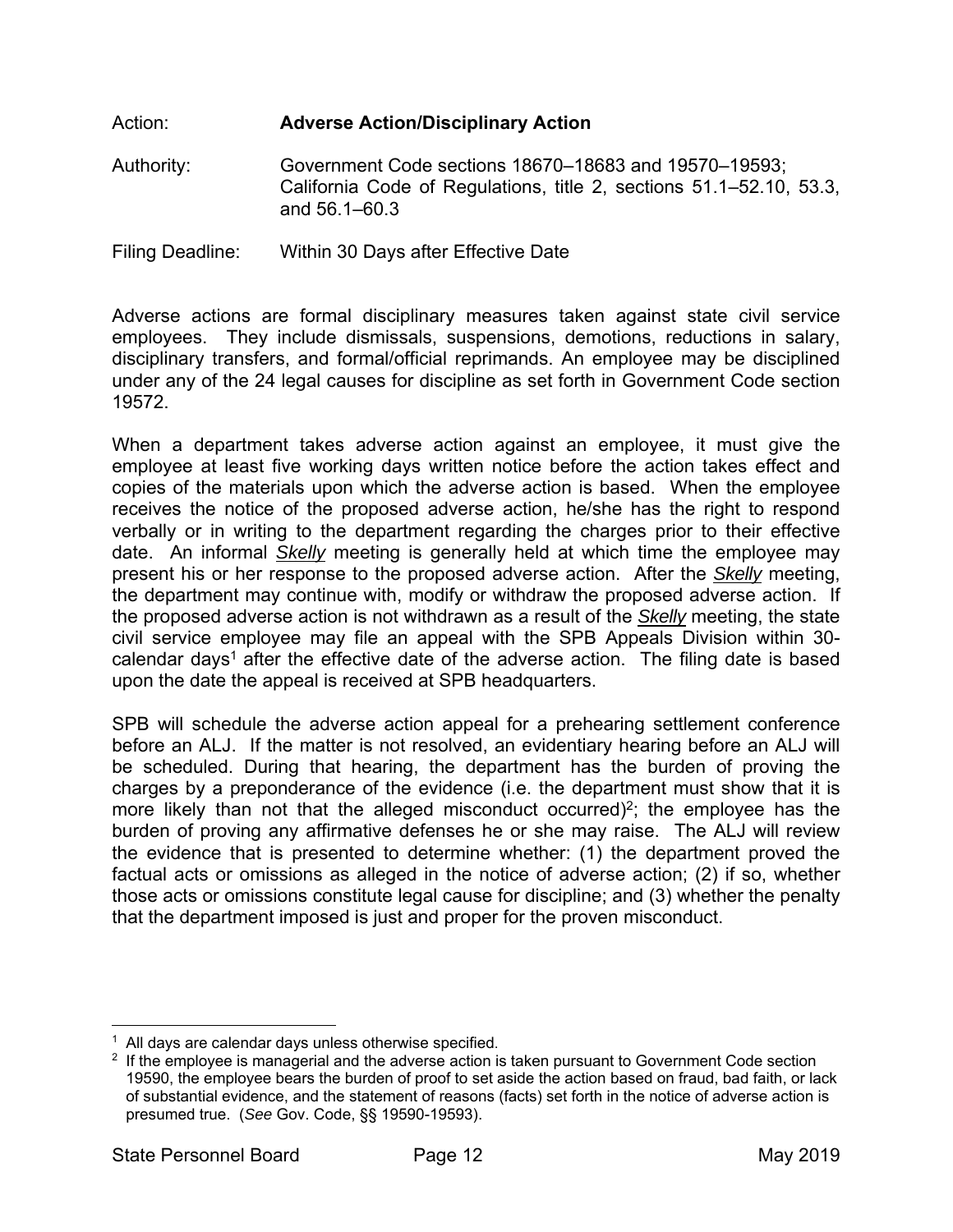Action: **Adverse Action/Disciplinary Action**

Authority: Government Code sections 18670–18683 and 19570–19593; California Code of Regulations, title 2, sections 51.1–52.10, 53.3, and 56.1–60.3

Filing Deadline: Within 30 Days after Effective Date

Adverse actions are formal disciplinary measures taken against state civil service employees. They include dismissals, suspensions, demotions, reductions in salary, disciplinary transfers, and formal/official reprimands. An employee may be disciplined under any of the 24 legal causes for discipline as set forth in Government Code section 19572.

When a department takes adverse action against an employee, it must give the employee at least five working days written notice before the action takes effect and copies of the materials upon which the adverse action is based. When the employee receives the notice of the proposed adverse action, he/she has the right to respond verbally or in writing to the department regarding the charges prior to their effective date. An informal *Skelly* meeting is generally held at which time the employee may present his or her response to the proposed adverse action. After the *Skelly* meeting, the department may continue with, modify or withdraw the proposed adverse action. If the proposed adverse action is not withdrawn as a result of the *Skelly* meeting, the state civil service employee may file an appeal with the SPB Appeals Division within 30-calendar days[1] after the effective date of the adverse action. The filing date is based upon the date the appeal is received at SPB headquarters.

SPB will schedule the adverse action appeal for a prehearing settlement conference before an ALJ. If the matter is not resolved, an evidentiary hearing before an ALJ will be scheduled. During that hearing, the department has the burden of proving the charges by a preponderance of the evidence (i.e. the department must show that it is more likely than not that the alleged misconduct occurred)[2]; the employee has the burden of proving any affirmative defenses he or she may raise. The ALJ will review the evidence that is presented to determine whether: (1) the department proved the factual acts or omissions as alleged in the notice of adverse action; (2) if so, whether those acts or omissions constitute legal cause for discipline; and (3) whether the penalty that the department imposed is just and proper for the proven misconduct.

---

[1] All days are calendar days unless otherwise specified.

[2] If the employee is managerial and the adverse action is taken pursuant to Government Code section 19590, the employee bears the burden of proof to set aside the action based on fraud, bad faith, or lack of substantial evidence, and the statement of reasons (facts) set forth in the notice of adverse action is presumed true. (*See* Gov. Code, §§ 19590-19593).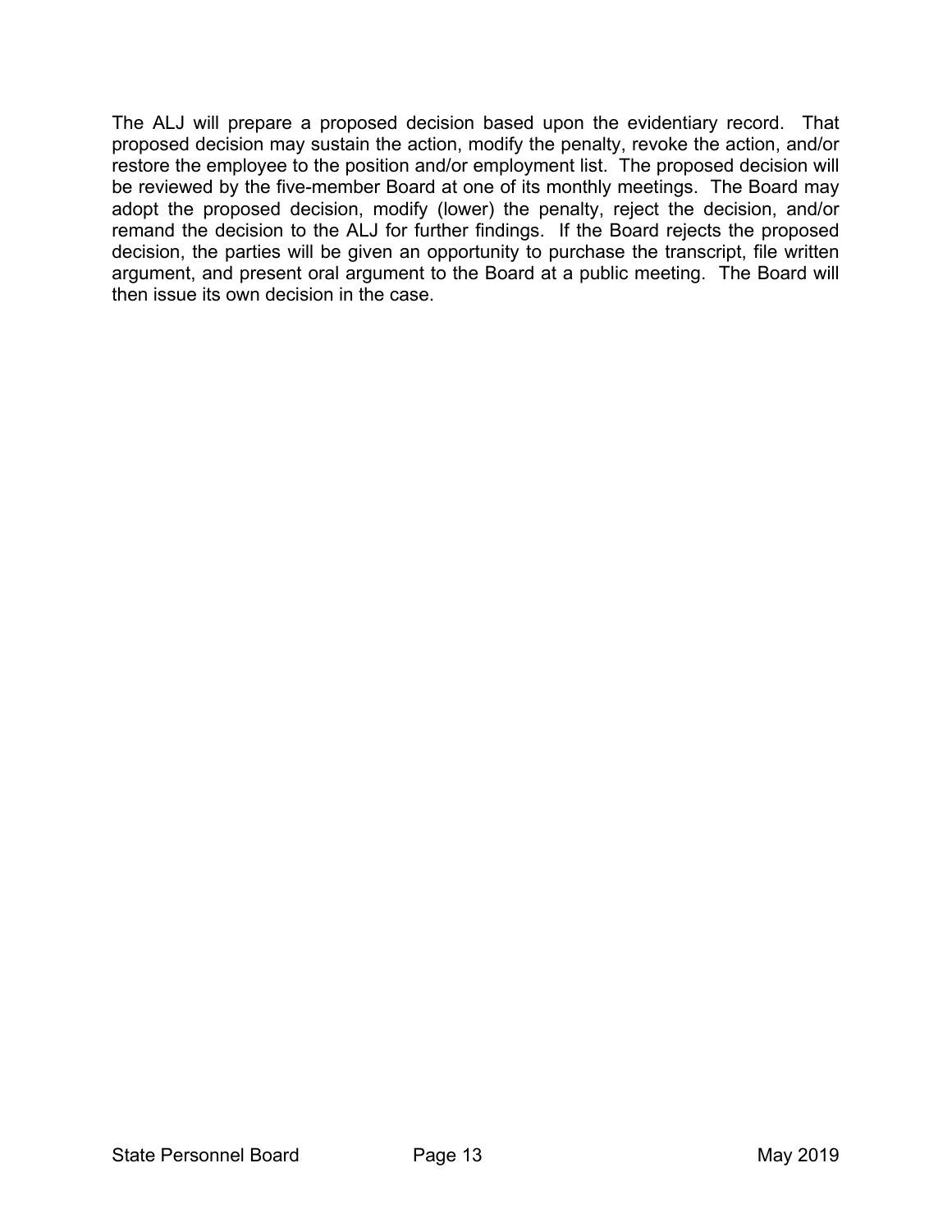The ALJ will prepare a proposed decision based upon the evidentiary record. That proposed decision may sustain the action, modify the penalty, revoke the action, and/or restore the employee to the position and/or employment list. The proposed decision will be reviewed by the five-member Board at one of its monthly meetings. The Board may adopt the proposed decision, modify (lower) the penalty, reject the decision, and/or remand the decision to the ALJ for further findings. If the Board rejects the proposed decision, the parties will be given an opportunity to purchase the transcript, file written argument, and present oral argument to the Board at a public meeting. The Board will then issue its own decision in the case.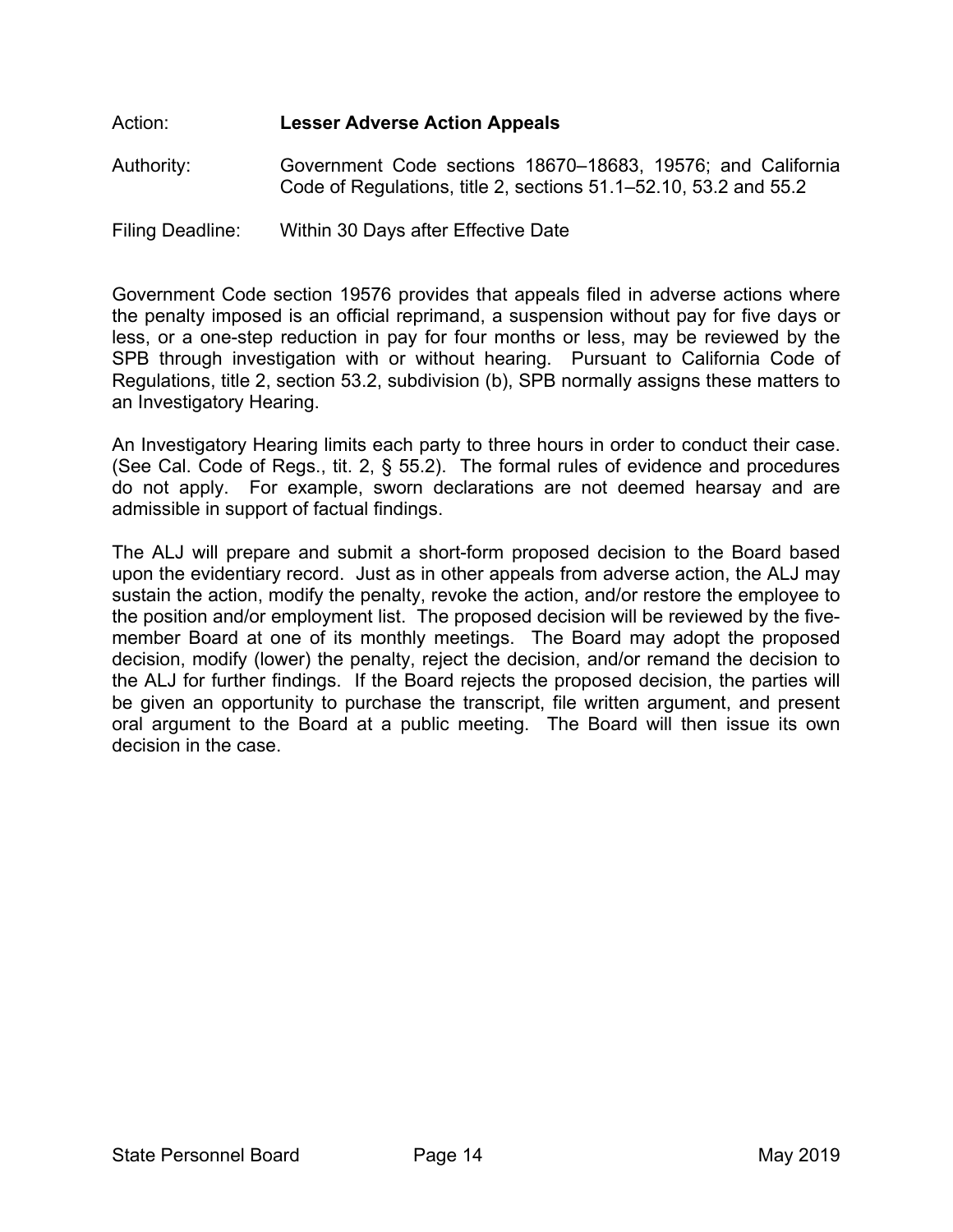Action: **Lesser Adverse Action Appeals**

Authority: Government Code sections 18670–18683, 19576; and California Code of Regulations, title 2, sections 51.1–52.10, 53.2 and 55.2

Filing Deadline: Within 30 Days after Effective Date

Government Code section 19576 provides that appeals filed in adverse actions where the penalty imposed is an official reprimand, a suspension without pay for five days or less, or a one-step reduction in pay for four months or less, may be reviewed by the SPB through investigation with or without hearing. Pursuant to California Code of Regulations, title 2, section 53.2, subdivision (b), SPB normally assigns these matters to an Investigatory Hearing.

An Investigatory Hearing limits each party to three hours in order to conduct their case. (See Cal. Code of Regs., tit. 2, § 55.2). The formal rules of evidence and procedures do not apply. For example, sworn declarations are not deemed hearsay and are admissible in support of factual findings.

The ALJ will prepare and submit a short-form proposed decision to the Board based upon the evidentiary record. Just as in other appeals from adverse action, the ALJ may sustain the action, modify the penalty, revoke the action, and/or restore the employee to the position and/or employment list. The proposed decision will be reviewed by the five-member Board at one of its monthly meetings. The Board may adopt the proposed decision, modify (lower) the penalty, reject the decision, and/or remand the decision to the ALJ for further findings. If the Board rejects the proposed decision, the parties will be given an opportunity to purchase the transcript, file written argument, and present oral argument to the Board at a public meeting. The Board will then issue its own decision in the case.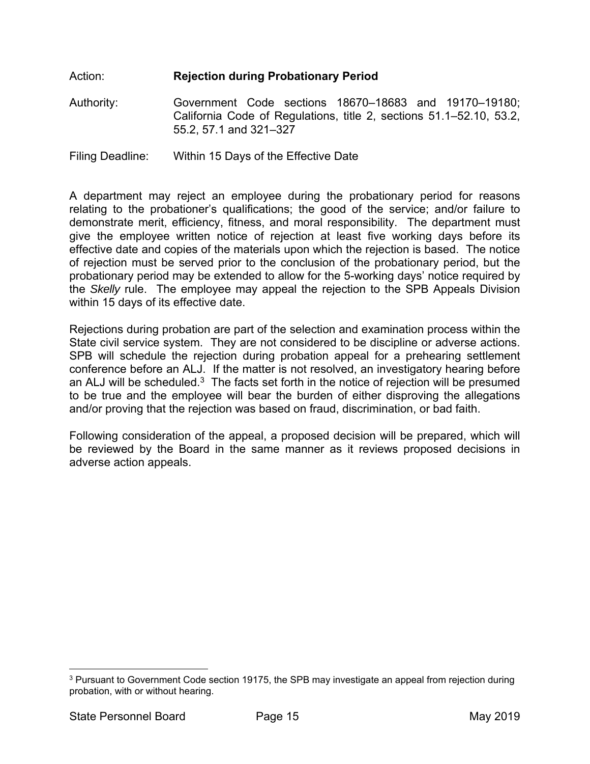Action: **Rejection during Probationary Period**

Authority: Government Code sections 18670–18683 and 19170–19180; California Code of Regulations, title 2, sections 51.1–52.10, 53.2, 55.2, 57.1 and 321–327

Filing Deadline: Within 15 Days of the Effective Date

A department may reject an employee during the probationary period for reasons relating to the probationer's qualifications; the good of the service; and/or failure to demonstrate merit, efficiency, fitness, and moral responsibility. The department must give the employee written notice of rejection at least five working days before its effective date and copies of the materials upon which the rejection is based. The notice of rejection must be served prior to the conclusion of the probationary period, but the probationary period may be extended to allow for the 5-working days' notice required by the *Skelly* rule. The employee may appeal the rejection to the SPB Appeals Division within 15 days of its effective date.

Rejections during probation are part of the selection and examination process within the State civil service system. They are not considered to be discipline or adverse actions. SPB will schedule the rejection during probation appeal for a prehearing settlement conference before an ALJ. If the matter is not resolved, an investigatory hearing before an ALJ will be scheduled.[3] The facts set forth in the notice of rejection will be presumed to be true and the employee will bear the burden of either disproving the allegations and/or proving that the rejection was based on fraud, discrimination, or bad faith.

Following consideration of the appeal, a proposed decision will be prepared, which will be reviewed by the Board in the same manner as it reviews proposed decisions in adverse action appeals.

[3] Pursuant to Government Code section 19175, the SPB may investigate an appeal from rejection during probation, with or without hearing.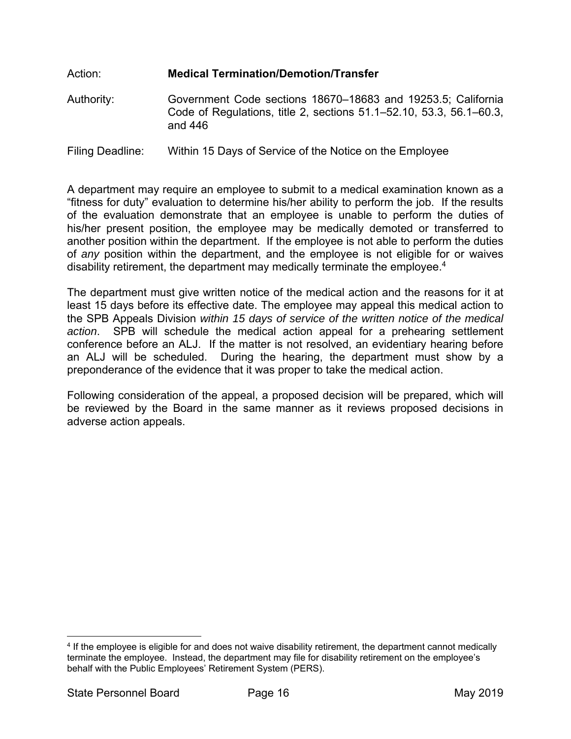Action: **Medical Termination/Demotion/Transfer**

Authority: Government Code sections 18670–18683 and 19253.5; California Code of Regulations, title 2, sections 51.1–52.10, 53.3, 56.1–60.3, and 446

Filing Deadline: Within 15 Days of Service of the Notice on the Employee

A department may require an employee to submit to a medical examination known as a "fitness for duty" evaluation to determine his/her ability to perform the job. If the results of the evaluation demonstrate that an employee is unable to perform the duties of his/her present position, the employee may be medically demoted or transferred to another position within the department. If the employee is not able to perform the duties of *any* position within the department, and the employee is not eligible for or waives disability retirement, the department may medically terminate the employee.[4]

The department must give written notice of the medical action and the reasons for it at least 15 days before its effective date. The employee may appeal this medical action to the SPB Appeals Division *within 15 days of service of the written notice of the medical action*. SPB will schedule the medical action appeal for a prehearing settlement conference before an ALJ. If the matter is not resolved, an evidentiary hearing before an ALJ will be scheduled. During the hearing, the department must show by a preponderance of the evidence that it was proper to take the medical action.

Following consideration of the appeal, a proposed decision will be prepared, which will be reviewed by the Board in the same manner as it reviews proposed decisions in adverse action appeals.

---

[4] If the employee is eligible for and does not waive disability retirement, the department cannot medically terminate the employee. Instead, the department may file for disability retirement on the employee's behalf with the Public Employees' Retirement System (PERS).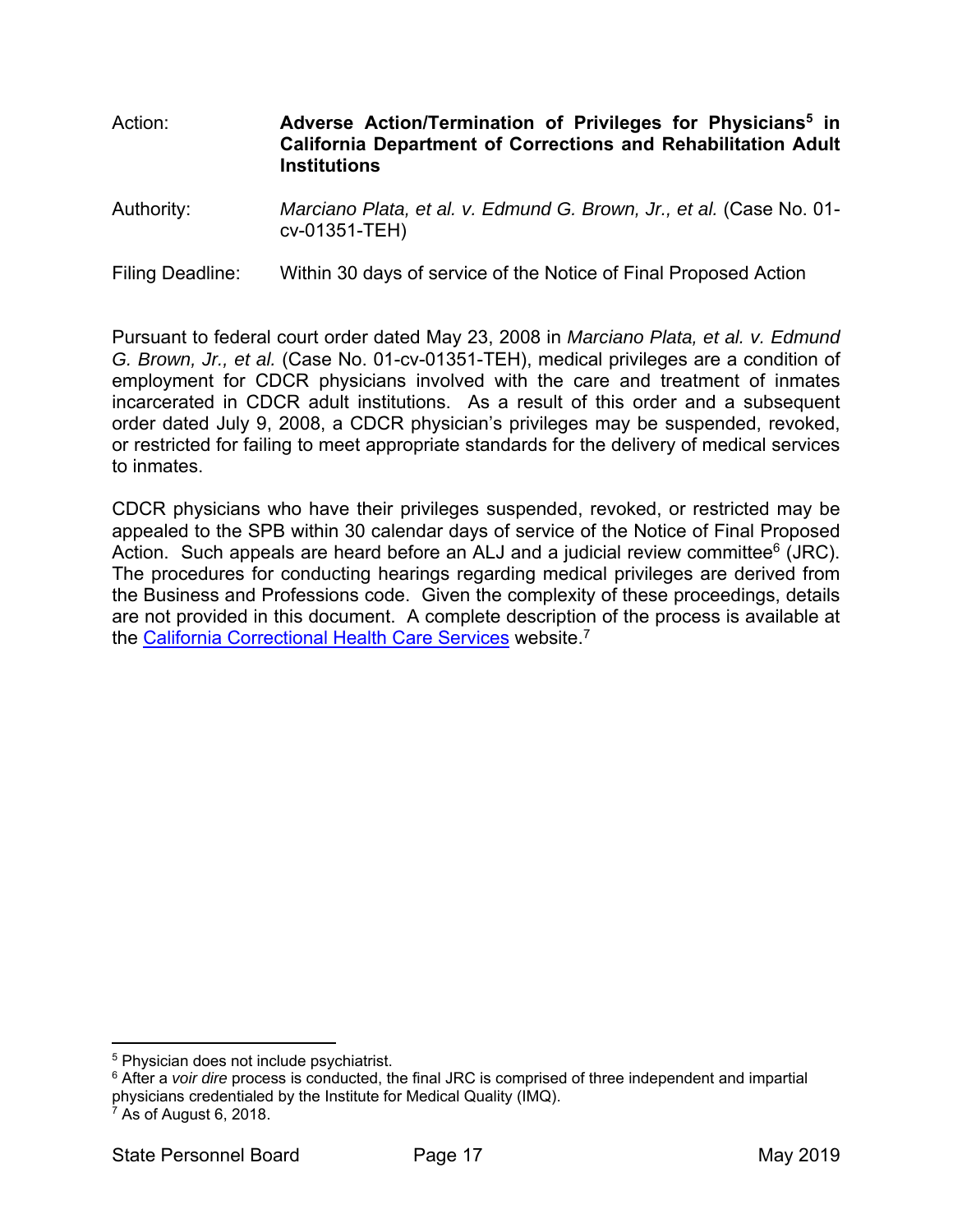Action: **Adverse Action/Termination of Privileges for Physicians[5] in California Department of Corrections and Rehabilitation Adult Institutions**

Authority: *Marciano Plata, et al. v. Edmund G. Brown, Jr., et al.* (Case No. 01-cv-01351-TEH)

Filing Deadline: Within 30 days of service of the Notice of Final Proposed Action

Pursuant to federal court order dated May 23, 2008 in *Marciano Plata, et al. v. Edmund G. Brown, Jr., et al.* (Case No. 01-cv-01351-TEH), medical privileges are a condition of employment for CDCR physicians involved with the care and treatment of inmates incarcerated in CDCR adult institutions. As a result of this order and a subsequent order dated July 9, 2008, a CDCR physician's privileges may be suspended, revoked, or restricted for failing to meet appropriate standards for the delivery of medical services to inmates.

CDCR physicians who have their privileges suspended, revoked, or restricted may be appealed to the SPB within 30 calendar days of service of the Notice of Final Proposed Action. Such appeals are heard before an ALJ and a judicial review committee[6] (JRC). The procedures for conducting hearings regarding medical privileges are derived from the Business and Professions code. Given the complexity of these proceedings, details are not provided in this document. A complete description of the process is available at the California Correctional Health Care Services website.[7]

---

[5] Physician does not include psychiatrist.

[6] After a *voir dire* process is conducted, the final JRC is comprised of three independent and impartial physicians credentialed by the Institute for Medical Quality (IMQ).

[7] As of August 6, 2018.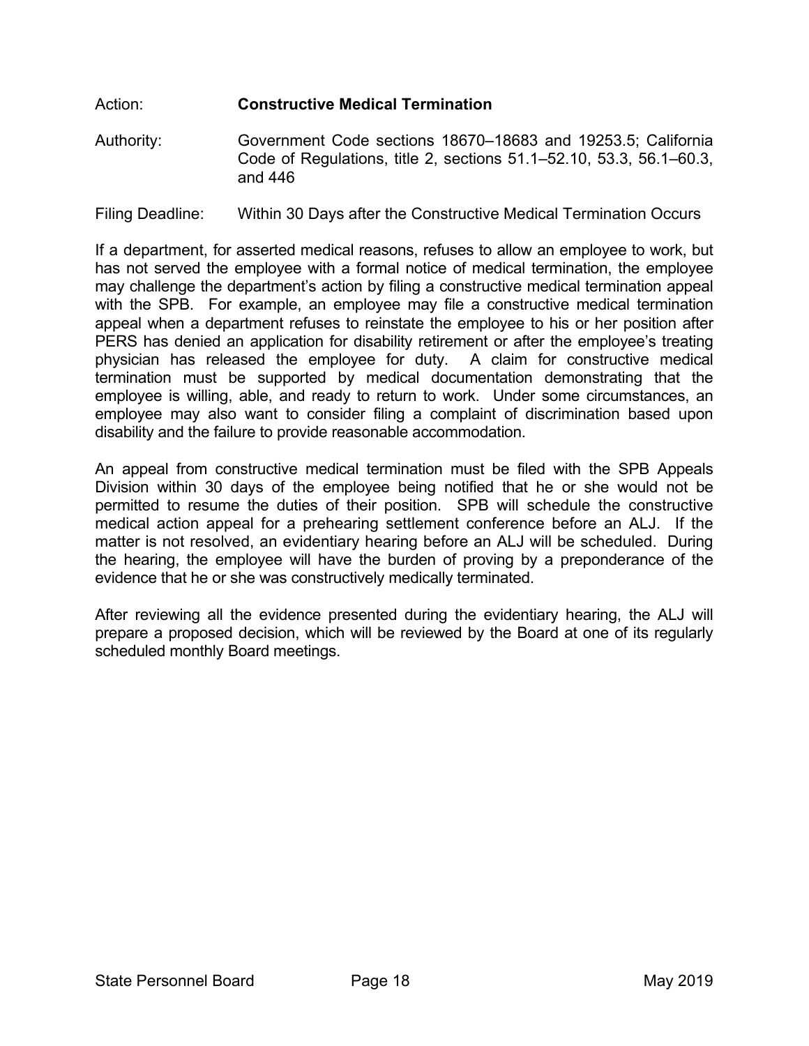Action: **Constructive Medical Termination**

Authority: Government Code sections 18670–18683 and 19253.5; California Code of Regulations, title 2, sections 51.1–52.10, 53.3, 56.1–60.3, and 446

Filing Deadline: Within 30 Days after the Constructive Medical Termination Occurs

If a department, for asserted medical reasons, refuses to allow an employee to work, but has not served the employee with a formal notice of medical termination, the employee may challenge the department's action by filing a constructive medical termination appeal with the SPB. For example, an employee may file a constructive medical termination appeal when a department refuses to reinstate the employee to his or her position after PERS has denied an application for disability retirement or after the employee's treating physician has released the employee for duty. A claim for constructive medical termination must be supported by medical documentation demonstrating that the employee is willing, able, and ready to return to work. Under some circumstances, an employee may also want to consider filing a complaint of discrimination based upon disability and the failure to provide reasonable accommodation.

An appeal from constructive medical termination must be filed with the SPB Appeals Division within 30 days of the employee being notified that he or she would not be permitted to resume the duties of their position. SPB will schedule the constructive medical action appeal for a prehearing settlement conference before an ALJ. If the matter is not resolved, an evidentiary hearing before an ALJ will be scheduled. During the hearing, the employee will have the burden of proving by a preponderance of the evidence that he or she was constructively medically terminated.

After reviewing all the evidence presented during the evidentiary hearing, the ALJ will prepare a proposed decision, which will be reviewed by the Board at one of its regularly scheduled monthly Board meetings.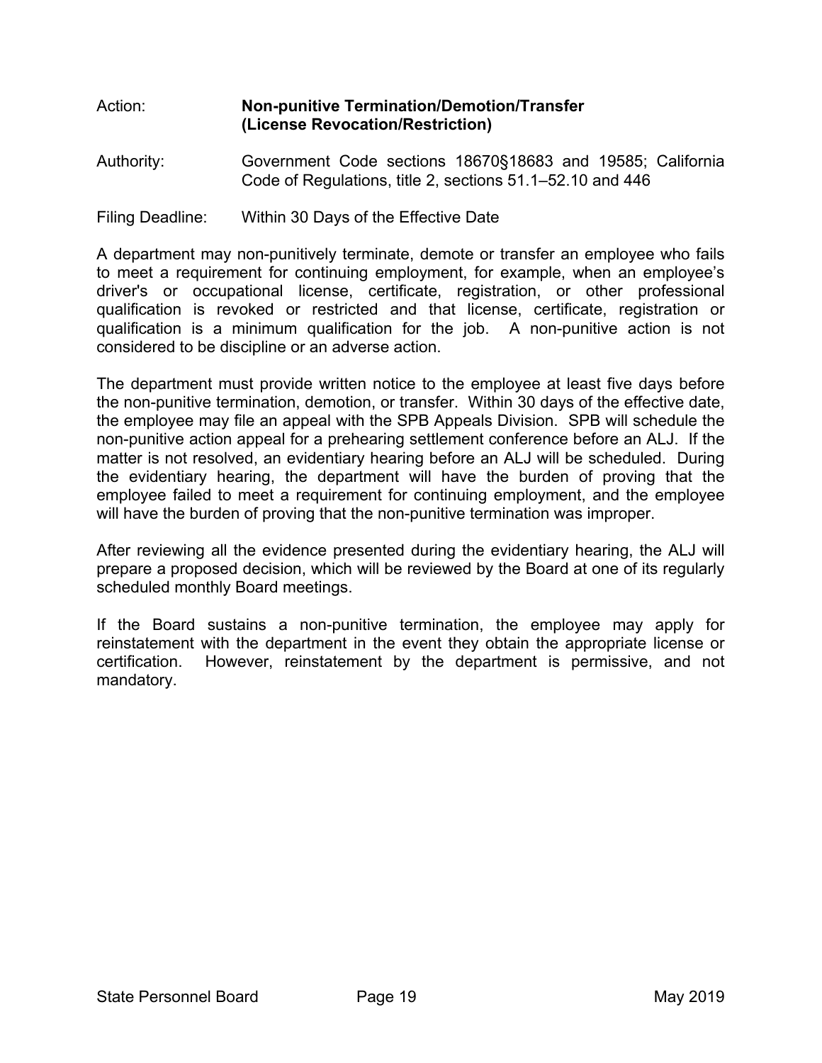Action: **Non-punitive Termination/Demotion/Transfer (License Revocation/Restriction)**

Authority: Government Code sections 18670§18683 and 19585; California Code of Regulations, title 2, sections 51.1–52.10 and 446

Filing Deadline: Within 30 Days of the Effective Date

A department may non-punitively terminate, demote or transfer an employee who fails to meet a requirement for continuing employment, for example, when an employee's driver's or occupational license, certificate, registration, or other professional qualification is revoked or restricted and that license, certificate, registration or qualification is a minimum qualification for the job. A non-punitive action is not considered to be discipline or an adverse action.

The department must provide written notice to the employee at least five days before the non-punitive termination, demotion, or transfer. Within 30 days of the effective date, the employee may file an appeal with the SPB Appeals Division. SPB will schedule the non-punitive action appeal for a prehearing settlement conference before an ALJ. If the matter is not resolved, an evidentiary hearing before an ALJ will be scheduled. During the evidentiary hearing, the department will have the burden of proving that the employee failed to meet a requirement for continuing employment, and the employee will have the burden of proving that the non-punitive termination was improper.

After reviewing all the evidence presented during the evidentiary hearing, the ALJ will prepare a proposed decision, which will be reviewed by the Board at one of its regularly scheduled monthly Board meetings.

If the Board sustains a non-punitive termination, the employee may apply for reinstatement with the department in the event they obtain the appropriate license or certification. However, reinstatement by the department is permissive, and not mandatory.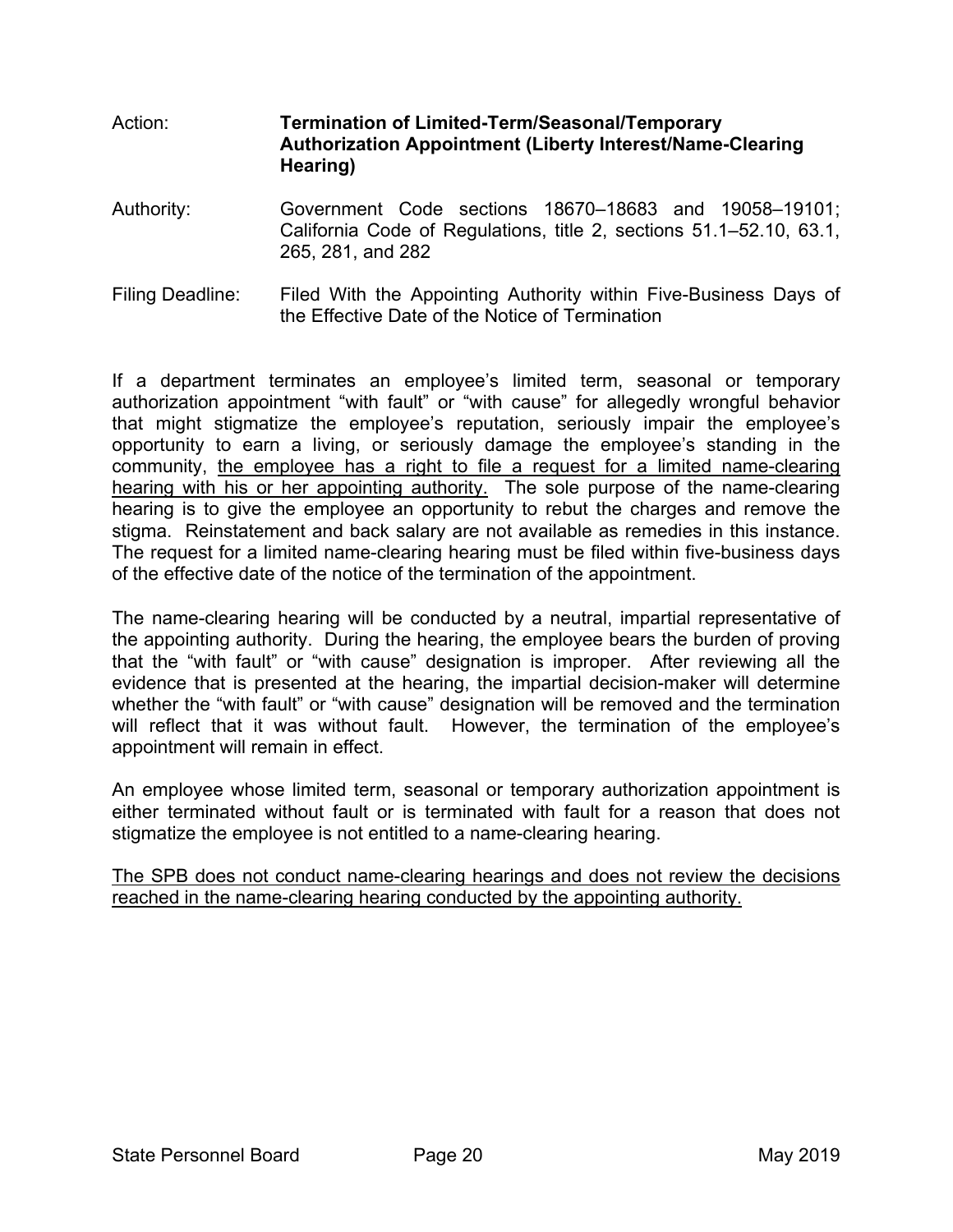Action: **Termination of Limited-Term/Seasonal/Temporary Authorization Appointment (Liberty Interest/Name-Clearing Hearing)**

Authority: Government Code sections 18670–18683 and 19058–19101; California Code of Regulations, title 2, sections 51.1–52.10, 63.1, 265, 281, and 282

Filing Deadline: Filed With the Appointing Authority within Five-Business Days of the Effective Date of the Notice of Termination

If a department terminates an employee's limited term, seasonal or temporary authorization appointment "with fault" or "with cause" for allegedly wrongful behavior that might stigmatize the employee's reputation, seriously impair the employee's opportunity to earn a living, or seriously damage the employee's standing in the community, <u>the employee has a right to file a request for a limited name-clearing hearing with his or her appointing authority.</u> The sole purpose of the name-clearing hearing is to give the employee an opportunity to rebut the charges and remove the stigma. Reinstatement and back salary are not available as remedies in this instance. The request for a limited name-clearing hearing must be filed within five-business days of the effective date of the notice of the termination of the appointment.

The name-clearing hearing will be conducted by a neutral, impartial representative of the appointing authority. During the hearing, the employee bears the burden of proving that the "with fault" or "with cause" designation is improper. After reviewing all the evidence that is presented at the hearing, the impartial decision-maker will determine whether the "with fault" or "with cause" designation will be removed and the termination will reflect that it was without fault. However, the termination of the employee's appointment will remain in effect.

An employee whose limited term, seasonal or temporary authorization appointment is either terminated without fault or is terminated with fault for a reason that does not stigmatize the employee is not entitled to a name-clearing hearing.

<u>The SPB does not conduct name-clearing hearings and does not review the decisions reached in the name-clearing hearing conducted by the appointing authority.</u>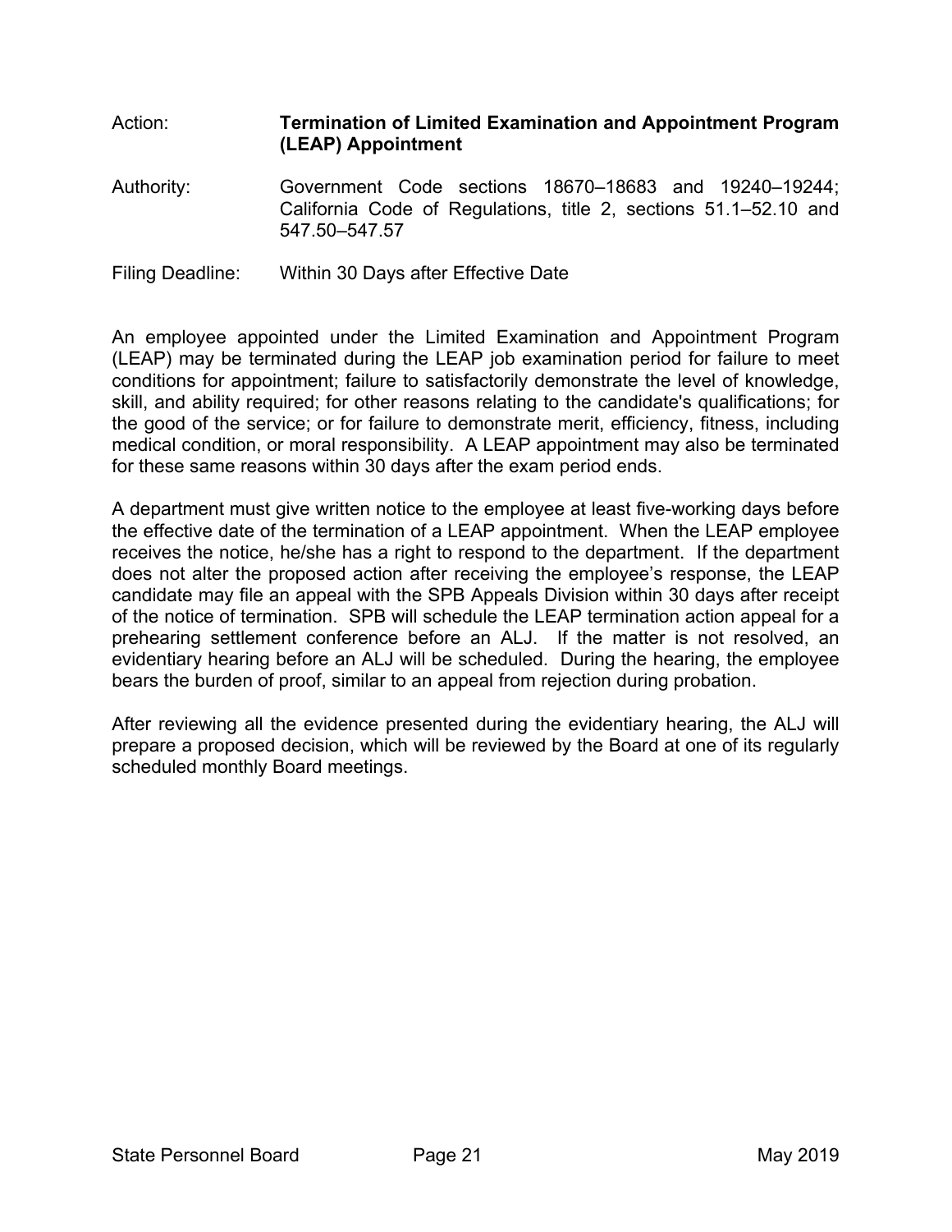Action: **Termination of Limited Examination and Appointment Program (LEAP) Appointment**

Authority: Government Code sections 18670–18683 and 19240–19244; California Code of Regulations, title 2, sections 51.1–52.10 and 547.50–547.57

Filing Deadline: Within 30 Days after Effective Date

An employee appointed under the Limited Examination and Appointment Program (LEAP) may be terminated during the LEAP job examination period for failure to meet conditions for appointment; failure to satisfactorily demonstrate the level of knowledge, skill, and ability required; for other reasons relating to the candidate's qualifications; for the good of the service; or for failure to demonstrate merit, efficiency, fitness, including medical condition, or moral responsibility. A LEAP appointment may also be terminated for these same reasons within 30 days after the exam period ends.

A department must give written notice to the employee at least five-working days before the effective date of the termination of a LEAP appointment. When the LEAP employee receives the notice, he/she has a right to respond to the department. If the department does not alter the proposed action after receiving the employee's response, the LEAP candidate may file an appeal with the SPB Appeals Division within 30 days after receipt of the notice of termination. SPB will schedule the LEAP termination action appeal for a prehearing settlement conference before an ALJ. If the matter is not resolved, an evidentiary hearing before an ALJ will be scheduled. During the hearing, the employee bears the burden of proof, similar to an appeal from rejection during probation.

After reviewing all the evidence presented during the evidentiary hearing, the ALJ will prepare a proposed decision, which will be reviewed by the Board at one of its regularly scheduled monthly Board meetings.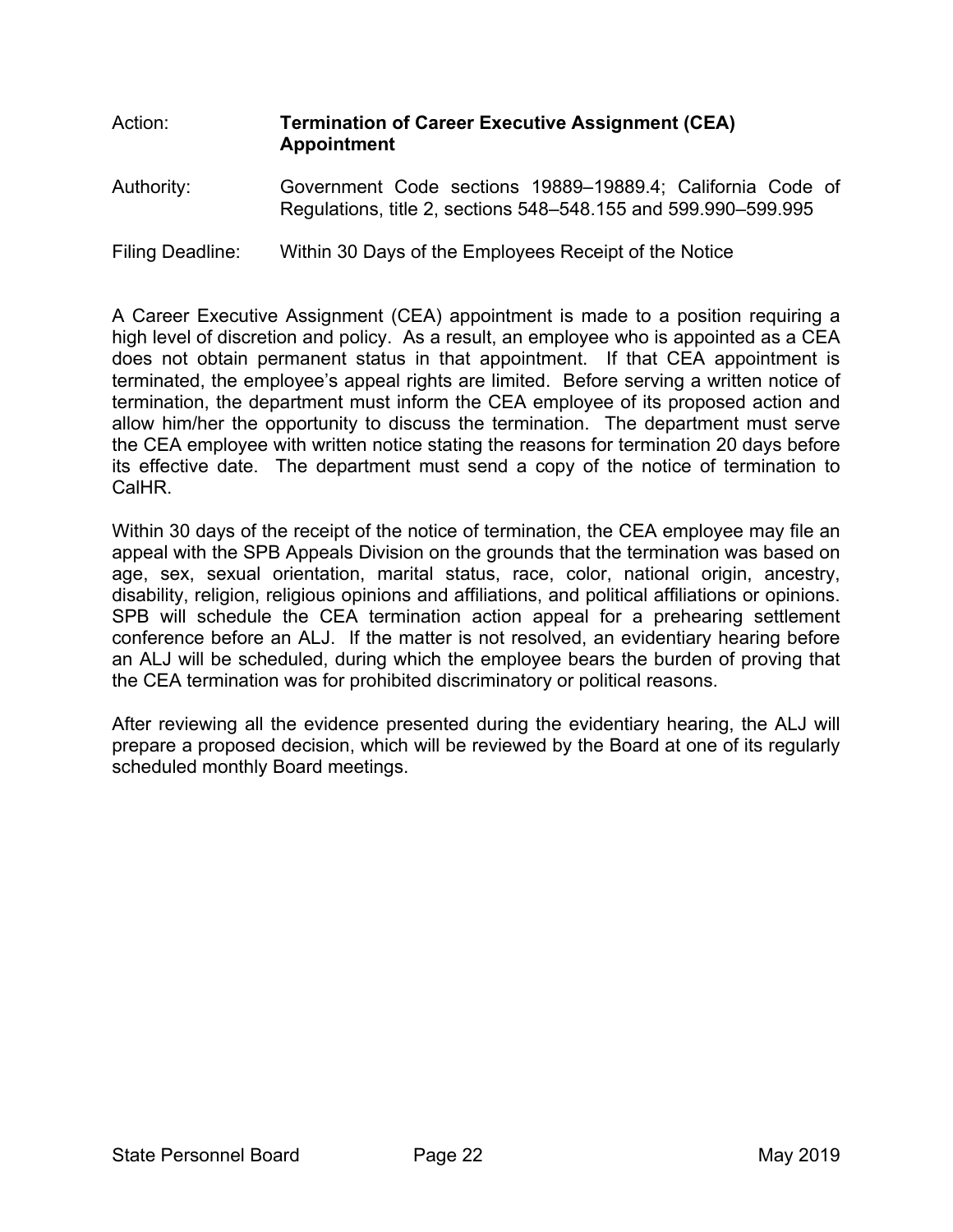Action: **Termination of Career Executive Assignment (CEA) Appointment**

Authority: Government Code sections 19889–19889.4; California Code of Regulations, title 2, sections 548–548.155 and 599.990–599.995

Filing Deadline: Within 30 Days of the Employees Receipt of the Notice

A Career Executive Assignment (CEA) appointment is made to a position requiring a high level of discretion and policy. As a result, an employee who is appointed as a CEA does not obtain permanent status in that appointment. If that CEA appointment is terminated, the employee's appeal rights are limited. Before serving a written notice of termination, the department must inform the CEA employee of its proposed action and allow him/her the opportunity to discuss the termination. The department must serve the CEA employee with written notice stating the reasons for termination 20 days before its effective date. The department must send a copy of the notice of termination to CalHR.

Within 30 days of the receipt of the notice of termination, the CEA employee may file an appeal with the SPB Appeals Division on the grounds that the termination was based on age, sex, sexual orientation, marital status, race, color, national origin, ancestry, disability, religion, religious opinions and affiliations, and political affiliations or opinions. SPB will schedule the CEA termination action appeal for a prehearing settlement conference before an ALJ. If the matter is not resolved, an evidentiary hearing before an ALJ will be scheduled, during which the employee bears the burden of proving that the CEA termination was for prohibited discriminatory or political reasons.

After reviewing all the evidence presented during the evidentiary hearing, the ALJ will prepare a proposed decision, which will be reviewed by the Board at one of its regularly scheduled monthly Board meetings.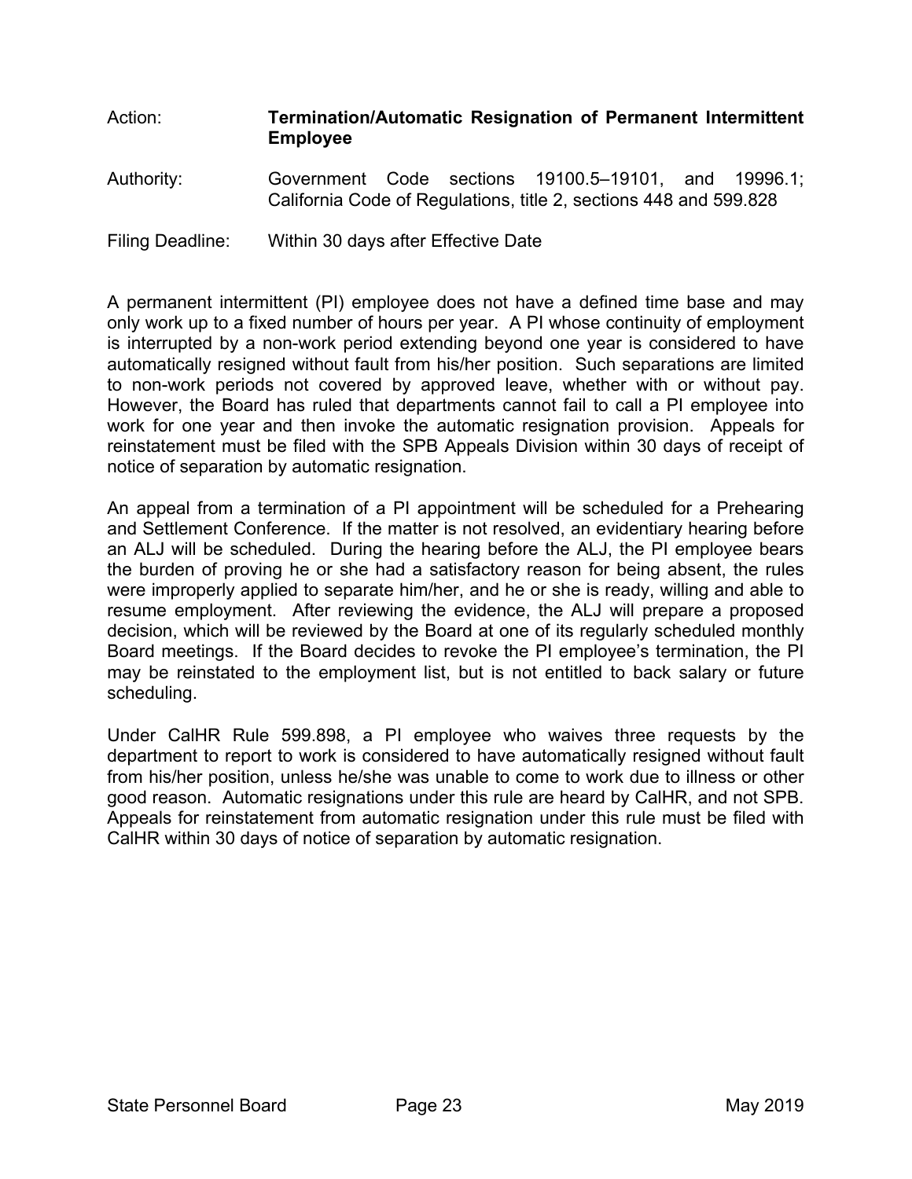Action: **Termination/Automatic Resignation of Permanent Intermittent Employee**

Authority: Government Code sections 19100.5–19101, and 19996.1; California Code of Regulations, title 2, sections 448 and 599.828

Filing Deadline: Within 30 days after Effective Date

A permanent intermittent (PI) employee does not have a defined time base and may only work up to a fixed number of hours per year. A PI whose continuity of employment is interrupted by a non-work period extending beyond one year is considered to have automatically resigned without fault from his/her position. Such separations are limited to non-work periods not covered by approved leave, whether with or without pay. However, the Board has ruled that departments cannot fail to call a PI employee into work for one year and then invoke the automatic resignation provision. Appeals for reinstatement must be filed with the SPB Appeals Division within 30 days of receipt of notice of separation by automatic resignation.

An appeal from a termination of a PI appointment will be scheduled for a Prehearing and Settlement Conference. If the matter is not resolved, an evidentiary hearing before an ALJ will be scheduled. During the hearing before the ALJ, the PI employee bears the burden of proving he or she had a satisfactory reason for being absent, the rules were improperly applied to separate him/her, and he or she is ready, willing and able to resume employment. After reviewing the evidence, the ALJ will prepare a proposed decision, which will be reviewed by the Board at one of its regularly scheduled monthly Board meetings. If the Board decides to revoke the PI employee's termination, the PI may be reinstated to the employment list, but is not entitled to back salary or future scheduling.

Under CalHR Rule 599.898, a PI employee who waives three requests by the department to report to work is considered to have automatically resigned without fault from his/her position, unless he/she was unable to come to work due to illness or other good reason. Automatic resignations under this rule are heard by CalHR, and not SPB. Appeals for reinstatement from automatic resignation under this rule must be filed with CalHR within 30 days of notice of separation by automatic resignation.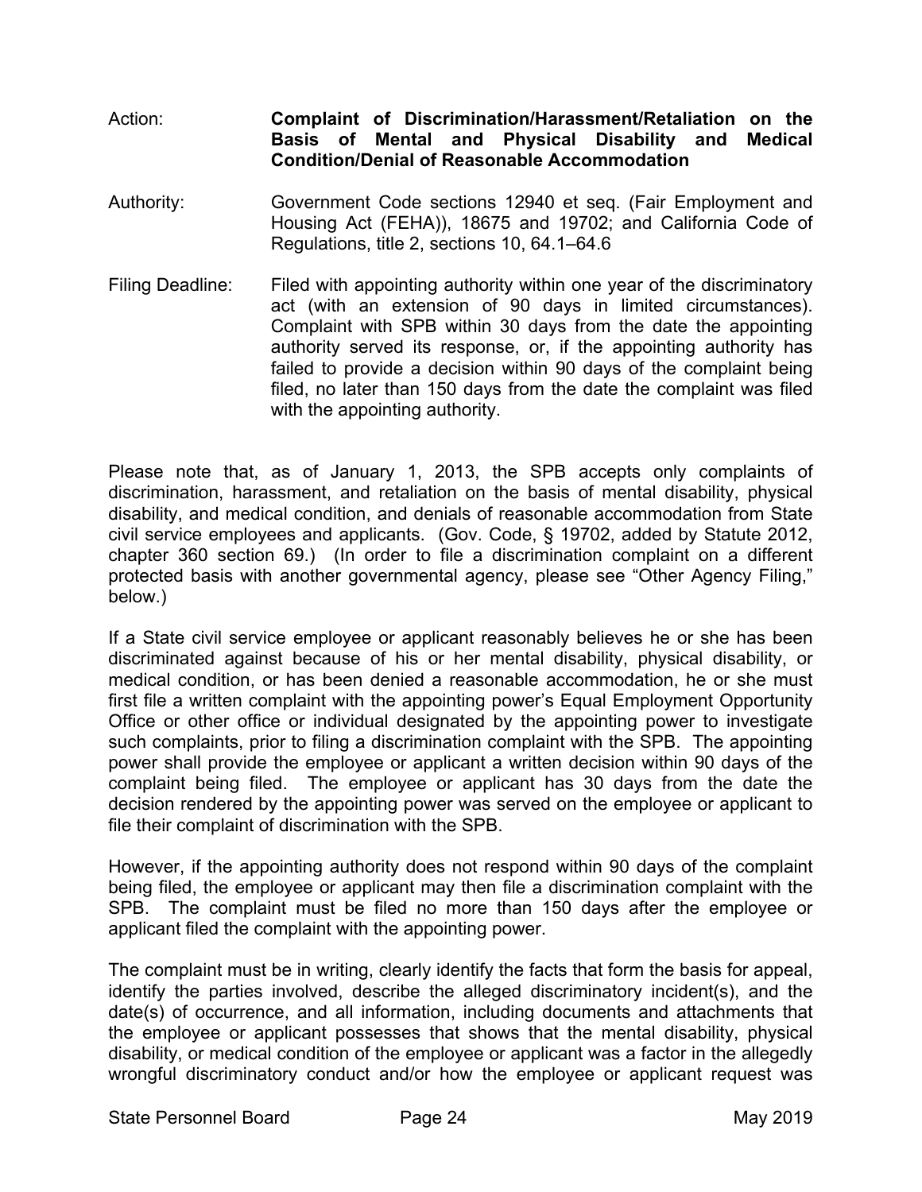Action: **Complaint of Discrimination/Harassment/Retaliation on the Basis of Mental and Physical Disability and Medical Condition/Denial of Reasonable Accommodation**

Authority: Government Code sections 12940 et seq. (Fair Employment and Housing Act (FEHA)), 18675 and 19702; and California Code of Regulations, title 2, sections 10, 64.1–64.6

Filing Deadline: Filed with appointing authority within one year of the discriminatory act (with an extension of 90 days in limited circumstances). Complaint with SPB within 30 days from the date the appointing authority served its response, or, if the appointing authority has failed to provide a decision within 90 days of the complaint being filed, no later than 150 days from the date the complaint was filed with the appointing authority.

Please note that, as of January 1, 2013, the SPB accepts only complaints of discrimination, harassment, and retaliation on the basis of mental disability, physical disability, and medical condition, and denials of reasonable accommodation from State civil service employees and applicants. (Gov. Code, § 19702, added by Statute 2012, chapter 360 section 69.) (In order to file a discrimination complaint on a different protected basis with another governmental agency, please see "Other Agency Filing," below.)

If a State civil service employee or applicant reasonably believes he or she has been discriminated against because of his or her mental disability, physical disability, or medical condition, or has been denied a reasonable accommodation, he or she must first file a written complaint with the appointing power's Equal Employment Opportunity Office or other office or individual designated by the appointing power to investigate such complaints, prior to filing a discrimination complaint with the SPB. The appointing power shall provide the employee or applicant a written decision within 90 days of the complaint being filed. The employee or applicant has 30 days from the date the decision rendered by the appointing power was served on the employee or applicant to file their complaint of discrimination with the SPB.

However, if the appointing authority does not respond within 90 days of the complaint being filed, the employee or applicant may then file a discrimination complaint with the SPB. The complaint must be filed no more than 150 days after the employee or applicant filed the complaint with the appointing power.

The complaint must be in writing, clearly identify the facts that form the basis for appeal, identify the parties involved, describe the alleged discriminatory incident(s), and the date(s) of occurrence, and all information, including documents and attachments that the employee or applicant possesses that shows that the mental disability, physical disability, or medical condition of the employee or applicant was a factor in the allegedly wrongful discriminatory conduct and/or how the employee or applicant request was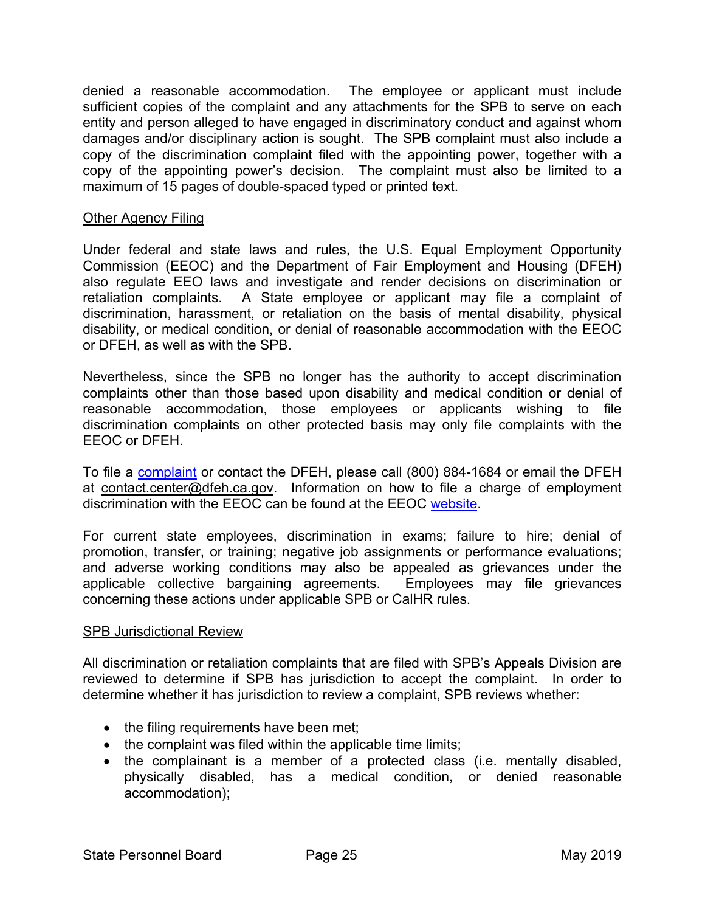denied a reasonable accommodation. The employee or applicant must include sufficient copies of the complaint and any attachments for the SPB to serve on each entity and person alleged to have engaged in discriminatory conduct and against whom damages and/or disciplinary action is sought. The SPB complaint must also include a copy of the discrimination complaint filed with the appointing power, together with a copy of the appointing power's decision. The complaint must also be limited to a maximum of 15 pages of double-spaced typed or printed text.

<u>Other Agency Filing</u>

Under federal and state laws and rules, the U.S. Equal Employment Opportunity Commission (EEOC) and the Department of Fair Employment and Housing (DFEH) also regulate EEO laws and investigate and render decisions on discrimination or retaliation complaints. A State employee or applicant may file a complaint of discrimination, harassment, or retaliation on the basis of mental disability, physical disability, or medical condition, or denial of reasonable accommodation with the EEOC or DFEH, as well as with the SPB.

Nevertheless, since the SPB no longer has the authority to accept discrimination complaints other than those based upon disability and medical condition or denial of reasonable accommodation, those employees or applicants wishing to file discrimination complaints on other protected basis may only file complaints with the EEOC or DFEH.

To file a complaint or contact the DFEH, please call (800) 884-1684 or email the DFEH at contact.center@dfeh.ca.gov. Information on how to file a charge of employment discrimination with the EEOC can be found at the EEOC website.

For current state employees, discrimination in exams; failure to hire; denial of promotion, transfer, or training; negative job assignments or performance evaluations; and adverse working conditions may also be appealed as grievances under the applicable collective bargaining agreements. Employees may file grievances concerning these actions under applicable SPB or CalHR rules.

<u>SPB Jurisdictional Review</u>

All discrimination or retaliation complaints that are filed with SPB's Appeals Division are reviewed to determine if SPB has jurisdiction to accept the complaint. In order to determine whether it has jurisdiction to review a complaint, SPB reviews whether:

- the filing requirements have been met;
- the complaint was filed within the applicable time limits;
- the complainant is a member of a protected class (i.e. mentally disabled, physically disabled, has a medical condition, or denied reasonable accommodation);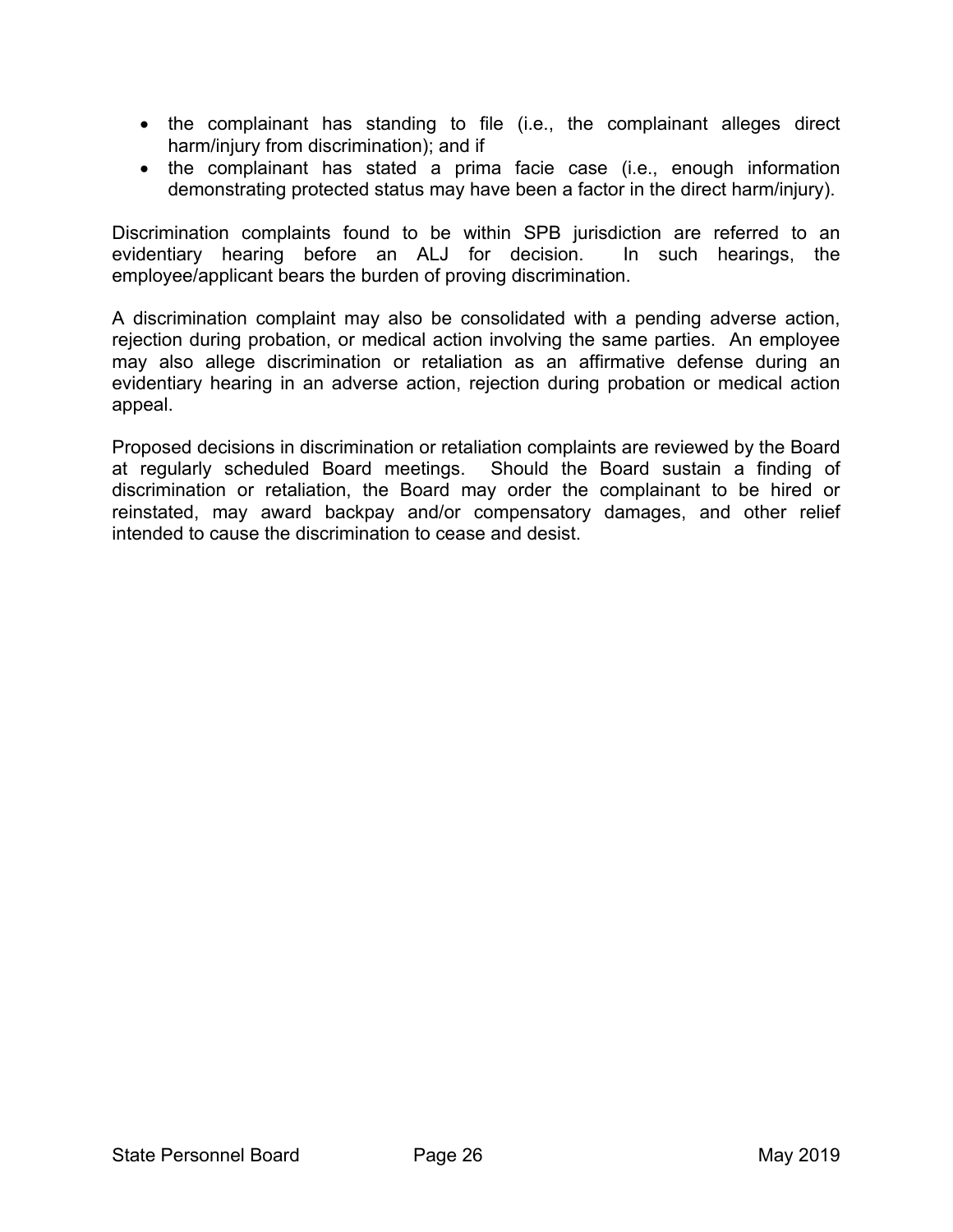- the complainant has standing to file (i.e., the complainant alleges direct harm/injury from discrimination); and if
- the complainant has stated a prima facie case (i.e., enough information demonstrating protected status may have been a factor in the direct harm/injury).

Discrimination complaints found to be within SPB jurisdiction are referred to an evidentiary hearing before an ALJ for decision. In such hearings, the employee/applicant bears the burden of proving discrimination.

A discrimination complaint may also be consolidated with a pending adverse action, rejection during probation, or medical action involving the same parties. An employee may also allege discrimination or retaliation as an affirmative defense during an evidentiary hearing in an adverse action, rejection during probation or medical action appeal.

Proposed decisions in discrimination or retaliation complaints are reviewed by the Board at regularly scheduled Board meetings. Should the Board sustain a finding of discrimination or retaliation, the Board may order the complainant to be hired or reinstated, may award backpay and/or compensatory damages, and other relief intended to cause the discrimination to cease and desist.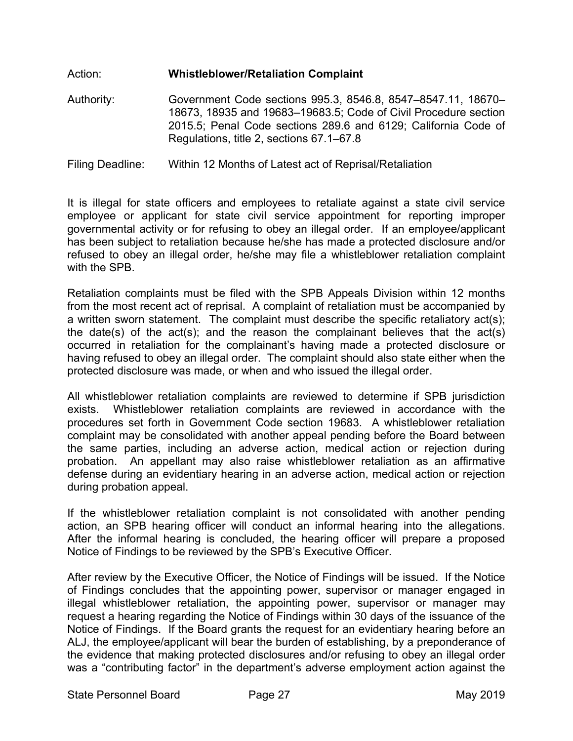Action: **Whistleblower/Retaliation Complaint**

Authority: Government Code sections 995.3, 8546.8, 8547–8547.11, 18670–18673, 18935 and 19683–19683.5; Code of Civil Procedure section 2015.5; Penal Code sections 289.6 and 6129; California Code of Regulations, title 2, sections 67.1–67.8

Filing Deadline: Within 12 Months of Latest act of Reprisal/Retaliation

It is illegal for state officers and employees to retaliate against a state civil service employee or applicant for state civil service appointment for reporting improper governmental activity or for refusing to obey an illegal order. If an employee/applicant has been subject to retaliation because he/she has made a protected disclosure and/or refused to obey an illegal order, he/she may file a whistleblower retaliation complaint with the SPB.

Retaliation complaints must be filed with the SPB Appeals Division within 12 months from the most recent act of reprisal. A complaint of retaliation must be accompanied by a written sworn statement. The complaint must describe the specific retaliatory act(s); the date(s) of the act(s); and the reason the complainant believes that the act(s) occurred in retaliation for the complainant's having made a protected disclosure or having refused to obey an illegal order. The complaint should also state either when the protected disclosure was made, or when and who issued the illegal order.

All whistleblower retaliation complaints are reviewed to determine if SPB jurisdiction exists. Whistleblower retaliation complaints are reviewed in accordance with the procedures set forth in Government Code section 19683. A whistleblower retaliation complaint may be consolidated with another appeal pending before the Board between the same parties, including an adverse action, medical action or rejection during probation. An appellant may also raise whistleblower retaliation as an affirmative defense during an evidentiary hearing in an adverse action, medical action or rejection during probation appeal.

If the whistleblower retaliation complaint is not consolidated with another pending action, an SPB hearing officer will conduct an informal hearing into the allegations. After the informal hearing is concluded, the hearing officer will prepare a proposed Notice of Findings to be reviewed by the SPB's Executive Officer.

After review by the Executive Officer, the Notice of Findings will be issued. If the Notice of Findings concludes that the appointing power, supervisor or manager engaged in illegal whistleblower retaliation, the appointing power, supervisor or manager may request a hearing regarding the Notice of Findings within 30 days of the issuance of the Notice of Findings. If the Board grants the request for an evidentiary hearing before an ALJ, the employee/applicant will bear the burden of establishing, by a preponderance of the evidence that making protected disclosures and/or refusing to obey an illegal order was a "contributing factor" in the department's adverse employment action against the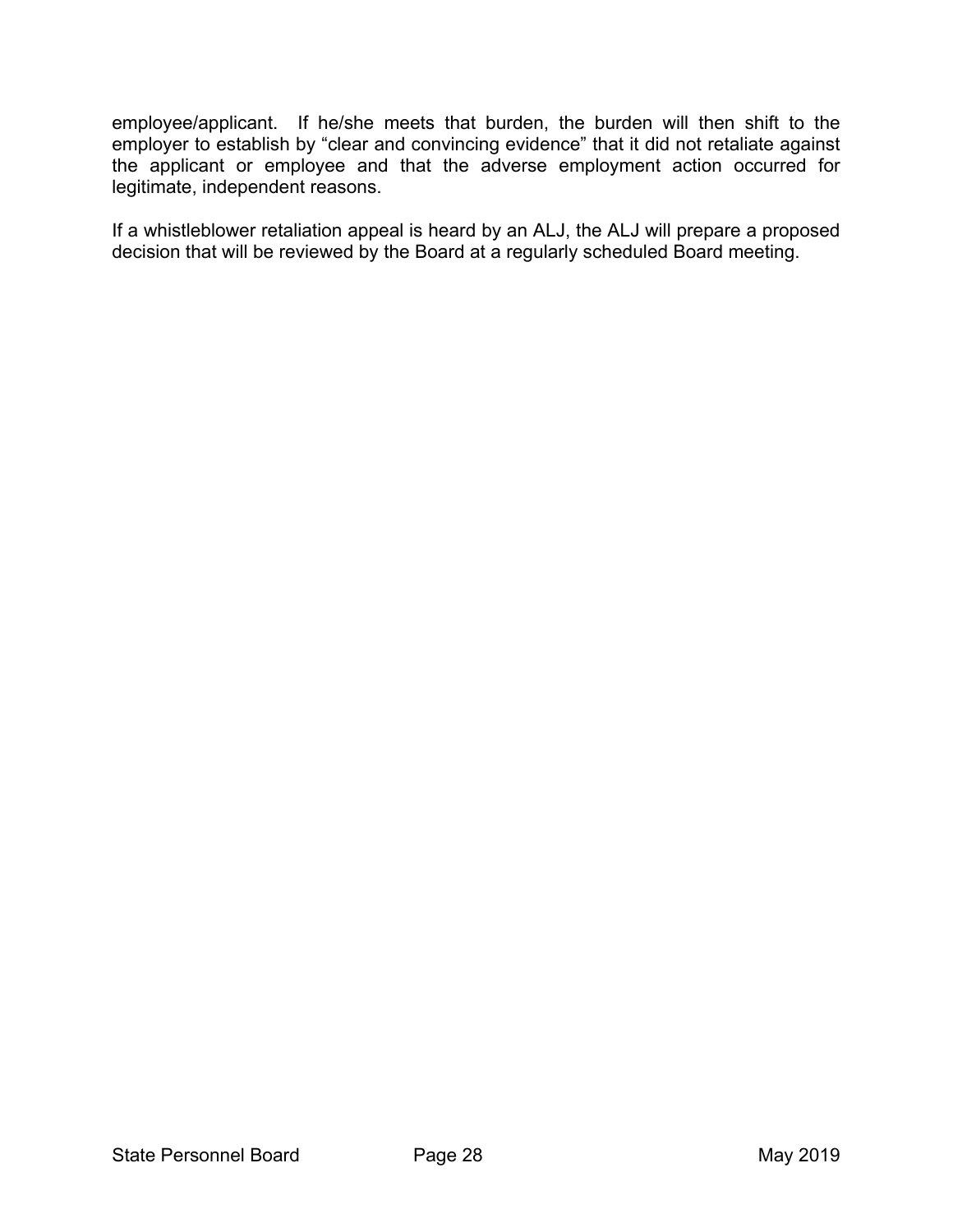employee/applicant. If he/she meets that burden, the burden will then shift to the employer to establish by "clear and convincing evidence" that it did not retaliate against the applicant or employee and that the adverse employment action occurred for legitimate, independent reasons.

If a whistleblower retaliation appeal is heard by an ALJ, the ALJ will prepare a proposed decision that will be reviewed by the Board at a regularly scheduled Board meeting.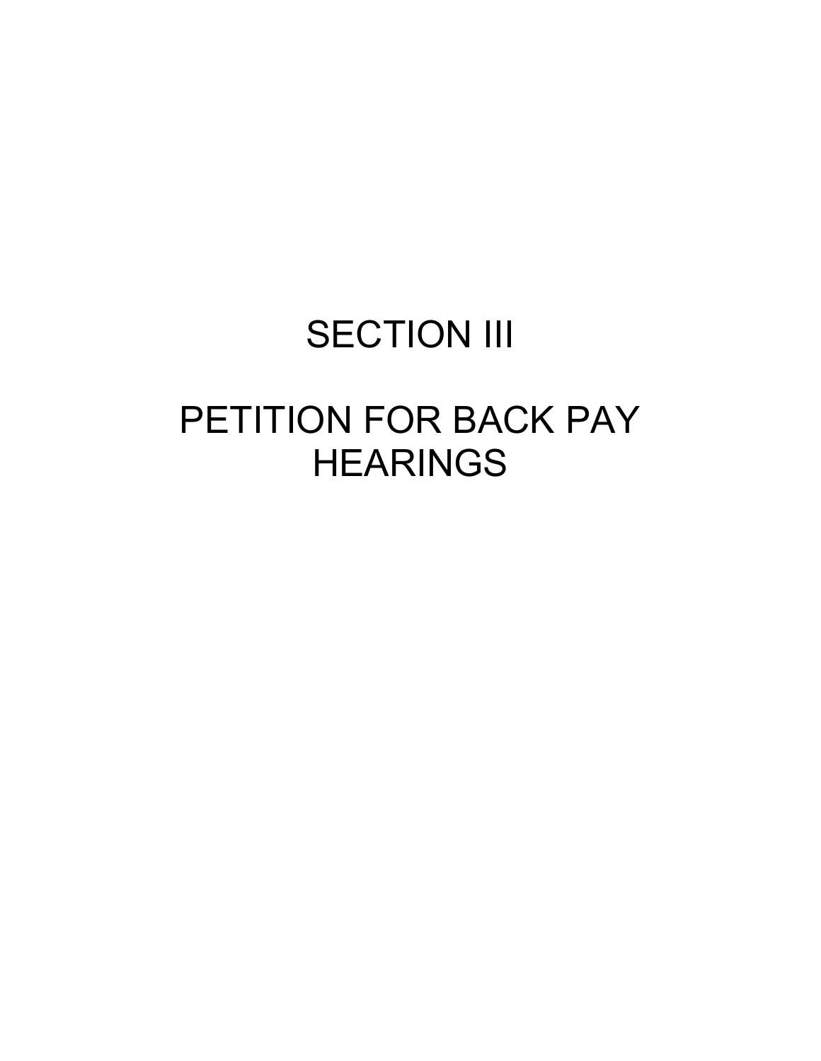# SECTION III

# PETITION FOR BACK PAY HEARINGS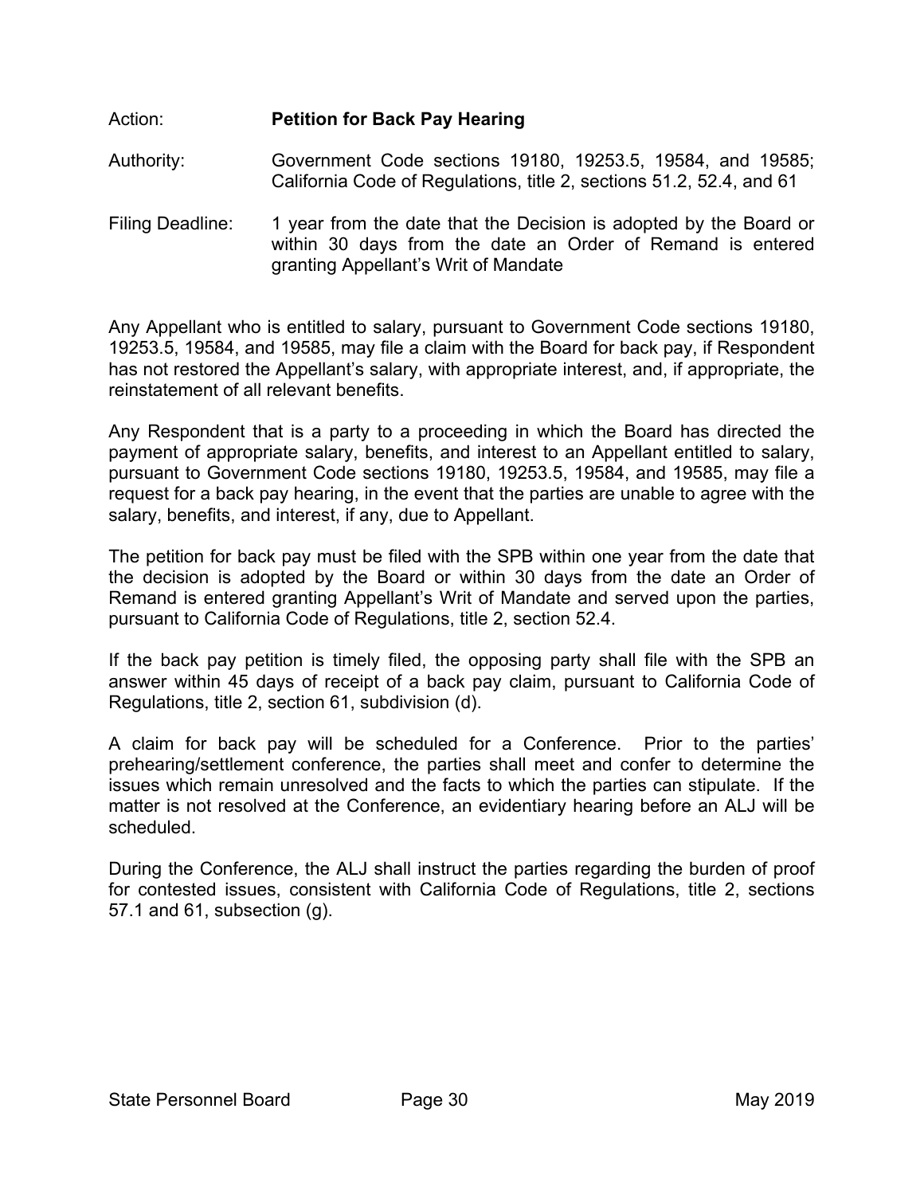Action: **Petition for Back Pay Hearing**

Authority: Government Code sections 19180, 19253.5, 19584, and 19585; California Code of Regulations, title 2, sections 51.2, 52.4, and 61

Filing Deadline: 1 year from the date that the Decision is adopted by the Board or within 30 days from the date an Order of Remand is entered granting Appellant's Writ of Mandate

Any Appellant who is entitled to salary, pursuant to Government Code sections 19180, 19253.5, 19584, and 19585, may file a claim with the Board for back pay, if Respondent has not restored the Appellant's salary, with appropriate interest, and, if appropriate, the reinstatement of all relevant benefits.

Any Respondent that is a party to a proceeding in which the Board has directed the payment of appropriate salary, benefits, and interest to an Appellant entitled to salary, pursuant to Government Code sections 19180, 19253.5, 19584, and 19585, may file a request for a back pay hearing, in the event that the parties are unable to agree with the salary, benefits, and interest, if any, due to Appellant.

The petition for back pay must be filed with the SPB within one year from the date that the decision is adopted by the Board or within 30 days from the date an Order of Remand is entered granting Appellant's Writ of Mandate and served upon the parties, pursuant to California Code of Regulations, title 2, section 52.4.

If the back pay petition is timely filed, the opposing party shall file with the SPB an answer within 45 days of receipt of a back pay claim, pursuant to California Code of Regulations, title 2, section 61, subdivision (d).

A claim for back pay will be scheduled for a Conference. Prior to the parties' prehearing/settlement conference, the parties shall meet and confer to determine the issues which remain unresolved and the facts to which the parties can stipulate. If the matter is not resolved at the Conference, an evidentiary hearing before an ALJ will be scheduled.

During the Conference, the ALJ shall instruct the parties regarding the burden of proof for contested issues, consistent with California Code of Regulations, title 2, sections 57.1 and 61, subsection (g).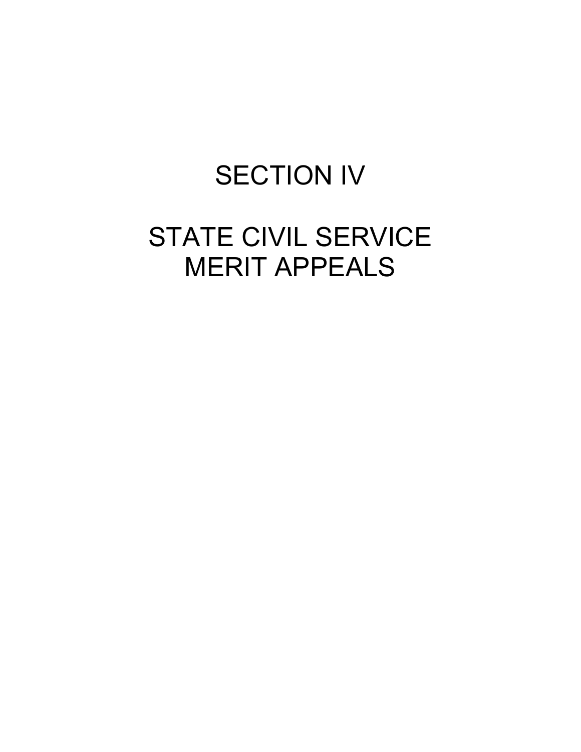# SECTION IV

# STATE CIVIL SERVICE MERIT APPEALS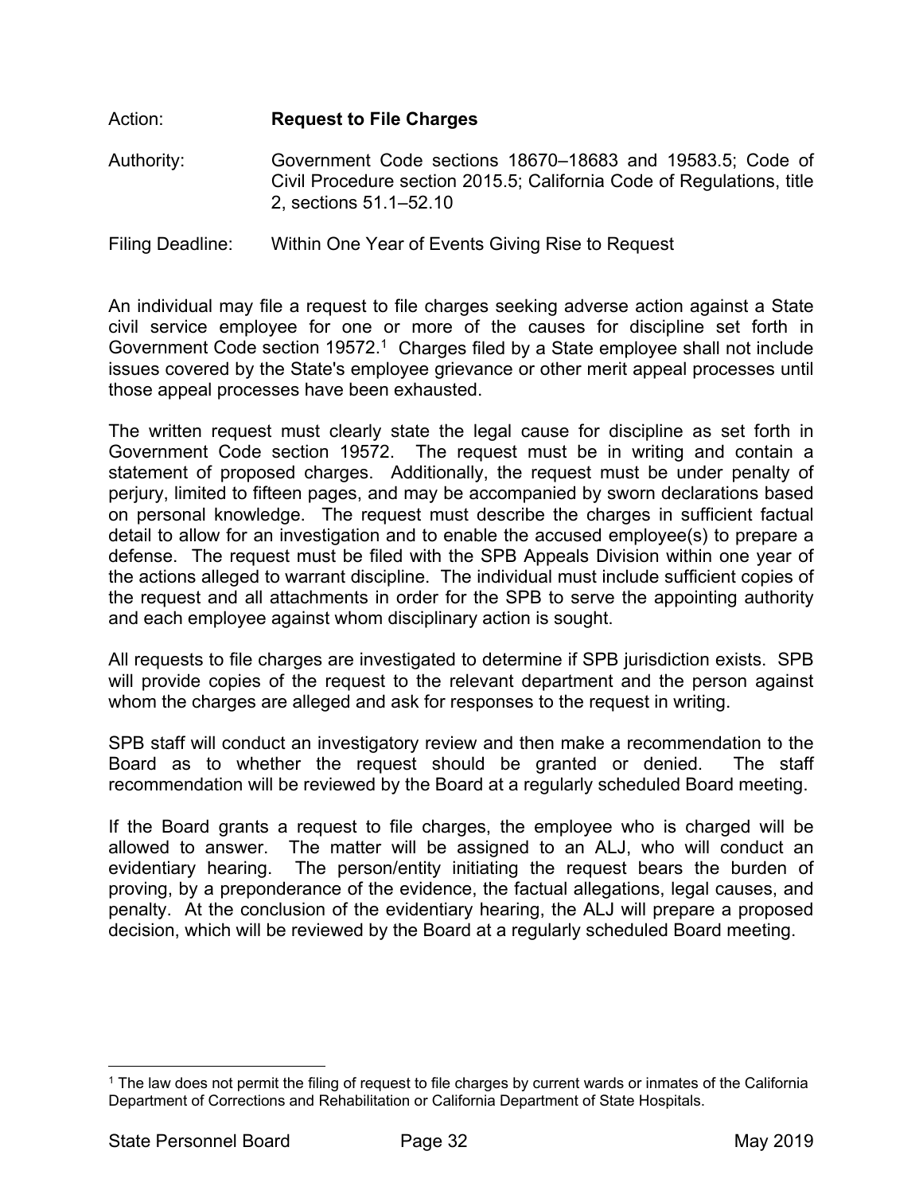Action: **Request to File Charges**

Authority: Government Code sections 18670–18683 and 19583.5; Code of Civil Procedure section 2015.5; California Code of Regulations, title 2, sections 51.1–52.10

Filing Deadline: Within One Year of Events Giving Rise to Request

An individual may file a request to file charges seeking adverse action against a State civil service employee for one or more of the causes for discipline set forth in Government Code section 19572.[1] Charges filed by a State employee shall not include issues covered by the State's employee grievance or other merit appeal processes until those appeal processes have been exhausted.

The written request must clearly state the legal cause for discipline as set forth in Government Code section 19572. The request must be in writing and contain a statement of proposed charges. Additionally, the request must be under penalty of perjury, limited to fifteen pages, and may be accompanied by sworn declarations based on personal knowledge. The request must describe the charges in sufficient factual detail to allow for an investigation and to enable the accused employee(s) to prepare a defense. The request must be filed with the SPB Appeals Division within one year of the actions alleged to warrant discipline. The individual must include sufficient copies of the request and all attachments in order for the SPB to serve the appointing authority and each employee against whom disciplinary action is sought.

All requests to file charges are investigated to determine if SPB jurisdiction exists. SPB will provide copies of the request to the relevant department and the person against whom the charges are alleged and ask for responses to the request in writing.

SPB staff will conduct an investigatory review and then make a recommendation to the Board as to whether the request should be granted or denied. The staff recommendation will be reviewed by the Board at a regularly scheduled Board meeting.

If the Board grants a request to file charges, the employee who is charged will be allowed to answer. The matter will be assigned to an ALJ, who will conduct an evidentiary hearing. The person/entity initiating the request bears the burden of proving, by a preponderance of the evidence, the factual allegations, legal causes, and penalty. At the conclusion of the evidentiary hearing, the ALJ will prepare a proposed decision, which will be reviewed by the Board at a regularly scheduled Board meeting.

---

[1] The law does not permit the filing of request to file charges by current wards or inmates of the California Department of Corrections and Rehabilitation or California Department of State Hospitals.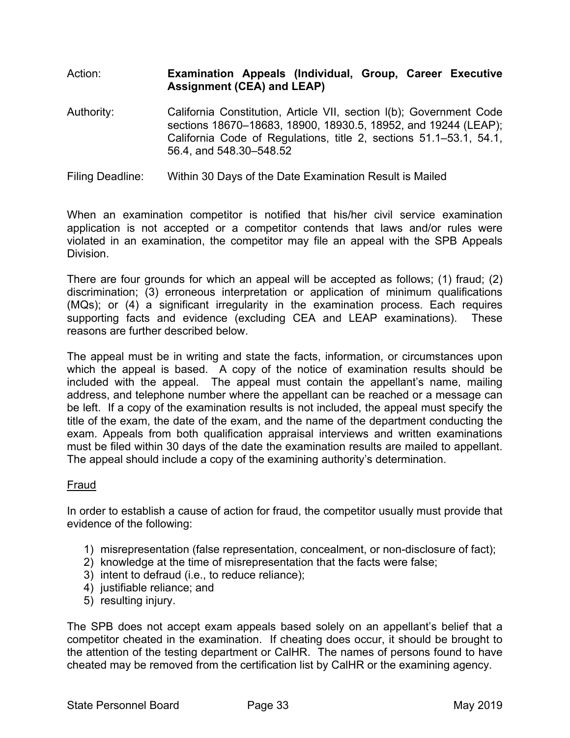Action: **Examination Appeals (Individual, Group, Career Executive Assignment (CEA) and LEAP)**

Authority: California Constitution, Article VII, section l(b); Government Code sections 18670–18683, 18900, 18930.5, 18952, and 19244 (LEAP); California Code of Regulations, title 2, sections 51.1–53.1, 54.1, 56.4, and 548.30–548.52

Filing Deadline: Within 30 Days of the Date Examination Result is Mailed

When an examination competitor is notified that his/her civil service examination application is not accepted or a competitor contends that laws and/or rules were violated in an examination, the competitor may file an appeal with the SPB Appeals Division.

There are four grounds for which an appeal will be accepted as follows; (1) fraud; (2) discrimination; (3) erroneous interpretation or application of minimum qualifications (MQs); or (4) a significant irregularity in the examination process. Each requires supporting facts and evidence (excluding CEA and LEAP examinations). These reasons are further described below.

The appeal must be in writing and state the facts, information, or circumstances upon which the appeal is based. A copy of the notice of examination results should be included with the appeal. The appeal must contain the appellant's name, mailing address, and telephone number where the appellant can be reached or a message can be left. If a copy of the examination results is not included, the appeal must specify the title of the exam, the date of the exam, and the name of the department conducting the exam. Appeals from both qualification appraisal interviews and written examinations must be filed within 30 days of the date the examination results are mailed to appellant. The appeal should include a copy of the examining authority's determination.

<u>Fraud</u>

In order to establish a cause of action for fraud, the competitor usually must provide that evidence of the following:

1) misrepresentation (false representation, concealment, or non-disclosure of fact);
2) knowledge at the time of misrepresentation that the facts were false;
3) intent to defraud (i.e., to reduce reliance);
4) justifiable reliance; and
5) resulting injury.

The SPB does not accept exam appeals based solely on an appellant's belief that a competitor cheated in the examination. If cheating does occur, it should be brought to the attention of the testing department or CalHR. The names of persons found to have cheated may be removed from the certification list by CalHR or the examining agency.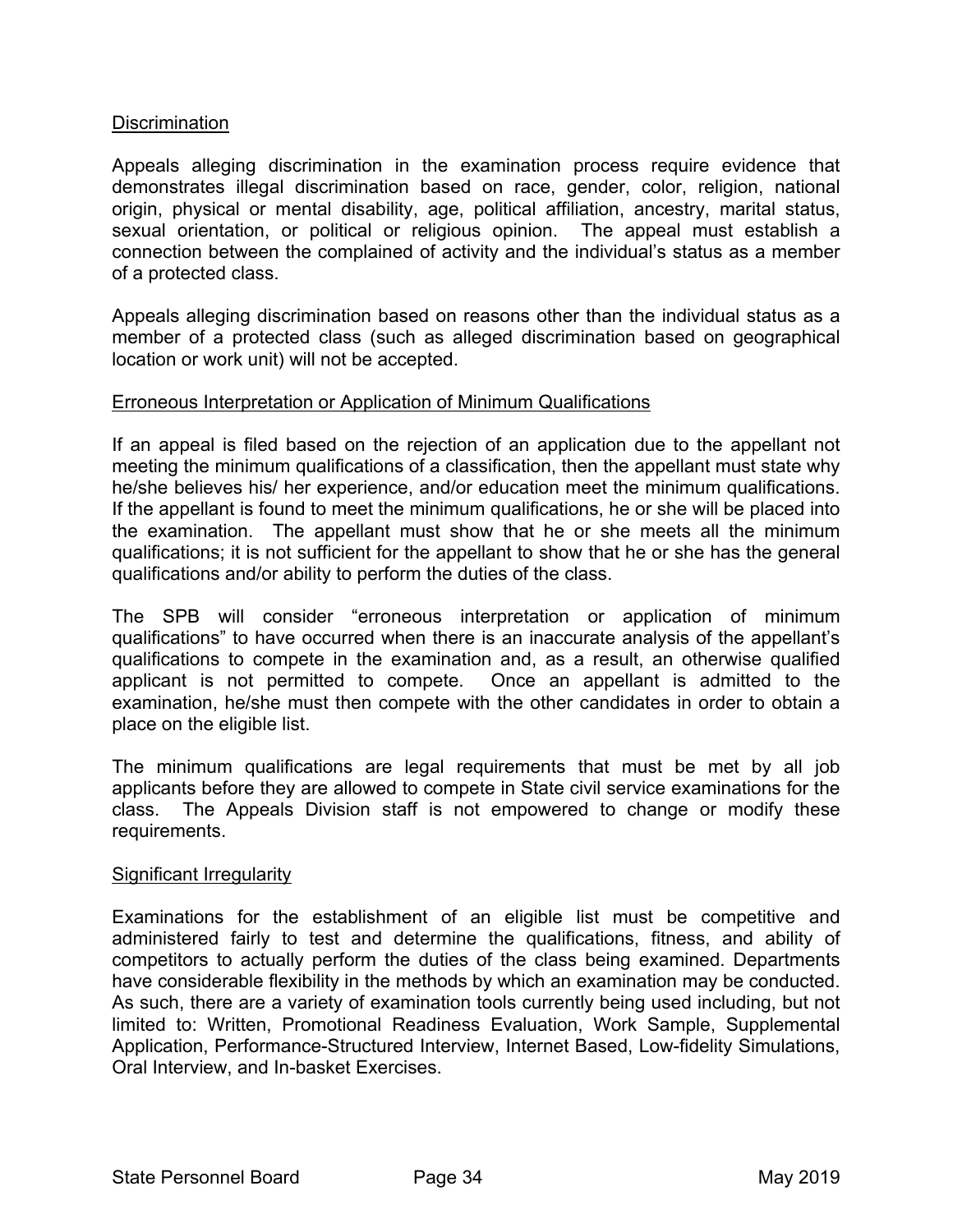### Discrimination

Appeals alleging discrimination in the examination process require evidence that demonstrates illegal discrimination based on race, gender, color, religion, national origin, physical or mental disability, age, political affiliation, ancestry, marital status, sexual orientation, or political or religious opinion. The appeal must establish a connection between the complained of activity and the individual's status as a member of a protected class.

Appeals alleging discrimination based on reasons other than the individual status as a member of a protected class (such as alleged discrimination based on geographical location or work unit) will not be accepted.

### Erroneous Interpretation or Application of Minimum Qualifications

If an appeal is filed based on the rejection of an application due to the appellant not meeting the minimum qualifications of a classification, then the appellant must state why he/she believes his/ her experience, and/or education meet the minimum qualifications. If the appellant is found to meet the minimum qualifications, he or she will be placed into the examination. The appellant must show that he or she meets all the minimum qualifications; it is not sufficient for the appellant to show that he or she has the general qualifications and/or ability to perform the duties of the class.

The SPB will consider "erroneous interpretation or application of minimum qualifications" to have occurred when there is an inaccurate analysis of the appellant's qualifications to compete in the examination and, as a result, an otherwise qualified applicant is not permitted to compete. Once an appellant is admitted to the examination, he/she must then compete with the other candidates in order to obtain a place on the eligible list.

The minimum qualifications are legal requirements that must be met by all job applicants before they are allowed to compete in State civil service examinations for the class. The Appeals Division staff is not empowered to change or modify these requirements.

### Significant Irregularity

Examinations for the establishment of an eligible list must be competitive and administered fairly to test and determine the qualifications, fitness, and ability of competitors to actually perform the duties of the class being examined. Departments have considerable flexibility in the methods by which an examination may be conducted. As such, there are a variety of examination tools currently being used including, but not limited to: Written, Promotional Readiness Evaluation, Work Sample, Supplemental Application, Performance-Structured Interview, Internet Based, Low-fidelity Simulations, Oral Interview, and In-basket Exercises.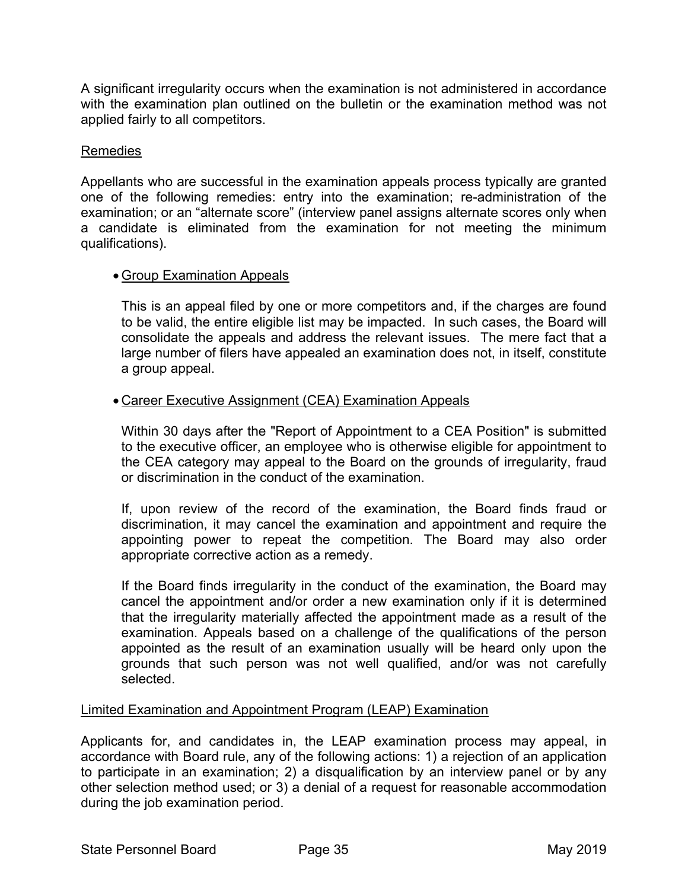A significant irregularity occurs when the examination is not administered in accordance with the examination plan outlined on the bulletin or the examination method was not applied fairly to all competitors.

Remedies

Appellants who are successful in the examination appeals process typically are granted one of the following remedies: entry into the examination; re-administration of the examination; or an “alternate score” (interview panel assigns alternate scores only when a candidate is eliminated from the examination for not meeting the minimum qualifications).

- Group Examination Appeals

  This is an appeal filed by one or more competitors and, if the charges are found to be valid, the entire eligible list may be impacted. In such cases, the Board will consolidate the appeals and address the relevant issues. The mere fact that a large number of filers have appealed an examination does not, in itself, constitute a group appeal.

- Career Executive Assignment (CEA) Examination Appeals

  Within 30 days after the "Report of Appointment to a CEA Position" is submitted to the executive officer, an employee who is otherwise eligible for appointment to the CEA category may appeal to the Board on the grounds of irregularity, fraud or discrimination in the conduct of the examination.

  If, upon review of the record of the examination, the Board finds fraud or discrimination, it may cancel the examination and appointment and require the appointing power to repeat the competition. The Board may also order appropriate corrective action as a remedy.

  If the Board finds irregularity in the conduct of the examination, the Board may cancel the appointment and/or order a new examination only if it is determined that the irregularity materially affected the appointment made as a result of the examination. Appeals based on a challenge of the qualifications of the person appointed as the result of an examination usually will be heard only upon the grounds that such person was not well qualified, and/or was not carefully selected.

Limited Examination and Appointment Program (LEAP) Examination

Applicants for, and candidates in, the LEAP examination process may appeal, in accordance with Board rule, any of the following actions: 1) a rejection of an application to participate in an examination; 2) a disqualification by an interview panel or by any other selection method used; or 3) a denial of a request for reasonable accommodation during the job examination period.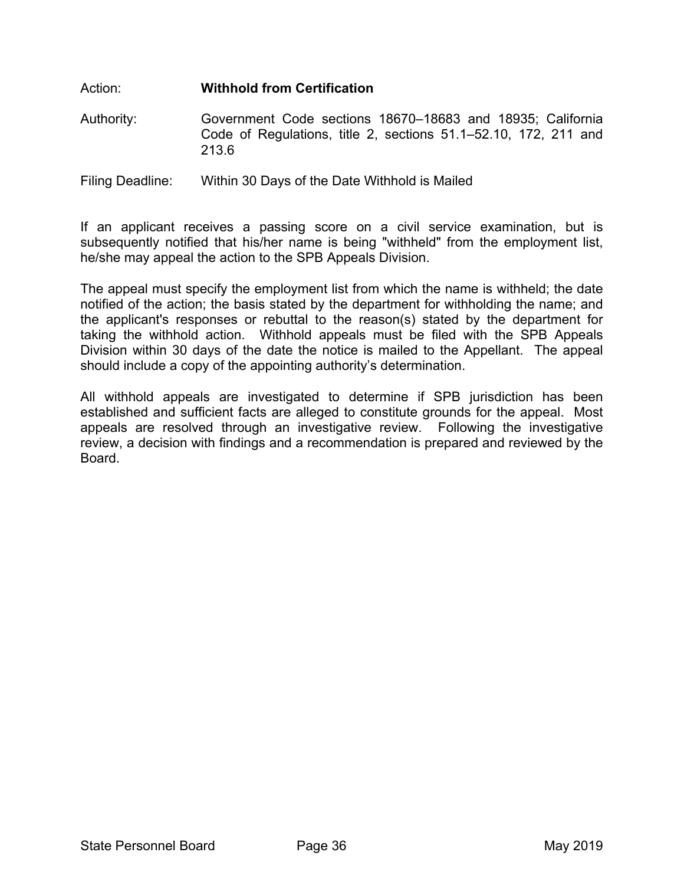Action: **Withhold from Certification**

Authority: Government Code sections 18670–18683 and 18935; California Code of Regulations, title 2, sections 51.1–52.10, 172, 211 and 213.6

Filing Deadline: Within 30 Days of the Date Withhold is Mailed

If an applicant receives a passing score on a civil service examination, but is subsequently notified that his/her name is being "withheld" from the employment list, he/she may appeal the action to the SPB Appeals Division.

The appeal must specify the employment list from which the name is withheld; the date notified of the action; the basis stated by the department for withholding the name; and the applicant's responses or rebuttal to the reason(s) stated by the department for taking the withhold action. Withhold appeals must be filed with the SPB Appeals Division within 30 days of the date the notice is mailed to the Appellant. The appeal should include a copy of the appointing authority's determination.

All withhold appeals are investigated to determine if SPB jurisdiction has been established and sufficient facts are alleged to constitute grounds for the appeal. Most appeals are resolved through an investigative review. Following the investigative review, a decision with findings and a recommendation is prepared and reviewed by the Board.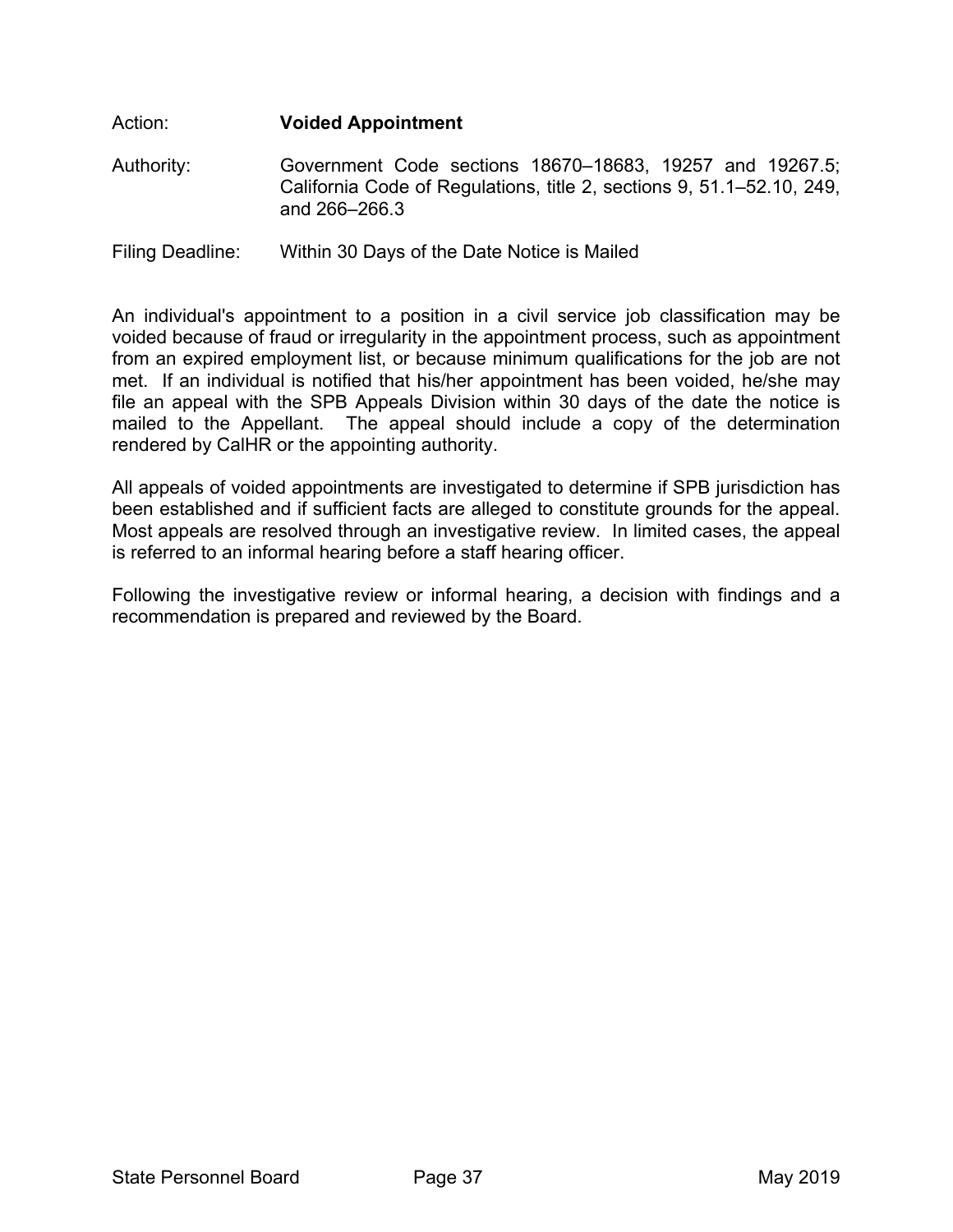Action: **Voided Appointment**

Authority: Government Code sections 18670–18683, 19257 and 19267.5; California Code of Regulations, title 2, sections 9, 51.1–52.10, 249, and 266–266.3

Filing Deadline: Within 30 Days of the Date Notice is Mailed

An individual's appointment to a position in a civil service job classification may be voided because of fraud or irregularity in the appointment process, such as appointment from an expired employment list, or because minimum qualifications for the job are not met. If an individual is notified that his/her appointment has been voided, he/she may file an appeal with the SPB Appeals Division within 30 days of the date the notice is mailed to the Appellant. The appeal should include a copy of the determination rendered by CalHR or the appointing authority.

All appeals of voided appointments are investigated to determine if SPB jurisdiction has been established and if sufficient facts are alleged to constitute grounds for the appeal. Most appeals are resolved through an investigative review. In limited cases, the appeal is referred to an informal hearing before a staff hearing officer.

Following the investigative review or informal hearing, a decision with findings and a recommendation is prepared and reviewed by the Board.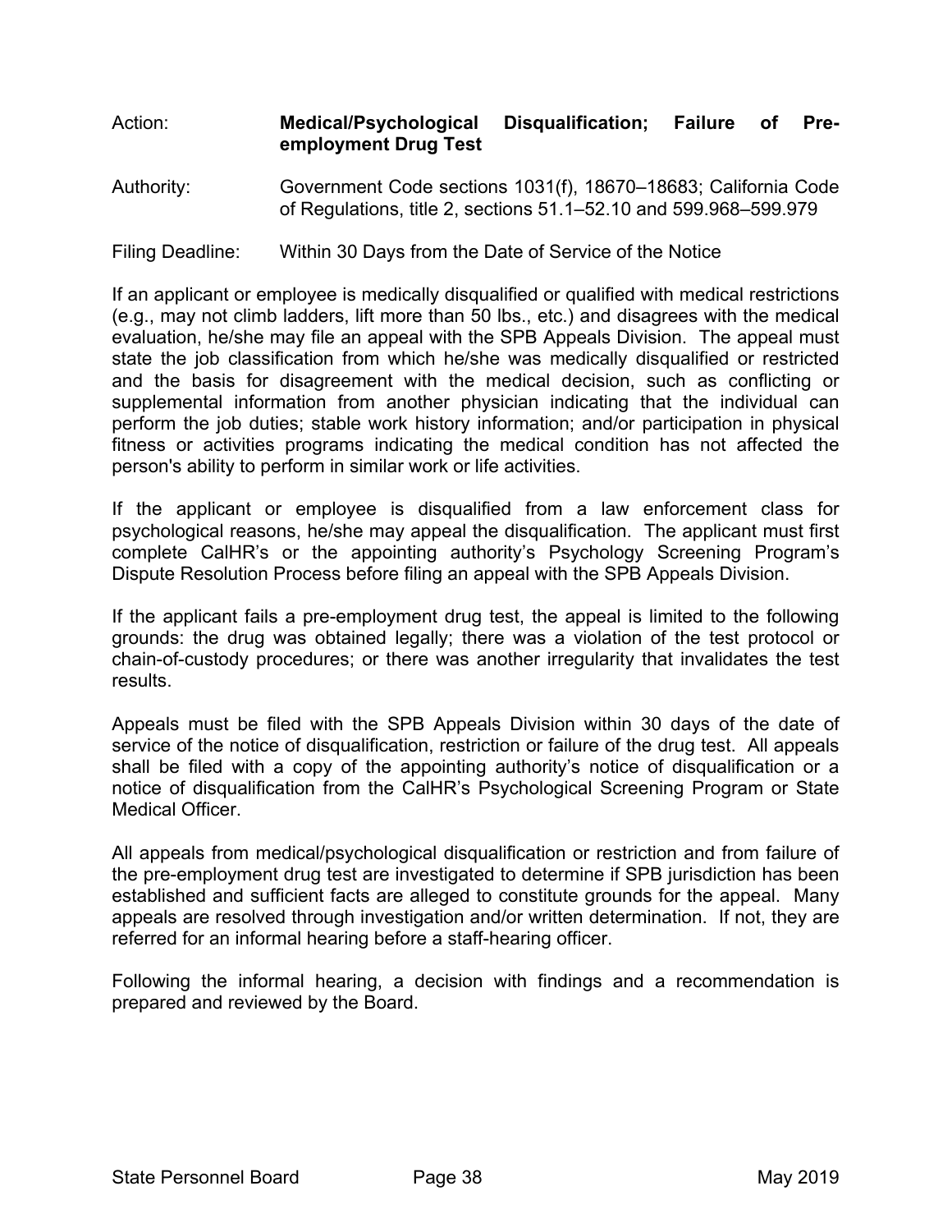Action: **Medical/Psychological Disqualification; Failure of Pre-employment Drug Test**

Authority: Government Code sections 1031(f), 18670–18683; California Code of Regulations, title 2, sections 51.1–52.10 and 599.968–599.979

Filing Deadline: Within 30 Days from the Date of Service of the Notice

If an applicant or employee is medically disqualified or qualified with medical restrictions (e.g., may not climb ladders, lift more than 50 lbs., etc.) and disagrees with the medical evaluation, he/she may file an appeal with the SPB Appeals Division. The appeal must state the job classification from which he/she was medically disqualified or restricted and the basis for disagreement with the medical decision, such as conflicting or supplemental information from another physician indicating that the individual can perform the job duties; stable work history information; and/or participation in physical fitness or activities programs indicating the medical condition has not affected the person's ability to perform in similar work or life activities.

If the applicant or employee is disqualified from a law enforcement class for psychological reasons, he/she may appeal the disqualification. The applicant must first complete CalHR's or the appointing authority's Psychology Screening Program's Dispute Resolution Process before filing an appeal with the SPB Appeals Division.

If the applicant fails a pre-employment drug test, the appeal is limited to the following grounds: the drug was obtained legally; there was a violation of the test protocol or chain-of-custody procedures; or there was another irregularity that invalidates the test results.

Appeals must be filed with the SPB Appeals Division within 30 days of the date of service of the notice of disqualification, restriction or failure of the drug test. All appeals shall be filed with a copy of the appointing authority's notice of disqualification or a notice of disqualification from the CalHR's Psychological Screening Program or State Medical Officer.

All appeals from medical/psychological disqualification or restriction and from failure of the pre-employment drug test are investigated to determine if SPB jurisdiction has been established and sufficient facts are alleged to constitute grounds for the appeal. Many appeals are resolved through investigation and/or written determination. If not, they are referred for an informal hearing before a staff-hearing officer.

Following the informal hearing, a decision with findings and a recommendation is prepared and reviewed by the Board.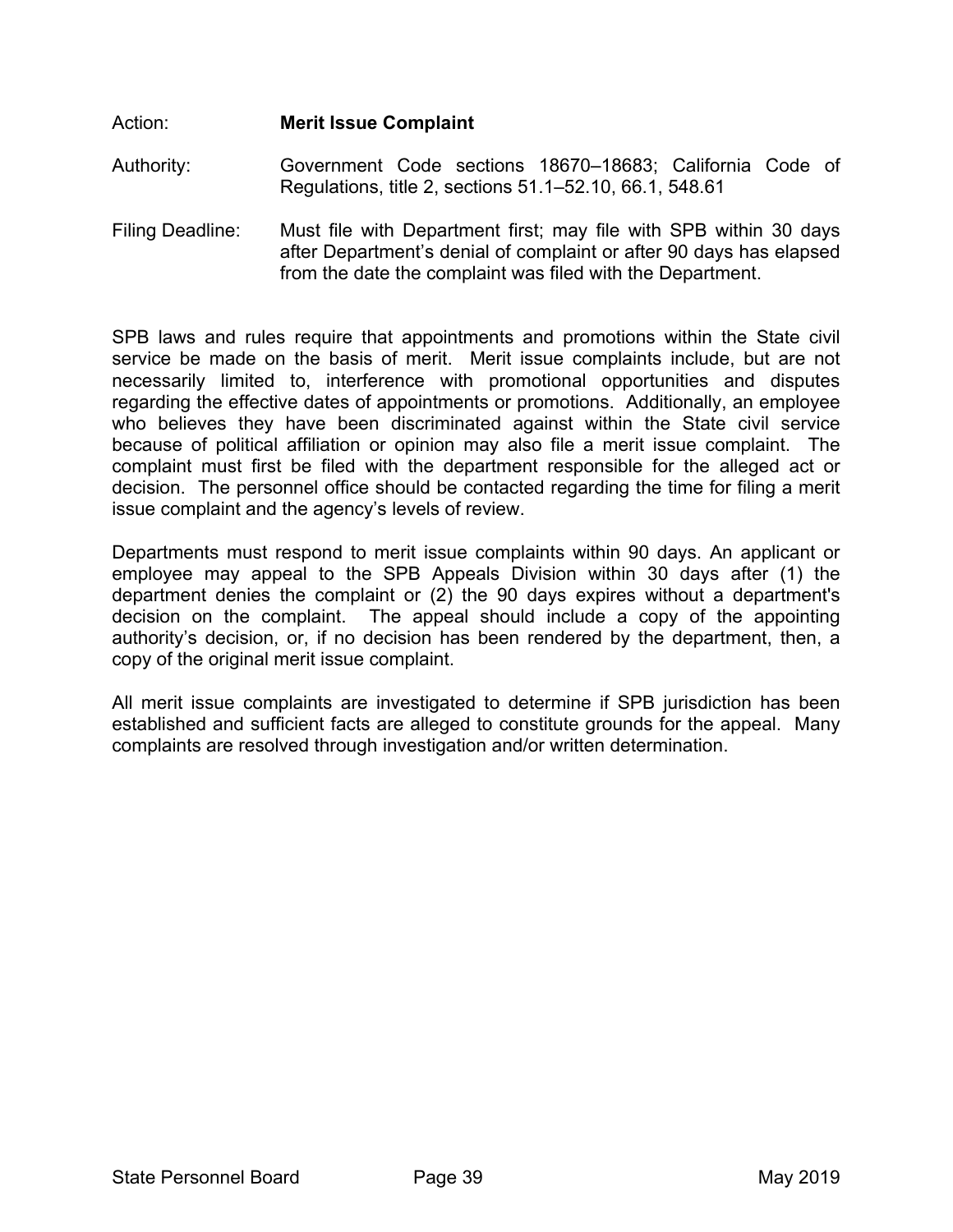Action: **Merit Issue Complaint**

Authority: Government Code sections 18670–18683; California Code of Regulations, title 2, sections 51.1–52.10, 66.1, 548.61

Filing Deadline: Must file with Department first; may file with SPB within 30 days after Department's denial of complaint or after 90 days has elapsed from the date the complaint was filed with the Department.

SPB laws and rules require that appointments and promotions within the State civil service be made on the basis of merit. Merit issue complaints include, but are not necessarily limited to, interference with promotional opportunities and disputes regarding the effective dates of appointments or promotions. Additionally, an employee who believes they have been discriminated against within the State civil service because of political affiliation or opinion may also file a merit issue complaint. The complaint must first be filed with the department responsible for the alleged act or decision. The personnel office should be contacted regarding the time for filing a merit issue complaint and the agency's levels of review.

Departments must respond to merit issue complaints within 90 days. An applicant or employee may appeal to the SPB Appeals Division within 30 days after (1) the department denies the complaint or (2) the 90 days expires without a department's decision on the complaint. The appeal should include a copy of the appointing authority's decision, or, if no decision has been rendered by the department, then, a copy of the original merit issue complaint.

All merit issue complaints are investigated to determine if SPB jurisdiction has been established and sufficient facts are alleged to constitute grounds for the appeal. Many complaints are resolved through investigation and/or written determination.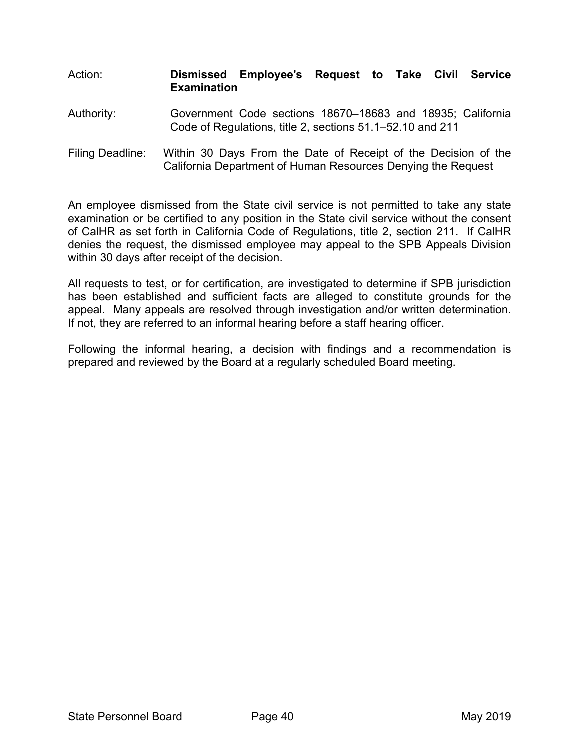Action: **Dismissed Employee's Request to Take Civil Service Examination**

Authority: Government Code sections 18670–18683 and 18935; California Code of Regulations, title 2, sections 51.1–52.10 and 211

Filing Deadline: Within 30 Days From the Date of Receipt of the Decision of the California Department of Human Resources Denying the Request

An employee dismissed from the State civil service is not permitted to take any state examination or be certified to any position in the State civil service without the consent of CalHR as set forth in California Code of Regulations, title 2, section 211. If CalHR denies the request, the dismissed employee may appeal to the SPB Appeals Division within 30 days after receipt of the decision.

All requests to test, or for certification, are investigated to determine if SPB jurisdiction has been established and sufficient facts are alleged to constitute grounds for the appeal. Many appeals are resolved through investigation and/or written determination. If not, they are referred to an informal hearing before a staff hearing officer.

Following the informal hearing, a decision with findings and a recommendation is prepared and reviewed by the Board at a regularly scheduled Board meeting.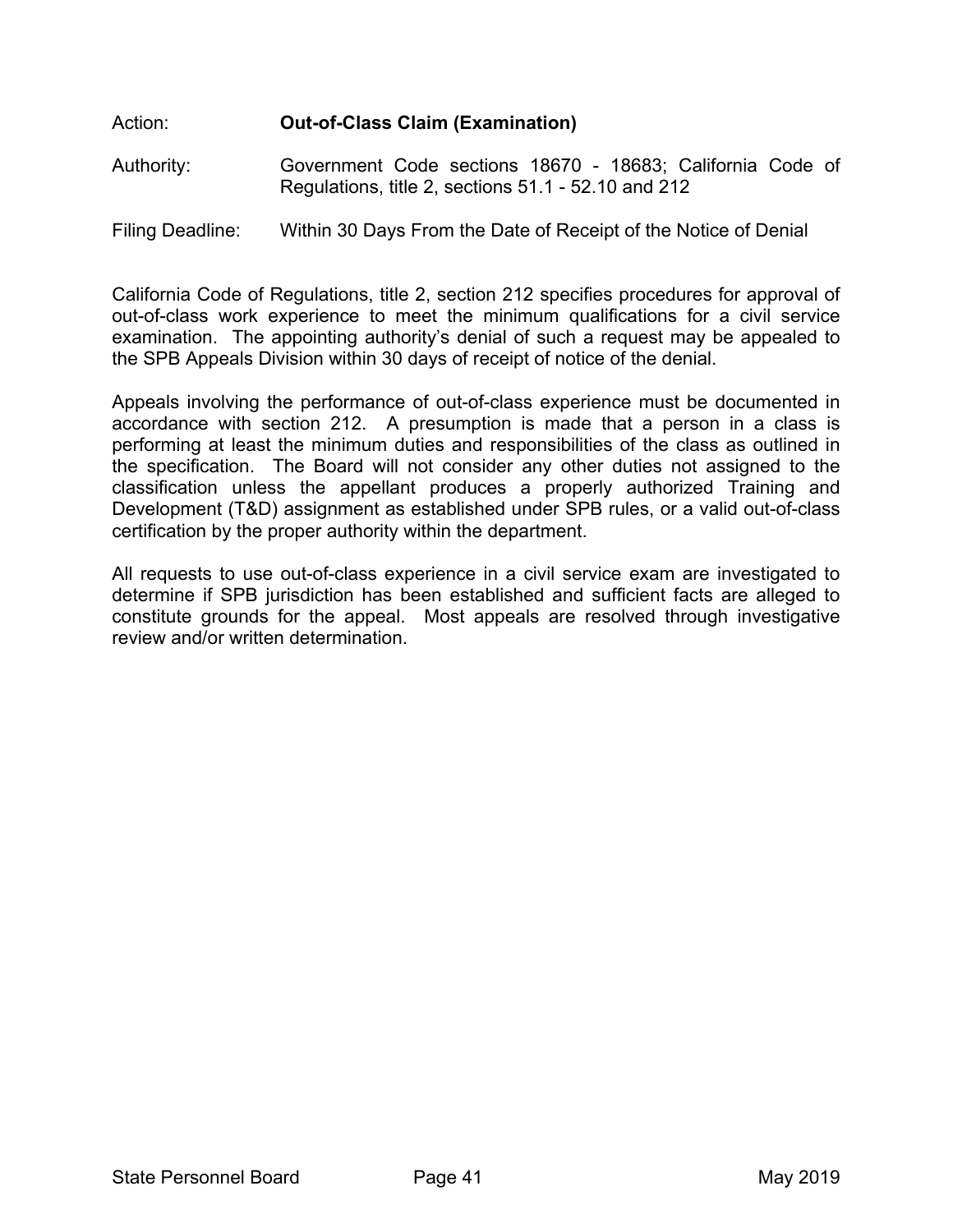Action: **Out-of-Class Claim (Examination)**

Authority: Government Code sections 18670 - 18683; California Code of Regulations, title 2, sections 51.1 - 52.10 and 212

Filing Deadline: Within 30 Days From the Date of Receipt of the Notice of Denial

California Code of Regulations, title 2, section 212 specifies procedures for approval of out-of-class work experience to meet the minimum qualifications for a civil service examination. The appointing authority's denial of such a request may be appealed to the SPB Appeals Division within 30 days of receipt of notice of the denial.

Appeals involving the performance of out-of-class experience must be documented in accordance with section 212. A presumption is made that a person in a class is performing at least the minimum duties and responsibilities of the class as outlined in the specification. The Board will not consider any other duties not assigned to the classification unless the appellant produces a properly authorized Training and Development (T&D) assignment as established under SPB rules, or a valid out-of-class certification by the proper authority within the department.

All requests to use out-of-class experience in a civil service exam are investigated to determine if SPB jurisdiction has been established and sufficient facts are alleged to constitute grounds for the appeal. Most appeals are resolved through investigative review and/or written determination.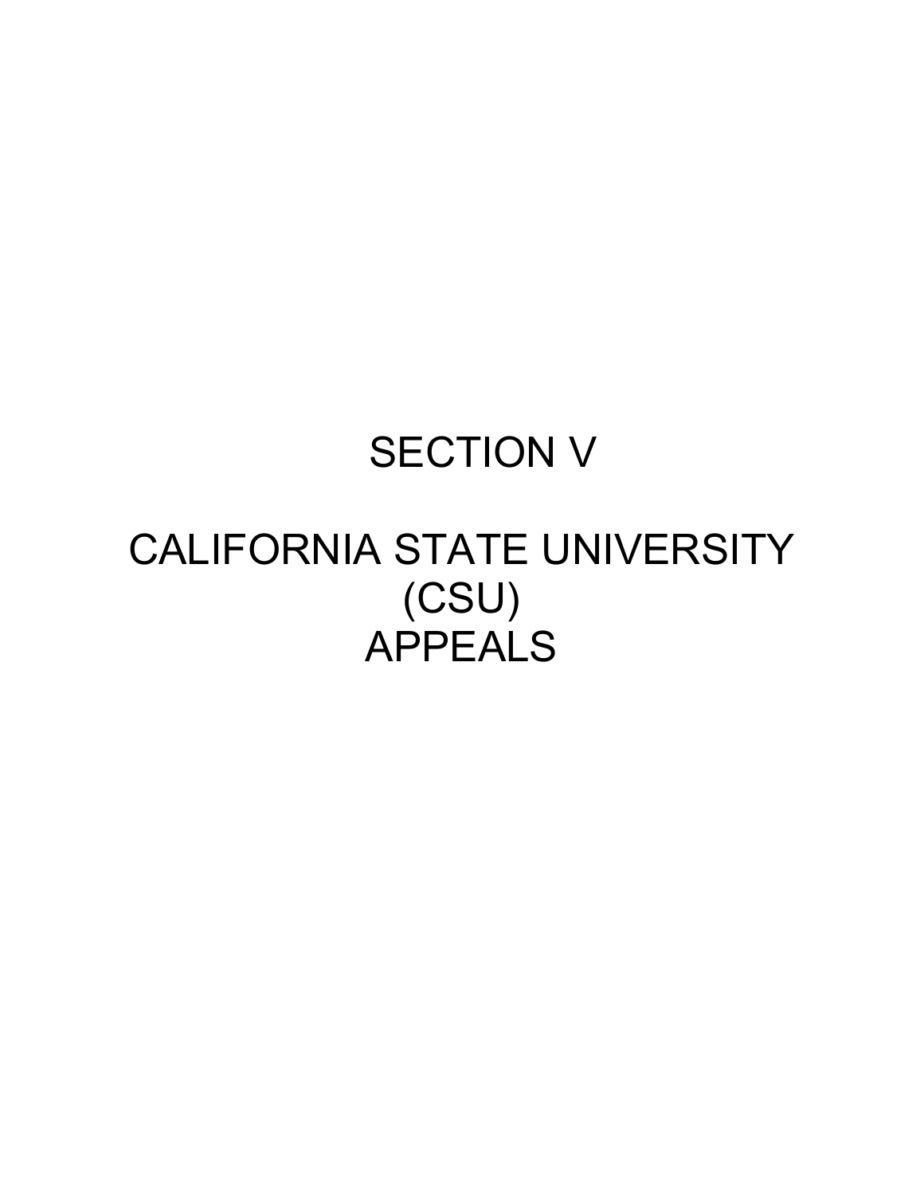# SECTION V

# CALIFORNIA STATE UNIVERSITY (CSU) APPEALS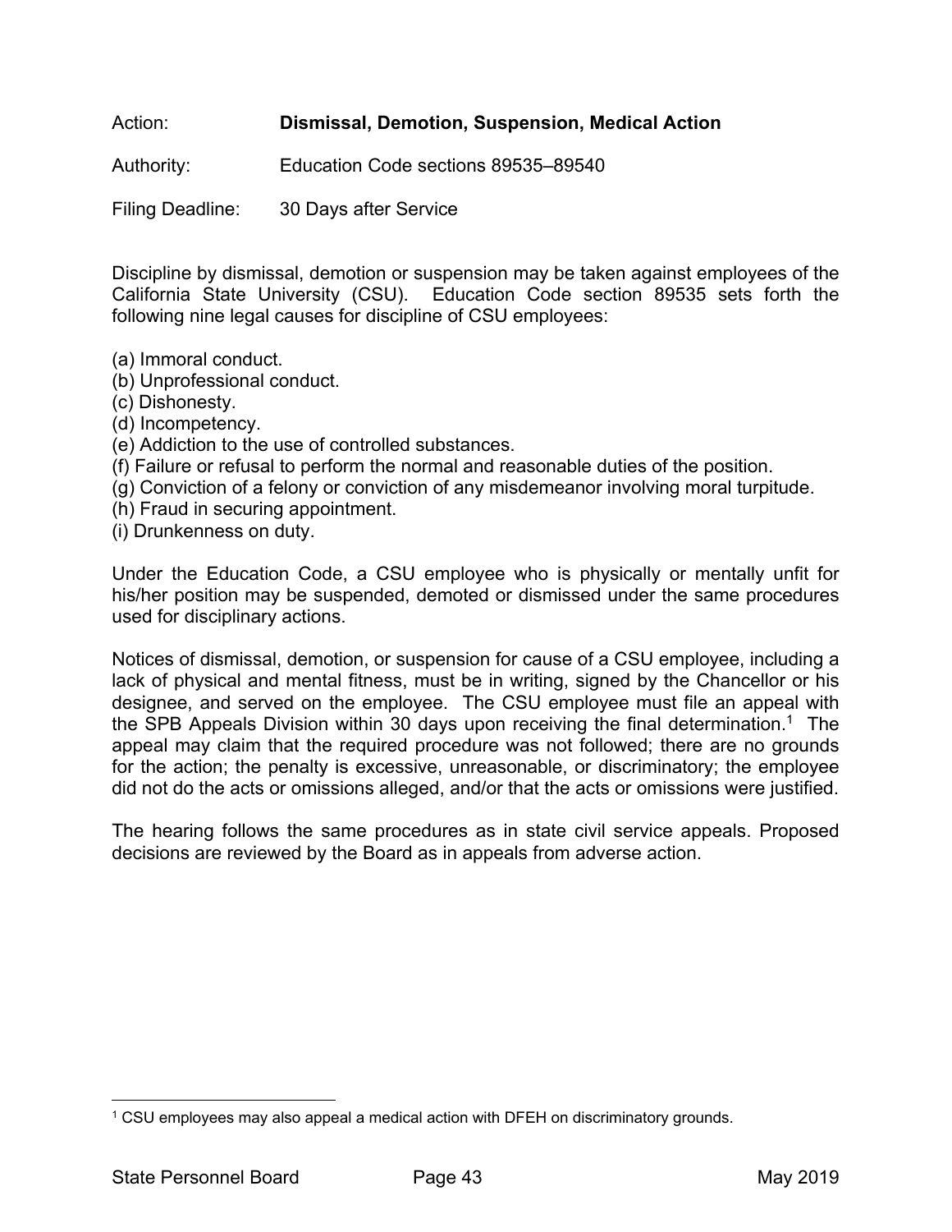Action: **Dismissal, Demotion, Suspension, Medical Action**

Authority: Education Code sections 89535–89540

Filing Deadline: 30 Days after Service

Discipline by dismissal, demotion or suspension may be taken against employees of the California State University (CSU). Education Code section 89535 sets forth the following nine legal causes for discipline of CSU employees:

(a) Immoral conduct.
(b) Unprofessional conduct.
(c) Dishonesty.
(d) Incompetency.
(e) Addiction to the use of controlled substances.
(f) Failure or refusal to perform the normal and reasonable duties of the position.
(g) Conviction of a felony or conviction of any misdemeanor involving moral turpitude.
(h) Fraud in securing appointment.
(i) Drunkenness on duty.

Under the Education Code, a CSU employee who is physically or mentally unfit for his/her position may be suspended, demoted or dismissed under the same procedures used for disciplinary actions.

Notices of dismissal, demotion, or suspension for cause of a CSU employee, including a lack of physical and mental fitness, must be in writing, signed by the Chancellor or his designee, and served on the employee. The CSU employee must file an appeal with the SPB Appeals Division within 30 days upon receiving the final determination.[1] The appeal may claim that the required procedure was not followed; there are no grounds for the action; the penalty is excessive, unreasonable, or discriminatory; the employee did not do the acts or omissions alleged, and/or that the acts or omissions were justified.

The hearing follows the same procedures as in state civil service appeals. Proposed decisions are reviewed by the Board as in appeals from adverse action.

---

[1] CSU employees may also appeal a medical action with DFEH on discriminatory grounds.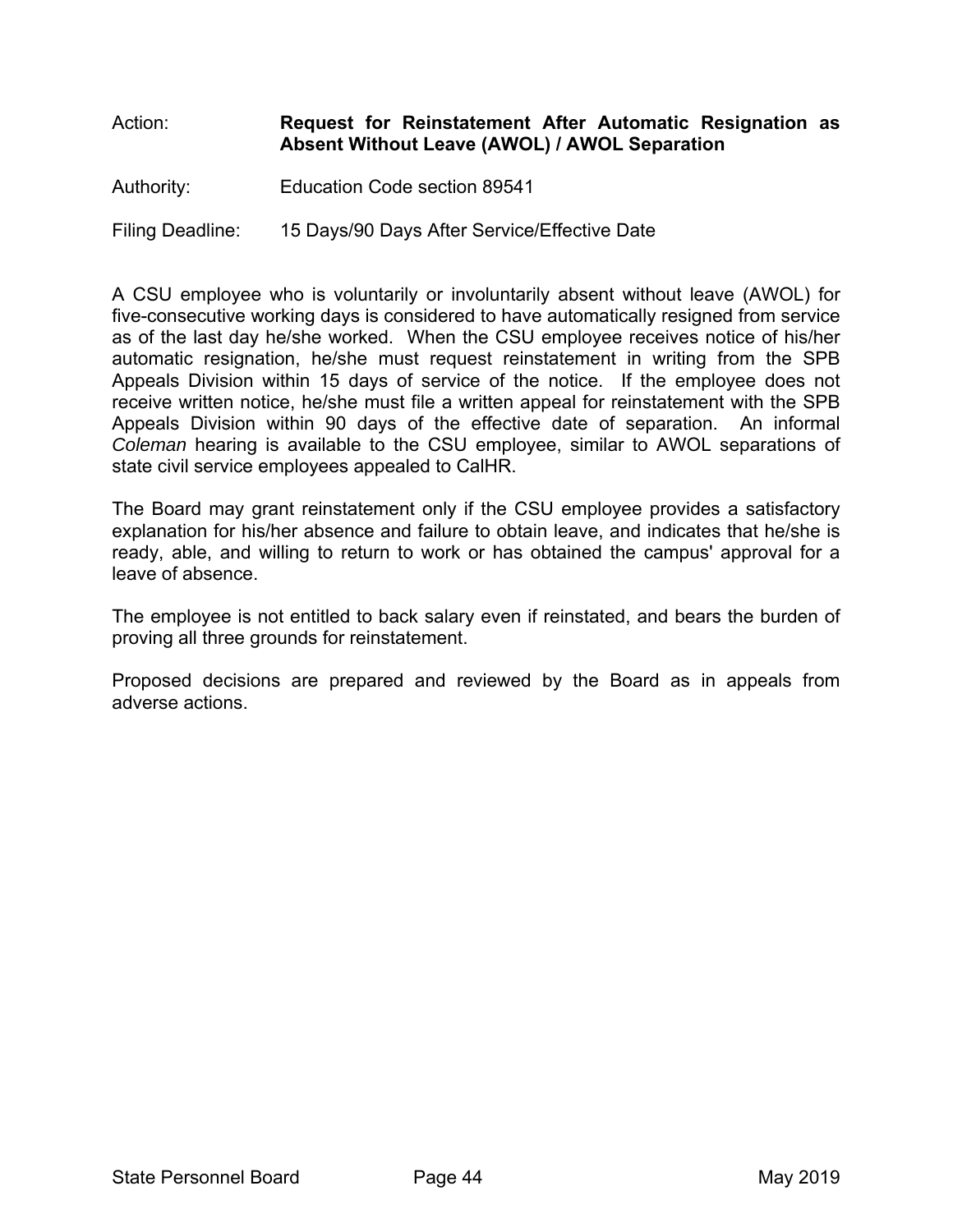Action: **Request for Reinstatement After Automatic Resignation as Absent Without Leave (AWOL) / AWOL Separation**

Authority: Education Code section 89541

Filing Deadline: 15 Days/90 Days After Service/Effective Date

A CSU employee who is voluntarily or involuntarily absent without leave (AWOL) for five-consecutive working days is considered to have automatically resigned from service as of the last day he/she worked. When the CSU employee receives notice of his/her automatic resignation, he/she must request reinstatement in writing from the SPB Appeals Division within 15 days of service of the notice. If the employee does not receive written notice, he/she must file a written appeal for reinstatement with the SPB Appeals Division within 90 days of the effective date of separation. An informal *Coleman* hearing is available to the CSU employee, similar to AWOL separations of state civil service employees appealed to CalHR.

The Board may grant reinstatement only if the CSU employee provides a satisfactory explanation for his/her absence and failure to obtain leave, and indicates that he/she is ready, able, and willing to return to work or has obtained the campus' approval for a leave of absence.

The employee is not entitled to back salary even if reinstated, and bears the burden of proving all three grounds for reinstatement.

Proposed decisions are prepared and reviewed by the Board as in appeals from adverse actions.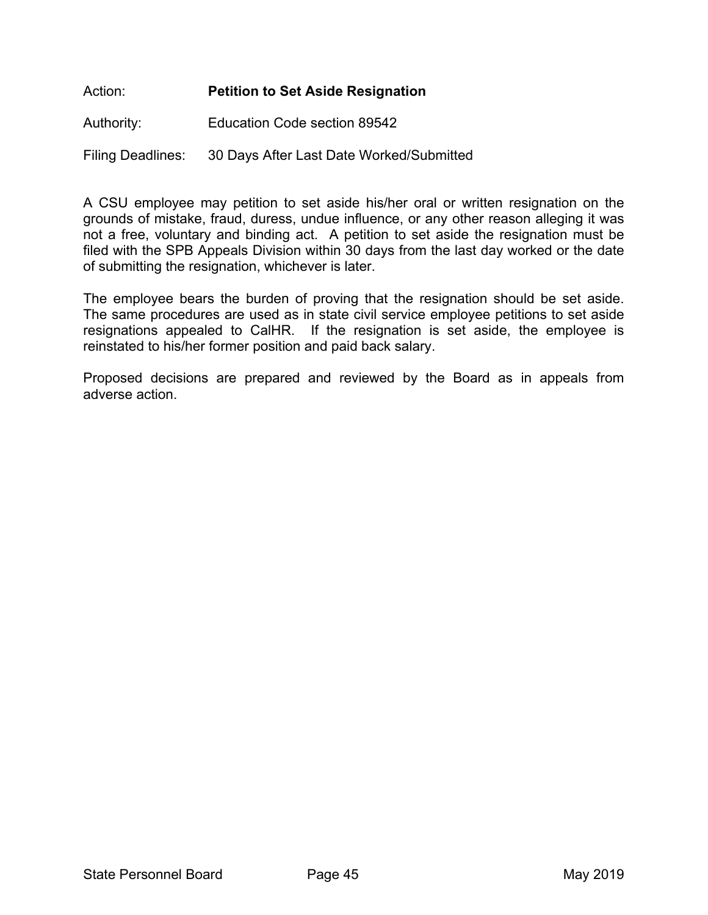Action: **Petition to Set Aside Resignation**

Authority: Education Code section 89542

Filing Deadlines: 30 Days After Last Date Worked/Submitted

A CSU employee may petition to set aside his/her oral or written resignation on the grounds of mistake, fraud, duress, undue influence, or any other reason alleging it was not a free, voluntary and binding act. A petition to set aside the resignation must be filed with the SPB Appeals Division within 30 days from the last day worked or the date of submitting the resignation, whichever is later.

The employee bears the burden of proving that the resignation should be set aside. The same procedures are used as in state civil service employee petitions to set aside resignations appealed to CalHR. If the resignation is set aside, the employee is reinstated to his/her former position and paid back salary.

Proposed decisions are prepared and reviewed by the Board as in appeals from adverse action.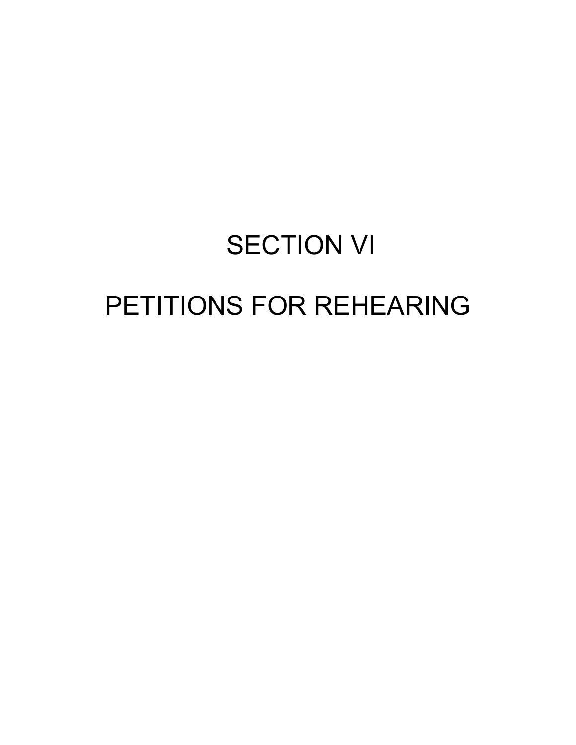# SECTION VI

# PETITIONS FOR REHEARING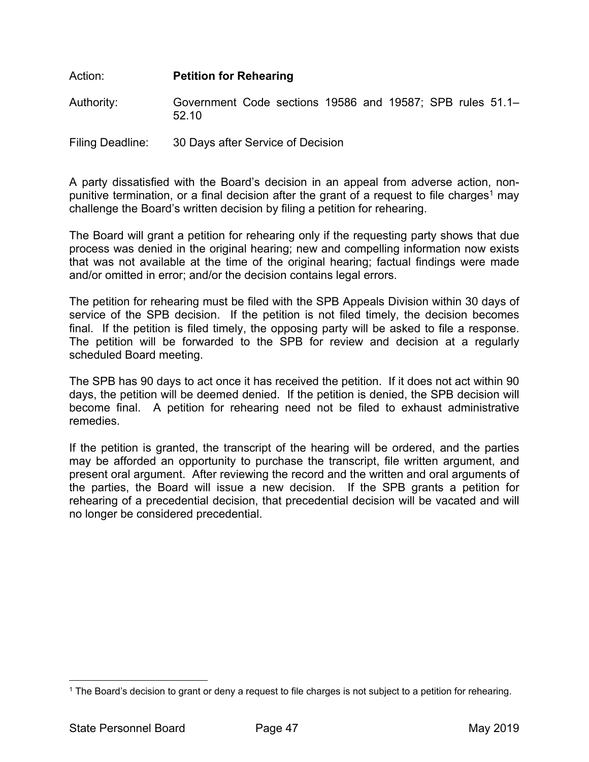Action: **Petition for Rehearing**

Authority: Government Code sections 19586 and 19587; SPB rules 51.1–52.10

Filing Deadline: 30 Days after Service of Decision

A party dissatisfied with the Board's decision in an appeal from adverse action, non-punitive termination, or a final decision after the grant of a request to file charges[1] may challenge the Board's written decision by filing a petition for rehearing.

The Board will grant a petition for rehearing only if the requesting party shows that due process was denied in the original hearing; new and compelling information now exists that was not available at the time of the original hearing; factual findings were made and/or omitted in error; and/or the decision contains legal errors.

The petition for rehearing must be filed with the SPB Appeals Division within 30 days of service of the SPB decision. If the petition is not filed timely, the decision becomes final. If the petition is filed timely, the opposing party will be asked to file a response. The petition will be forwarded to the SPB for review and decision at a regularly scheduled Board meeting.

The SPB has 90 days to act once it has received the petition. If it does not act within 90 days, the petition will be deemed denied. If the petition is denied, the SPB decision will become final. A petition for rehearing need not be filed to exhaust administrative remedies.

If the petition is granted, the transcript of the hearing will be ordered, and the parties may be afforded an opportunity to purchase the transcript, file written argument, and present oral argument. After reviewing the record and the written and oral arguments of the parties, the Board will issue a new decision. If the SPB grants a petition for rehearing of a precedential decision, that precedential decision will be vacated and will no longer be considered precedential.

[1] The Board's decision to grant or deny a request to file charges is not subject to a petition for rehearing.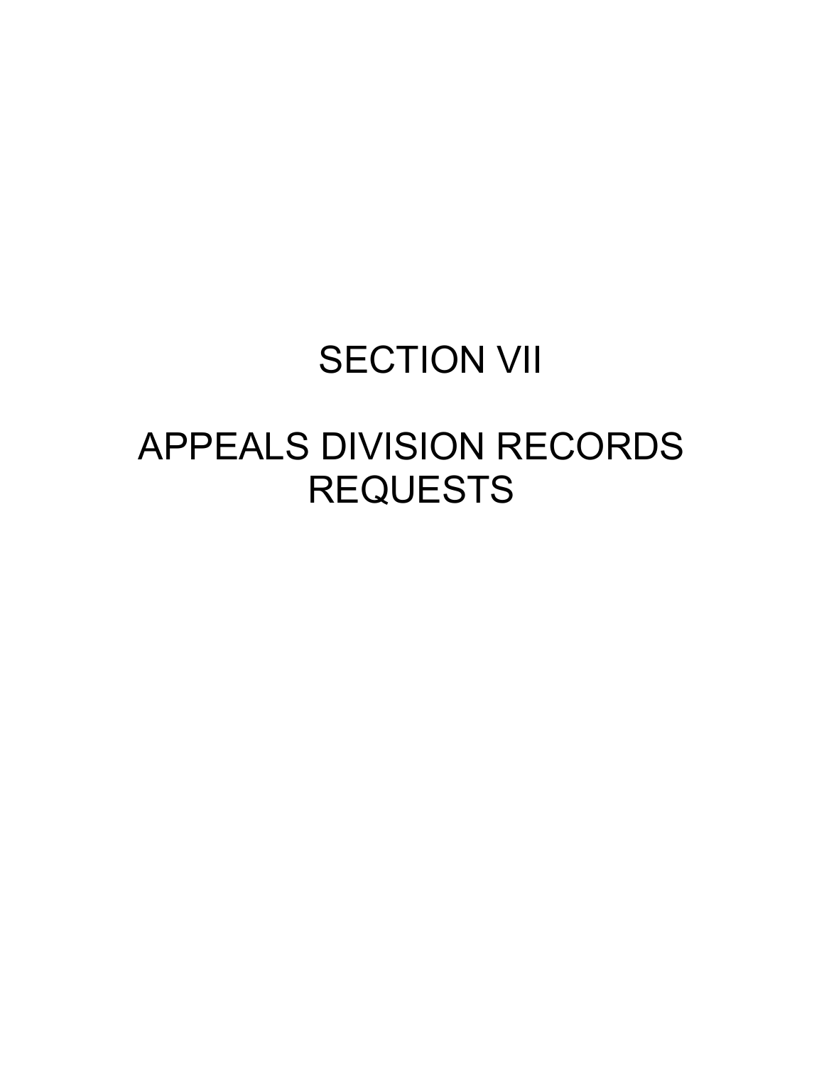# SECTION VII

# APPEALS DIVISION RECORDS REQUESTS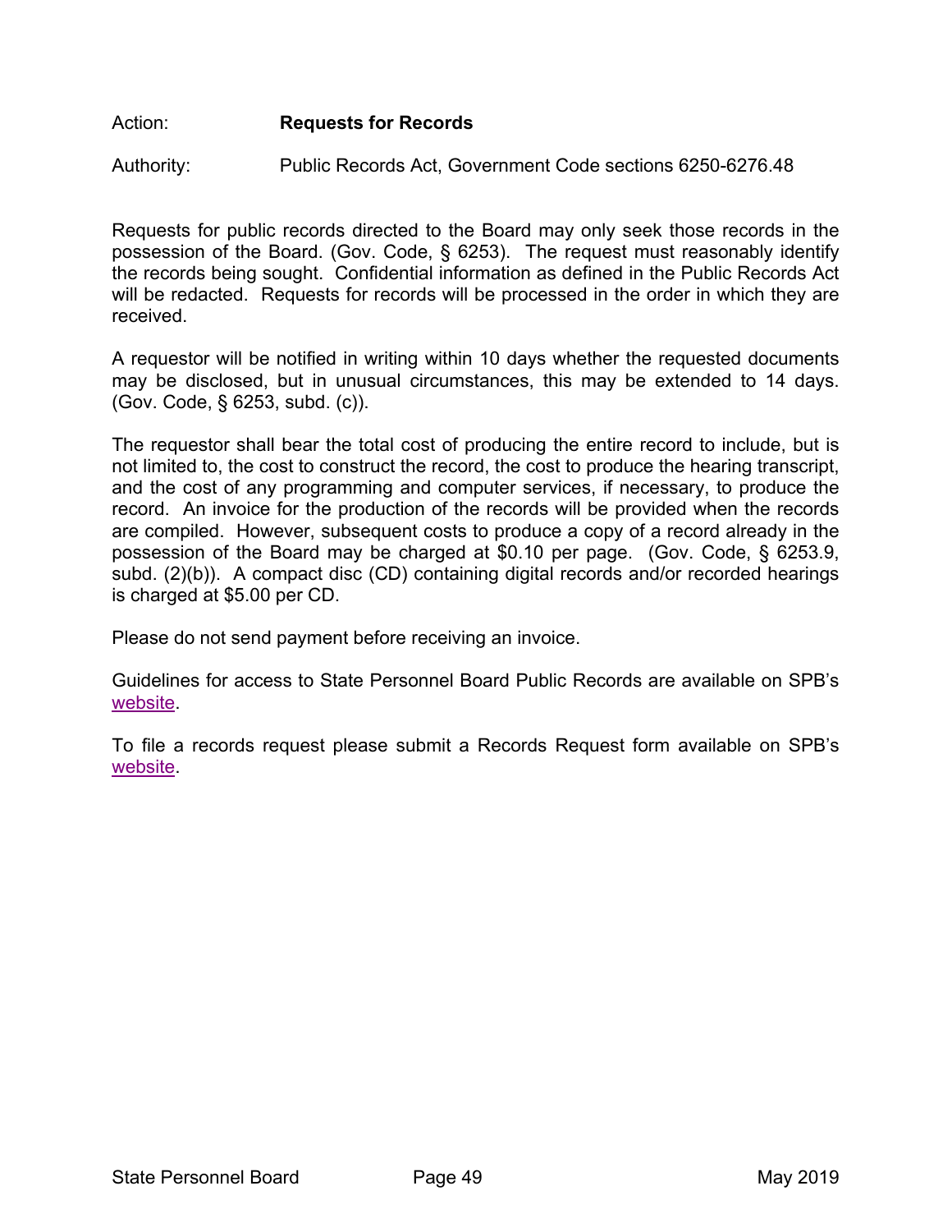Action: **Requests for Records**

Authority: Public Records Act, Government Code sections 6250-6276.48

Requests for public records directed to the Board may only seek those records in the possession of the Board. (Gov. Code, § 6253). The request must reasonably identify the records being sought. Confidential information as defined in the Public Records Act will be redacted. Requests for records will be processed in the order in which they are received.

A requestor will be notified in writing within 10 days whether the requested documents may be disclosed, but in unusual circumstances, this may be extended to 14 days. (Gov. Code, § 6253, subd. (c)).

The requestor shall bear the total cost of producing the entire record to include, but is not limited to, the cost to construct the record, the cost to produce the hearing transcript, and the cost of any programming and computer services, if necessary, to produce the record. An invoice for the production of the records will be provided when the records are compiled. However, subsequent costs to produce a copy of a record already in the possession of the Board may be charged at $0.10 per page. (Gov. Code, § 6253.9, subd. (2)(b)). A compact disc (CD) containing digital records and/or recorded hearings is charged at $5.00 per CD.

Please do not send payment before receiving an invoice.

Guidelines for access to State Personnel Board Public Records are available on SPB's website.

To file a records request please submit a Records Request form available on SPB's website.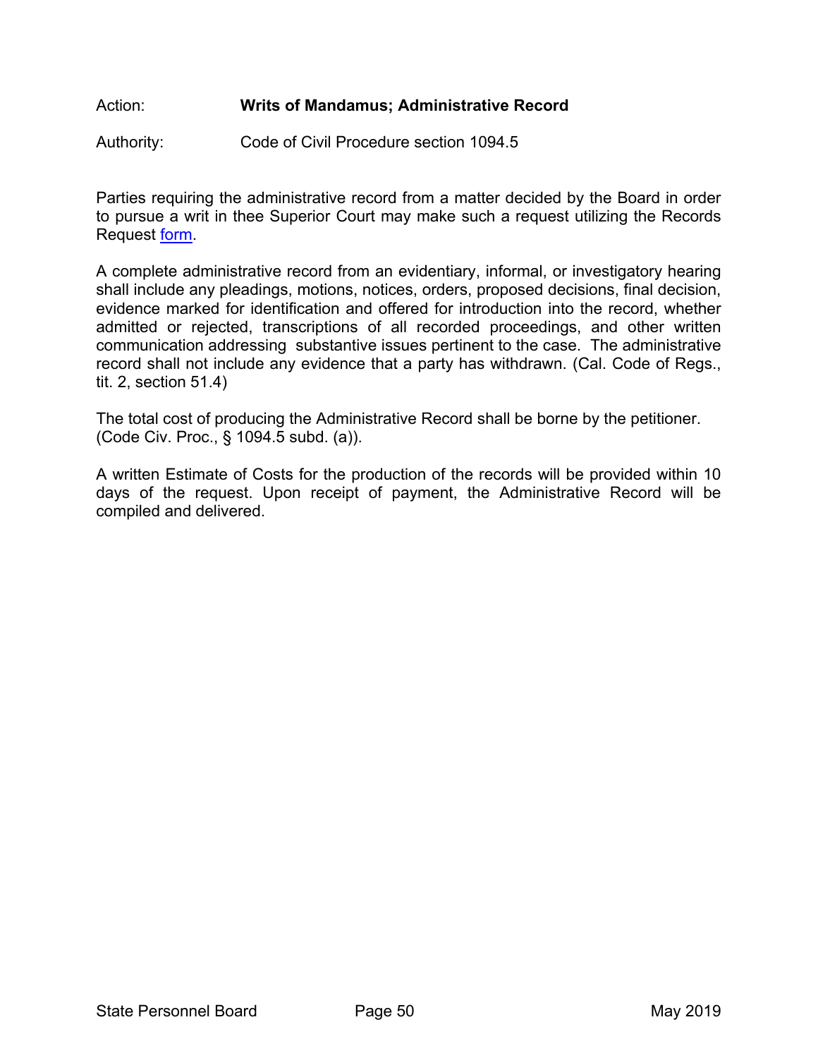Action: **Writs of Mandamus; Administrative Record**

Authority: Code of Civil Procedure section 1094.5

Parties requiring the administrative record from a matter decided by the Board in order to pursue a writ in thee Superior Court may make such a request utilizing the Records Request form.

A complete administrative record from an evidentiary, informal, or investigatory hearing shall include any pleadings, motions, notices, orders, proposed decisions, final decision, evidence marked for identification and offered for introduction into the record, whether admitted or rejected, transcriptions of all recorded proceedings, and other written communication addressing substantive issues pertinent to the case. The administrative record shall not include any evidence that a party has withdrawn. (Cal. Code of Regs., tit. 2, section 51.4)

The total cost of producing the Administrative Record shall be borne by the petitioner. (Code Civ. Proc., § 1094.5 subd. (a)).

A written Estimate of Costs for the production of the records will be provided within 10 days of the request. Upon receipt of payment, the Administrative Record will be compiled and delivered.